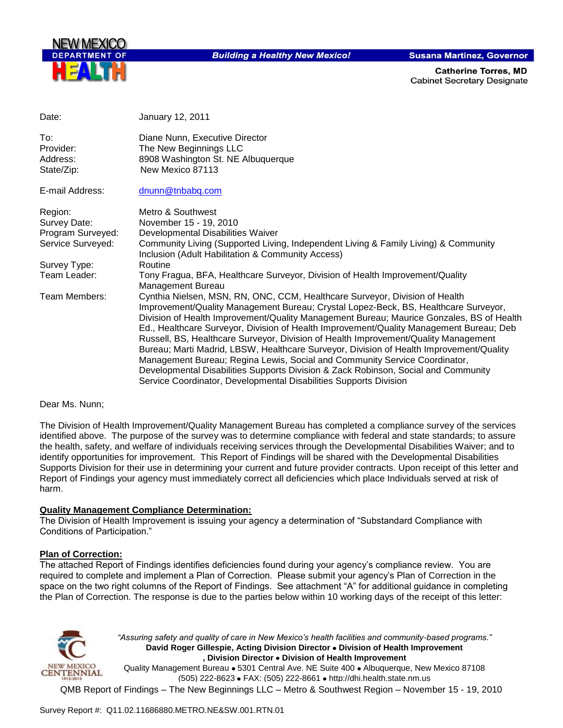NEW MEXICO DEPARTMENT OF HEALTH

*Building a Healthy New Mexico!*

**Susana Martinez, Governor**

**Catherine Torres, MD**
Cabinet Secretary Designate

| | |
|---|---|
| Date: | January 12, 2011 |
| To: | Diane Nunn, Executive Director |
| Provider: | The New Beginnings LLC |
| Address: | 8908 Washington St. NE Albuquerque |
| State/Zip: | New Mexico 87113 |
| E-mail Address: | dnunn@tnbabq.com |
| Region: | Metro & Southwest |
| Survey Date: | November 15 - 19, 2010 |
| Program Surveyed: | Developmental Disabilities Waiver |
| Service Surveyed: | Community Living (Supported Living, Independent Living & Family Living) & Community Inclusion (Adult Habilitation & Community Access) |
| Survey Type: | Routine |
| Team Leader: | Tony Fragua, BFA, Healthcare Surveyor, Division of Health Improvement/Quality Management Bureau |
| Team Members: | Cynthia Nielsen, MSN, RN, ONC, CCM, Healthcare Surveyor, Division of Health Improvement/Quality Management Bureau; Crystal Lopez-Beck, BS, Healthcare Surveyor, Division of Health Improvement/Quality Management Bureau; Maurice Gonzales, BS of Health Ed., Healthcare Surveyor, Division of Health Improvement/Quality Management Bureau; Deb Russell, BS, Healthcare Surveyor, Division of Health Improvement/Quality Management Bureau; Marti Madrid, LBSW, Healthcare Surveyor, Division of Health Improvement/Quality Management Bureau; Regina Lewis, Social and Community Service Coordinator, Developmental Disabilities Supports Division & Zack Robinson, Social and Community Service Coordinator, Developmental Disabilities Supports Division |

Dear Ms. Nunn;

The Division of Health Improvement/Quality Management Bureau has completed a compliance survey of the services identified above. The purpose of the survey was to determine compliance with federal and state standards; to assure the health, safety, and welfare of individuals receiving services through the Developmental Disabilities Waiver; and to identify opportunities for improvement. This Report of Findings will be shared with the Developmental Disabilities Supports Division for their use in determining your current and future provider contracts. Upon receipt of this letter and Report of Findings your agency must immediately correct all deficiencies which place Individuals served at risk of harm.

**Quality Management Compliance Determination:**

The Division of Health Improvement is issuing your agency a determination of "Substandard Compliance with Conditions of Participation."

**Plan of Correction:**

The attached Report of Findings identifies deficiencies found during your agency's compliance review. You are required to complete and implement a Plan of Correction. Please submit your agency's Plan of Correction in the space on the two right columns of the Report of Findings. See attachment "A" for additional guidance in completing the Plan of Correction. The response is due to the parties below within 10 working days of the receipt of this letter:

*"Assuring safety and quality of care in New Mexico's health facilities and community-based programs."*
**David Roger Gillespie, Acting Division Director • Division of Health Improvement**
**, Division Director • Division of Health Improvement**
Quality Management Bureau • 5301 Central Ave. NE Suite 400 • Albuquerque, New Mexico 87108
(505) 222-8623 • FAX: (505) 222-8661 • http://dhi.health.state.nm.us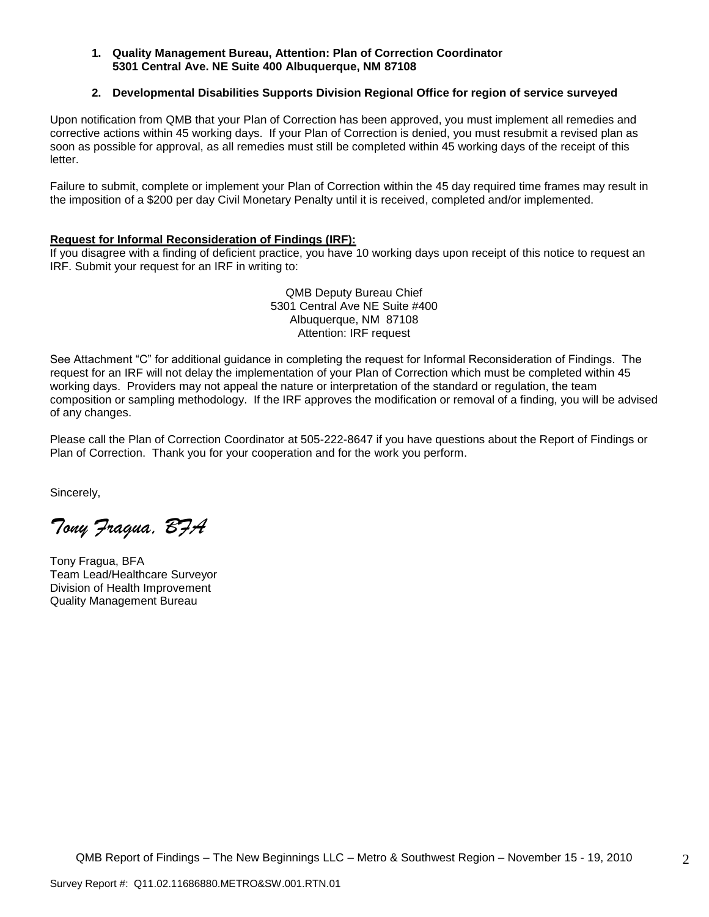1. **Quality Management Bureau, Attention: Plan of Correction Coordinator**
   **5301 Central Ave. NE Suite 400 Albuquerque, NM 87108**

2. **Developmental Disabilities Supports Division Regional Office for region of service surveyed**

Upon notification from QMB that your Plan of Correction has been approved, you must implement all remedies and corrective actions within 45 working days. If your Plan of Correction is denied, you must resubmit a revised plan as soon as possible for approval, as all remedies must still be completed within 45 working days of the receipt of this letter.

Failure to submit, complete or implement your Plan of Correction within the 45 day required time frames may result in the imposition of a $200 per day Civil Monetary Penalty until it is received, completed and/or implemented.

**Request for Informal Reconsideration of Findings (IRF):**

If you disagree with a finding of deficient practice, you have 10 working days upon receipt of this notice to request an IRF. Submit your request for an IRF in writing to:

QMB Deputy Bureau Chief
5301 Central Ave NE Suite #400
Albuquerque, NM 87108
Attention: IRF request

See Attachment "C" for additional guidance in completing the request for Informal Reconsideration of Findings. The request for an IRF will not delay the implementation of your Plan of Correction which must be completed within 45 working days. Providers may not appeal the nature or interpretation of the standard or regulation, the team composition or sampling methodology. If the IRF approves the modification or removal of a finding, you will be advised of any changes.

Please call the Plan of Correction Coordinator at 505-222-8647 if you have questions about the Report of Findings or Plan of Correction. Thank you for your cooperation and for the work you perform.

Sincerely,

*Tony Fragua, BFA*

Tony Fragua, BFA
Team Lead/Healthcare Surveyor
Division of Health Improvement
Quality Management Bureau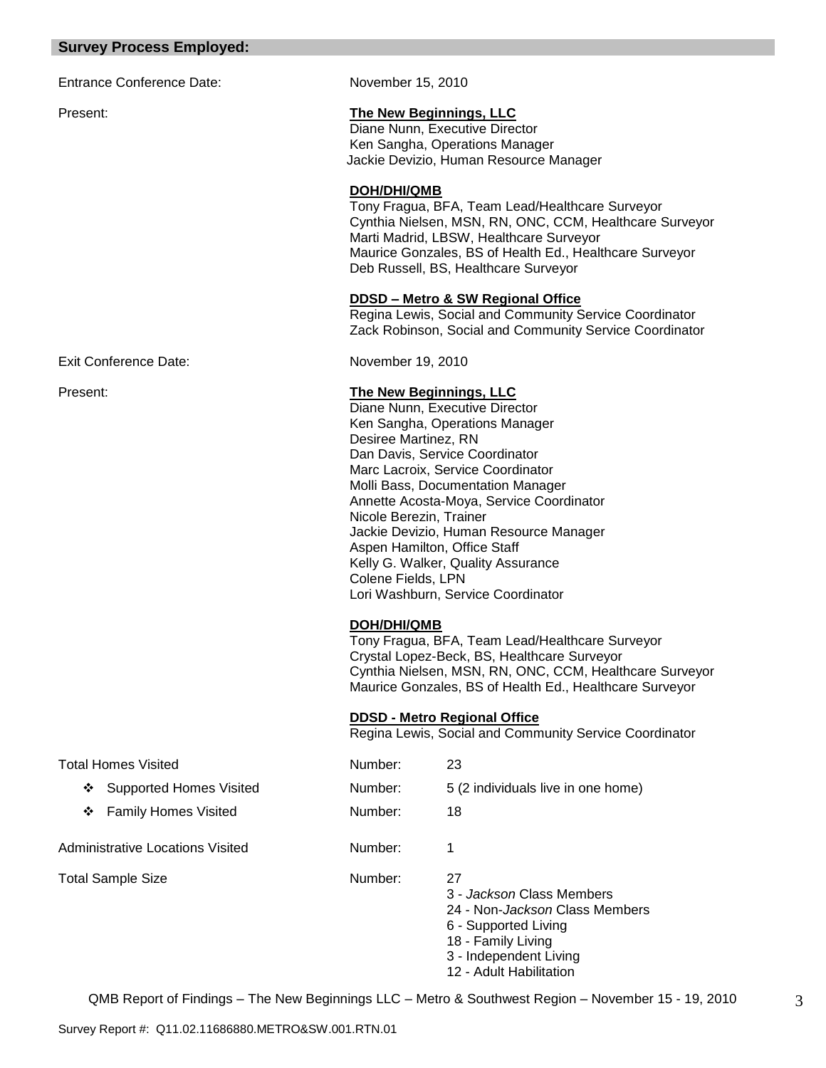## Survey Process Employed:

Entrance Conference Date: November 15, 2010

Present:

**The New Beginnings, LLC**
Diane Nunn, Executive Director
Ken Sangha, Operations Manager
Jackie Devizio, Human Resource Manager

**DOH/DHI/QMB**
Tony Fragua, BFA, Team Lead/Healthcare Surveyor
Cynthia Nielsen, MSN, RN, ONC, CCM, Healthcare Surveyor
Marti Madrid, LBSW, Healthcare Surveyor
Maurice Gonzales, BS of Health Ed., Healthcare Surveyor
Deb Russell, BS, Healthcare Surveyor

**DDSD – Metro & SW Regional Office**
Regina Lewis, Social and Community Service Coordinator
Zack Robinson, Social and Community Service Coordinator

Exit Conference Date: November 19, 2010

Present:

**The New Beginnings, LLC**
Diane Nunn, Executive Director
Ken Sangha, Operations Manager
Desiree Martinez, RN
Dan Davis, Service Coordinator
Marc Lacroix, Service Coordinator
Molli Bass, Documentation Manager
Annette Acosta-Moya, Service Coordinator
Nicole Berezin, Trainer
Jackie Devizio, Human Resource Manager
Aspen Hamilton, Office Staff
Kelly G. Walker, Quality Assurance
Colene Fields, LPN
Lori Washburn, Service Coordinator

**DOH/DHI/QMB**
Tony Fragua, BFA, Team Lead/Healthcare Surveyor
Crystal Lopez-Beck, BS, Healthcare Surveyor
Cynthia Nielsen, MSN, RN, ONC, CCM, Healthcare Surveyor
Maurice Gonzales, BS of Health Ed., Healthcare Surveyor

**DDSD - Metro Regional Office**
Regina Lewis, Social and Community Service Coordinator

Total Homes Visited — Number: 23

- Supported Homes Visited — Number: 5 (2 individuals live in one home)
- Family Homes Visited — Number: 18

Administrative Locations Visited — Number: 1

Total Sample Size — Number: 27
3 - *Jackson* Class Members
24 - Non-*Jackson* Class Members
6 - Supported Living
18 - Family Living
3 - Independent Living
12 - Adult Habilitation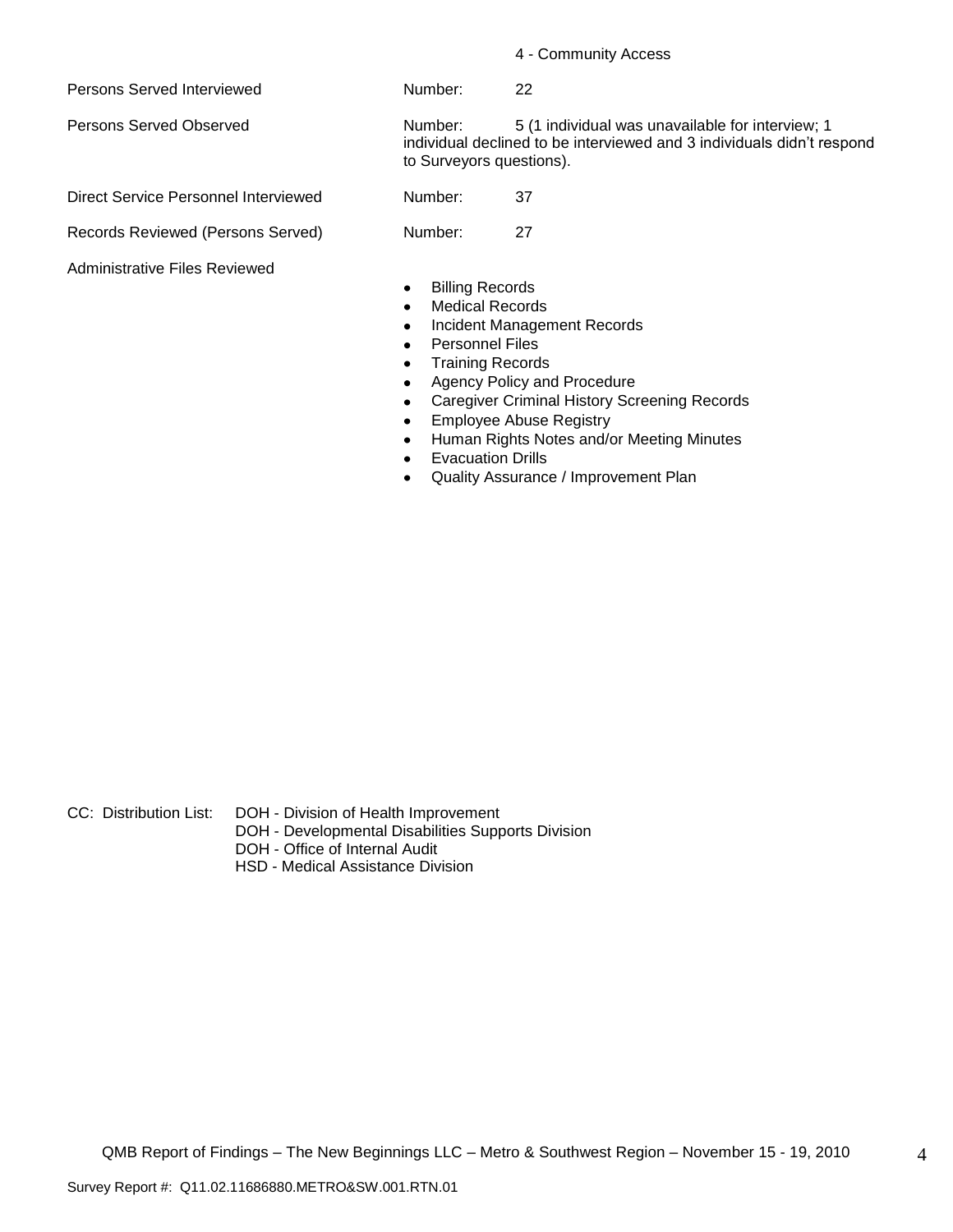4 - Community Access

Persons Served Interviewed — Number: 22

Persons Served Observed — Number: 5 (1 individual was unavailable for interview; 1 individual declined to be interviewed and 3 individuals didn't respond to Surveyors questions).

Direct Service Personnel Interviewed — Number: 37

Records Reviewed (Persons Served) — Number: 27

Administrative Files Reviewed

- Billing Records
- Medical Records
- Incident Management Records
- Personnel Files
- Training Records
- Agency Policy and Procedure
- Caregiver Criminal History Screening Records
- Employee Abuse Registry
- Human Rights Notes and/or Meeting Minutes
- Evacuation Drills
- Quality Assurance / Improvement Plan

CC: Distribution List: DOH - Division of Health Improvement
DOH - Developmental Disabilities Supports Division
DOH - Office of Internal Audit
HSD - Medical Assistance Division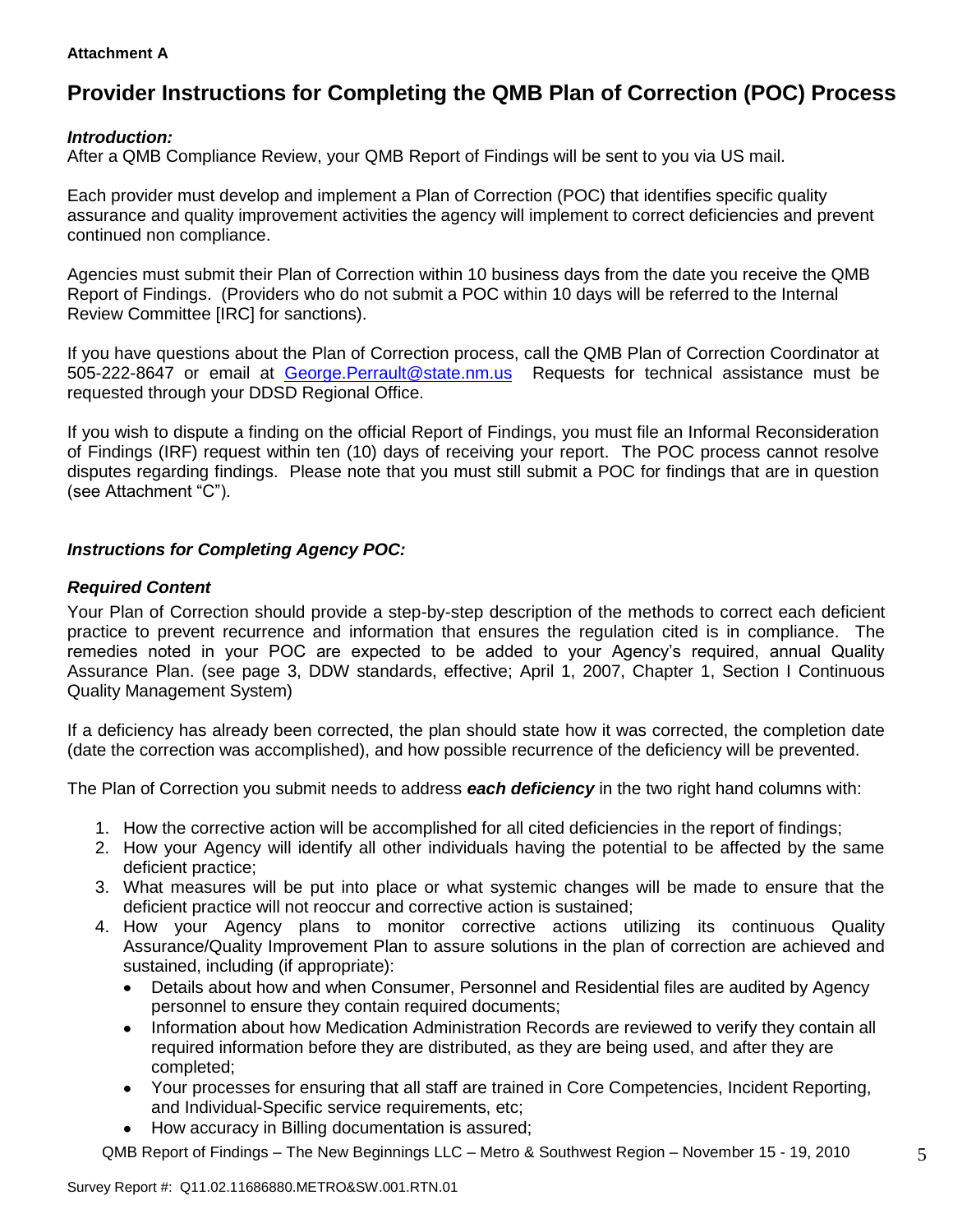**Attachment A**

# Provider Instructions for Completing the QMB Plan of Correction (POC) Process

***Introduction:***

After a QMB Compliance Review, your QMB Report of Findings will be sent to you via US mail.

Each provider must develop and implement a Plan of Correction (POC) that identifies specific quality assurance and quality improvement activities the agency will implement to correct deficiencies and prevent continued non compliance.

Agencies must submit their Plan of Correction within 10 business days from the date you receive the QMB Report of Findings. (Providers who do not submit a POC within 10 days will be referred to the Internal Review Committee [IRC] for sanctions).

If you have questions about the Plan of Correction process, call the QMB Plan of Correction Coordinator at 505-222-8647 or email at George.Perrault@state.nm.us Requests for technical assistance must be requested through your DDSD Regional Office.

If you wish to dispute a finding on the official Report of Findings, you must file an Informal Reconsideration of Findings (IRF) request within ten (10) days of receiving your report. The POC process cannot resolve disputes regarding findings. Please note that you must still submit a POC for findings that are in question (see Attachment "C").

***Instructions for Completing Agency POC:***

***Required Content***

Your Plan of Correction should provide a step-by-step description of the methods to correct each deficient practice to prevent recurrence and information that ensures the regulation cited is in compliance. The remedies noted in your POC are expected to be added to your Agency's required, annual Quality Assurance Plan. (see page 3, DDW standards, effective; April 1, 2007, Chapter 1, Section I Continuous Quality Management System)

If a deficiency has already been corrected, the plan should state how it was corrected, the completion date (date the correction was accomplished), and how possible recurrence of the deficiency will be prevented.

The Plan of Correction you submit needs to address ***each deficiency*** in the two right hand columns with:

1. How the corrective action will be accomplished for all cited deficiencies in the report of findings;
2. How your Agency will identify all other individuals having the potential to be affected by the same deficient practice;
3. What measures will be put into place or what systemic changes will be made to ensure that the deficient practice will not reoccur and corrective action is sustained;
4. How your Agency plans to monitor corrective actions utilizing its continuous Quality Assurance/Quality Improvement Plan to assure solutions in the plan of correction are achieved and sustained, including (if appropriate):
   - Details about how and when Consumer, Personnel and Residential files are audited by Agency personnel to ensure they contain required documents;
   - Information about how Medication Administration Records are reviewed to verify they contain all required information before they are distributed, as they are being used, and after they are completed;
   - Your processes for ensuring that all staff are trained in Core Competencies, Incident Reporting, and Individual-Specific service requirements, etc;
   - How accuracy in Billing documentation is assured;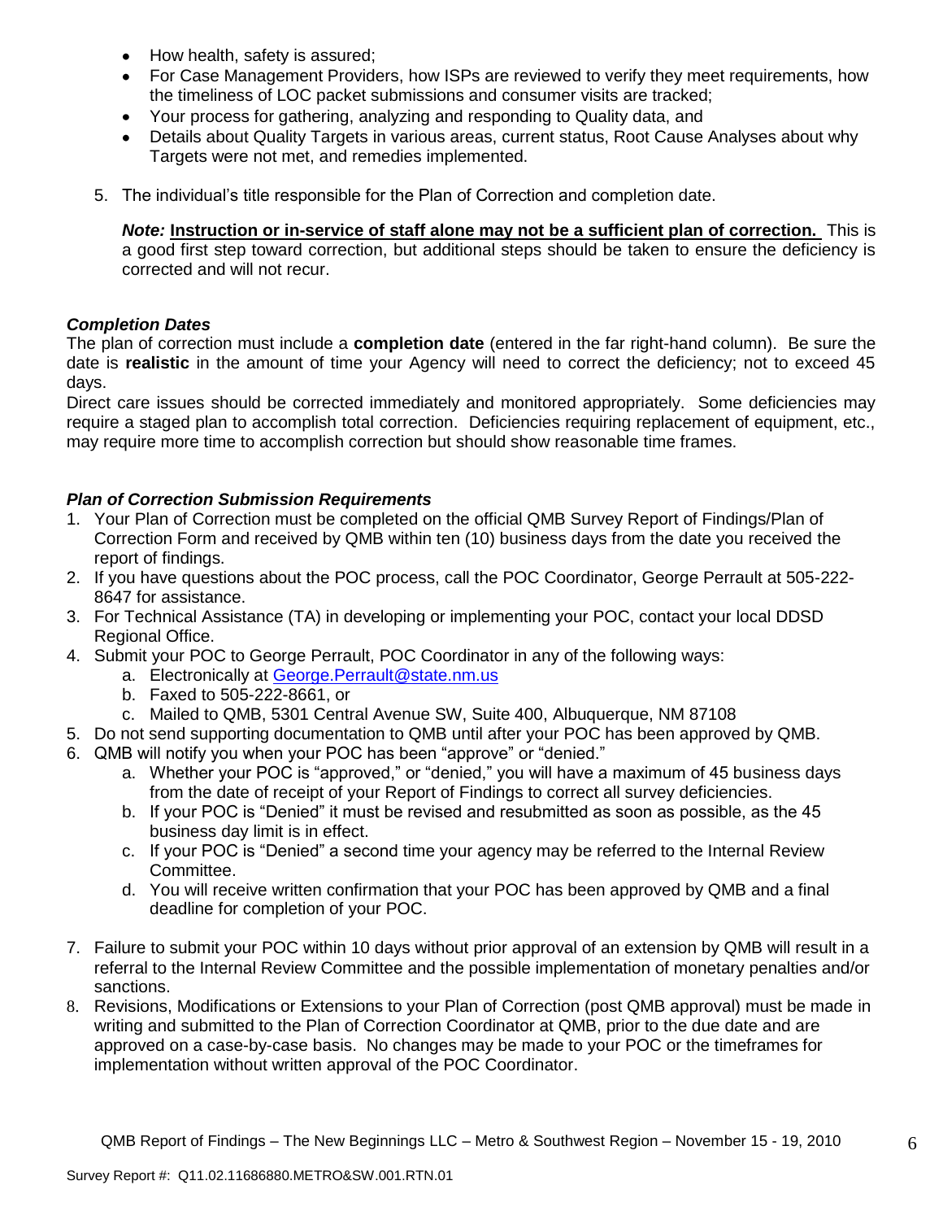- How health, safety is assured;
- For Case Management Providers, how ISPs are reviewed to verify they meet requirements, how the timeliness of LOC packet submissions and consumer visits are tracked;
- Your process for gathering, analyzing and responding to Quality data, and
- Details about Quality Targets in various areas, current status, Root Cause Analyses about why Targets were not met, and remedies implemented.

5. The individual's title responsible for the Plan of Correction and completion date.

   ***Note:*** <u>**Instruction or in-service of staff alone may not be a sufficient plan of correction.**</u> This is a good first step toward correction, but additional steps should be taken to ensure the deficiency is corrected and will not recur.

### *Completion Dates*

The plan of correction must include a **completion date** (entered in the far right-hand column). Be sure the date is **realistic** in the amount of time your Agency will need to correct the deficiency; not to exceed 45 days.

Direct care issues should be corrected immediately and monitored appropriately. Some deficiencies may require a staged plan to accomplish total correction. Deficiencies requiring replacement of equipment, etc., may require more time to accomplish correction but should show reasonable time frames.

### *Plan of Correction Submission Requirements*

1. Your Plan of Correction must be completed on the official QMB Survey Report of Findings/Plan of Correction Form and received by QMB within ten (10) business days from the date you received the report of findings.
2. If you have questions about the POC process, call the POC Coordinator, George Perrault at 505-222-8647 for assistance.
3. For Technical Assistance (TA) in developing or implementing your POC, contact your local DDSD Regional Office.
4. Submit your POC to George Perrault, POC Coordinator in any of the following ways:
   a. Electronically at George.Perrault@state.nm.us
   b. Faxed to 505-222-8661, or
   c. Mailed to QMB, 5301 Central Avenue SW, Suite 400, Albuquerque, NM 87108
5. Do not send supporting documentation to QMB until after your POC has been approved by QMB.
6. QMB will notify you when your POC has been "approve" or "denied."
   a. Whether your POC is "approved," or "denied," you will have a maximum of 45 business days from the date of receipt of your Report of Findings to correct all survey deficiencies.
   b. If your POC is "Denied" it must be revised and resubmitted as soon as possible, as the 45 business day limit is in effect.
   c. If your POC is "Denied" a second time your agency may be referred to the Internal Review Committee.
   d. You will receive written confirmation that your POC has been approved by QMB and a final deadline for completion of your POC.
7. Failure to submit your POC within 10 days without prior approval of an extension by QMB will result in a referral to the Internal Review Committee and the possible implementation of monetary penalties and/or sanctions.
8. Revisions, Modifications or Extensions to your Plan of Correction (post QMB approval) must be made in writing and submitted to the Plan of Correction Coordinator at QMB, prior to the due date and are approved on a case-by-case basis. No changes may be made to your POC or the timeframes for implementation without written approval of the POC Coordinator.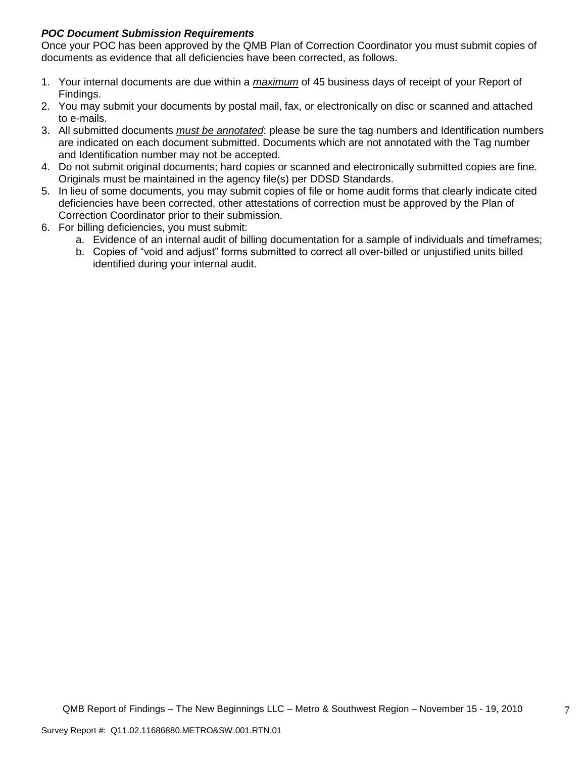***POC Document Submission Requirements***

Once your POC has been approved by the QMB Plan of Correction Coordinator you must submit copies of documents as evidence that all deficiencies have been corrected, as follows.

1. Your internal documents are due within a ***maximum*** of 45 business days of receipt of your Report of Findings.
2. You may submit your documents by postal mail, fax, or electronically on disc or scanned and attached to e-mails.
3. All submitted documents ***must be annotated***: please be sure the tag numbers and Identification numbers are indicated on each document submitted. Documents which are not annotated with the Tag number and Identification number may not be accepted.
4. Do not submit original documents; hard copies or scanned and electronically submitted copies are fine. Originals must be maintained in the agency file(s) per DDSD Standards.
5. In lieu of some documents, you may submit copies of file or home audit forms that clearly indicate cited deficiencies have been corrected, other attestations of correction must be approved by the Plan of Correction Coordinator prior to their submission.
6. For billing deficiencies, you must submit:
   a. Evidence of an internal audit of billing documentation for a sample of individuals and timeframes;
   b. Copies of "void and adjust" forms submitted to correct all over-billed or unjustified units billed identified during your internal audit.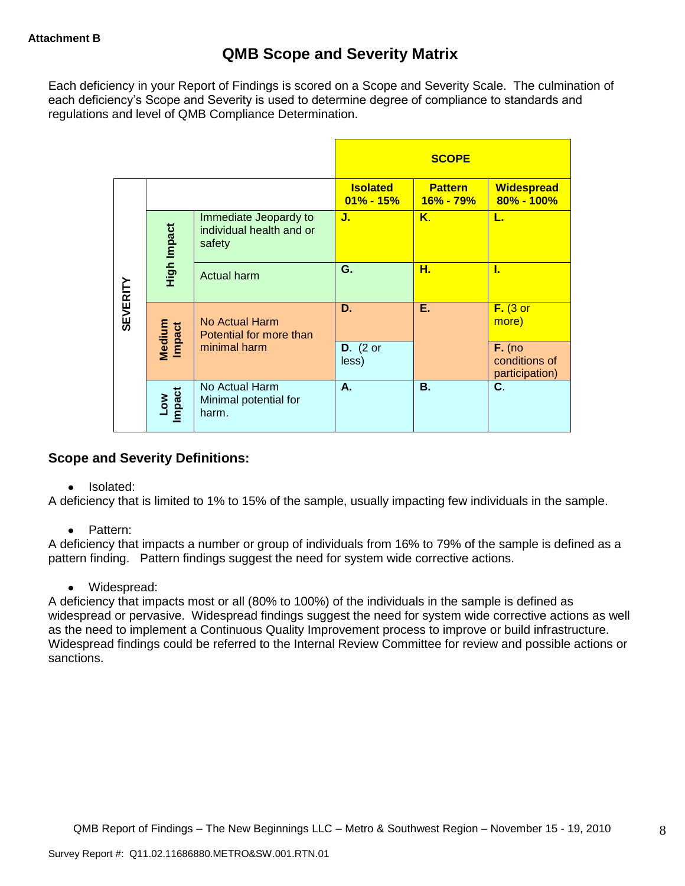**Attachment B**

# QMB Scope and Severity Matrix

Each deficiency in your Report of Findings is scored on a Scope and Severity Scale. The culmination of each deficiency's Scope and Severity is used to determine degree of compliance to standards and regulations and level of QMB Compliance Determination.

| | | | SCOPE | | |
|---|---|---|---|---|---|
| SEVERITY | | | **Isolated 01% - 15%** | **Pattern 16% - 79%** | **Widespread 80% - 100%** |
| | High Impact | Immediate Jeopardy to individual health and or safety | **J.** | **K.** | **L.** |
| | High Impact | Actual harm | **G.** | **H.** | **I.** |
| | Medium Impact | No Actual Harm Potential for more than minimal harm | **D.** | **E.** | **F.** (3 or more) |
| | Medium Impact | No Actual Harm Potential for more than minimal harm | **D.** (2 or less) | **E.** | **F.** (no conditions of participation) |
| | Low Impact | No Actual Harm Minimal potential for harm. | **A.** | **B.** | **C.** |

## Scope and Severity Definitions:

- Isolated:

A deficiency that is limited to 1% to 15% of the sample, usually impacting few individuals in the sample.

- Pattern:

A deficiency that impacts a number or group of individuals from 16% to 79% of the sample is defined as a pattern finding. Pattern findings suggest the need for system wide corrective actions.

- Widespread:

A deficiency that impacts most or all (80% to 100%) of the individuals in the sample is defined as widespread or pervasive. Widespread findings suggest the need for system wide corrective actions as well as the need to implement a Continuous Quality Improvement process to improve or build infrastructure. Widespread findings could be referred to the Internal Review Committee for review and possible actions or sanctions.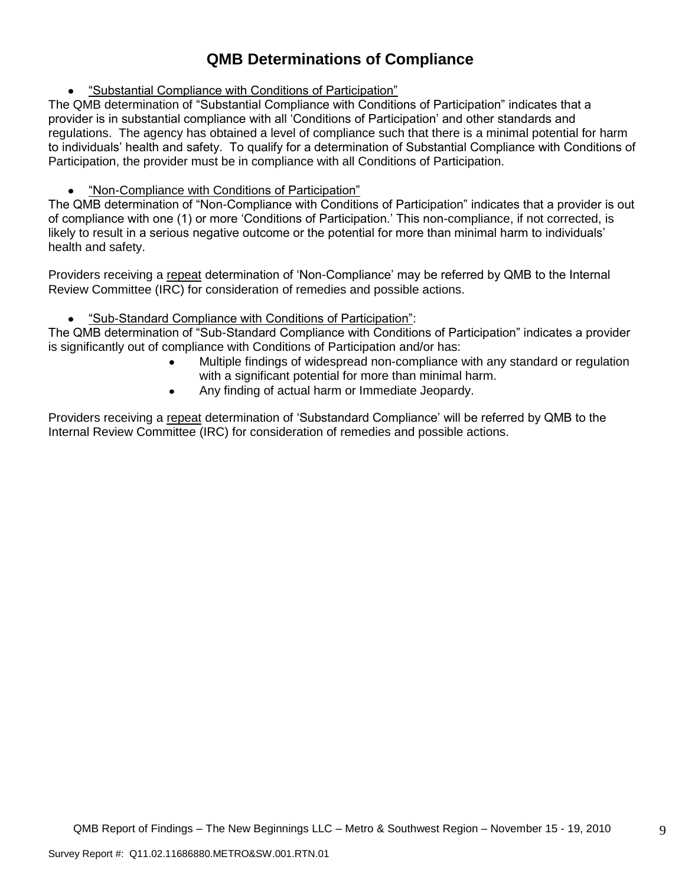# QMB Determinations of Compliance

- "Substantial Compliance with Conditions of Participation"

The QMB determination of "Substantial Compliance with Conditions of Participation" indicates that a provider is in substantial compliance with all 'Conditions of Participation' and other standards and regulations. The agency has obtained a level of compliance such that there is a minimal potential for harm to individuals' health and safety. To qualify for a determination of Substantial Compliance with Conditions of Participation, the provider must be in compliance with all Conditions of Participation.

- "Non-Compliance with Conditions of Participation"

The QMB determination of "Non-Compliance with Conditions of Participation" indicates that a provider is out of compliance with one (1) or more 'Conditions of Participation.' This non-compliance, if not corrected, is likely to result in a serious negative outcome or the potential for more than minimal harm to individuals' health and safety.

Providers receiving a repeat determination of 'Non-Compliance' may be referred by QMB to the Internal Review Committee (IRC) for consideration of remedies and possible actions.

- "Sub-Standard Compliance with Conditions of Participation":

The QMB determination of "Sub-Standard Compliance with Conditions of Participation" indicates a provider is significantly out of compliance with Conditions of Participation and/or has:

- Multiple findings of widespread non-compliance with any standard or regulation with a significant potential for more than minimal harm.
- Any finding of actual harm or Immediate Jeopardy.

Providers receiving a repeat determination of 'Substandard Compliance' will be referred by QMB to the Internal Review Committee (IRC) for consideration of remedies and possible actions.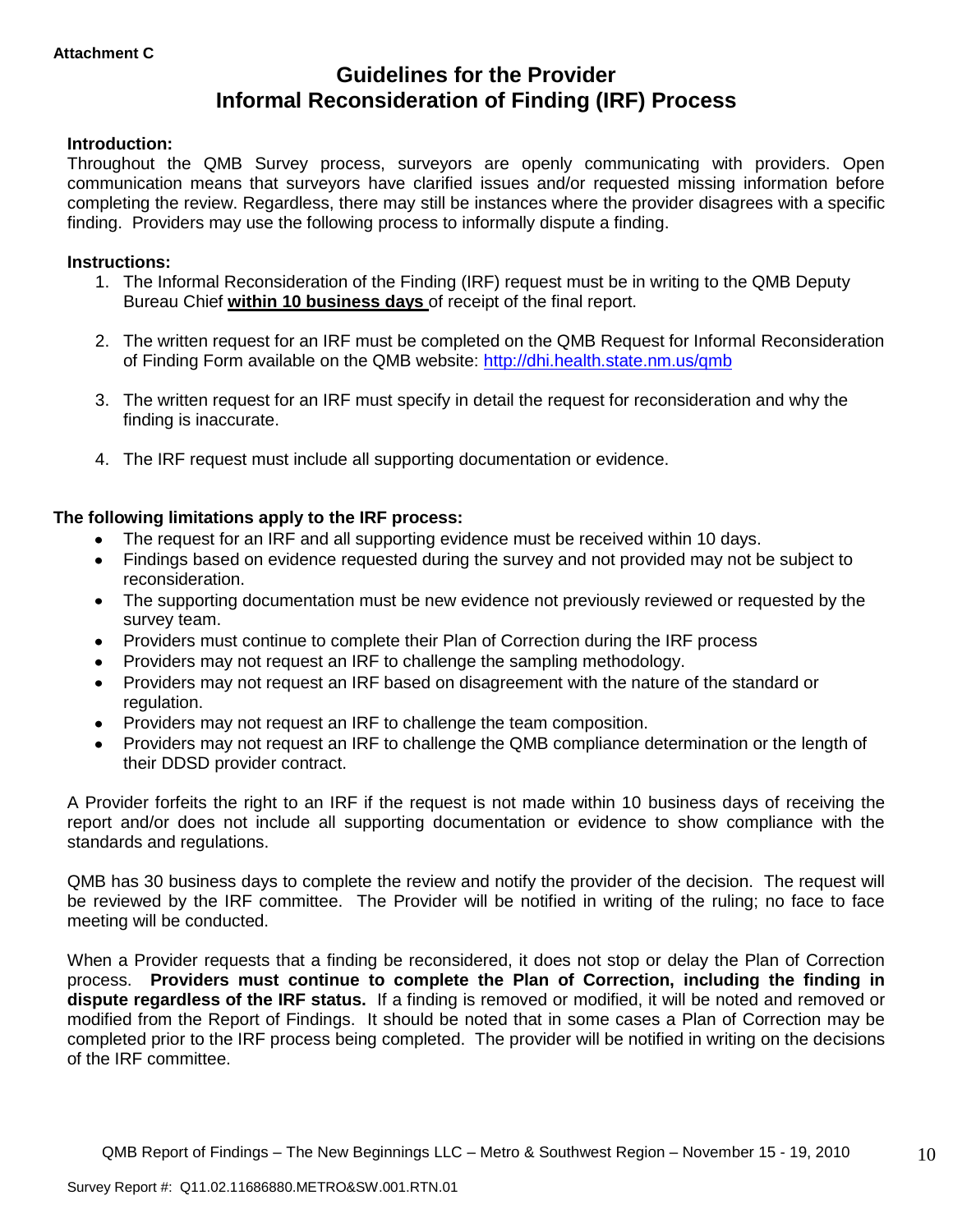**Attachment C**

# Guidelines for the Provider Informal Reconsideration of Finding (IRF) Process

**Introduction:**
Throughout the QMB Survey process, surveyors are openly communicating with providers. Open communication means that surveyors have clarified issues and/or requested missing information before completing the review. Regardless, there may still be instances where the provider disagrees with a specific finding. Providers may use the following process to informally dispute a finding.

**Instructions:**

1. The Informal Reconsideration of the Finding (IRF) request must be in writing to the QMB Deputy Bureau Chief **within 10 business days** of receipt of the final report.

2. The written request for an IRF must be completed on the QMB Request for Informal Reconsideration of Finding Form available on the QMB website: http://dhi.health.state.nm.us/qmb

3. The written request for an IRF must specify in detail the request for reconsideration and why the finding is inaccurate.

4. The IRF request must include all supporting documentation or evidence.

**The following limitations apply to the IRF process:**

- The request for an IRF and all supporting evidence must be received within 10 days.
- Findings based on evidence requested during the survey and not provided may not be subject to reconsideration.
- The supporting documentation must be new evidence not previously reviewed or requested by the survey team.
- Providers must continue to complete their Plan of Correction during the IRF process
- Providers may not request an IRF to challenge the sampling methodology.
- Providers may not request an IRF based on disagreement with the nature of the standard or regulation.
- Providers may not request an IRF to challenge the team composition.
- Providers may not request an IRF to challenge the QMB compliance determination or the length of their DDSD provider contract.

A Provider forfeits the right to an IRF if the request is not made within 10 business days of receiving the report and/or does not include all supporting documentation or evidence to show compliance with the standards and regulations.

QMB has 30 business days to complete the review and notify the provider of the decision. The request will be reviewed by the IRF committee. The Provider will be notified in writing of the ruling; no face to face meeting will be conducted.

When a Provider requests that a finding be reconsidered, it does not stop or delay the Plan of Correction process. **Providers must continue to complete the Plan of Correction, including the finding in dispute regardless of the IRF status.** If a finding is removed or modified, it will be noted and removed or modified from the Report of Findings. It should be noted that in some cases a Plan of Correction may be completed prior to the IRF process being completed. The provider will be notified in writing on the decisions of the IRF committee.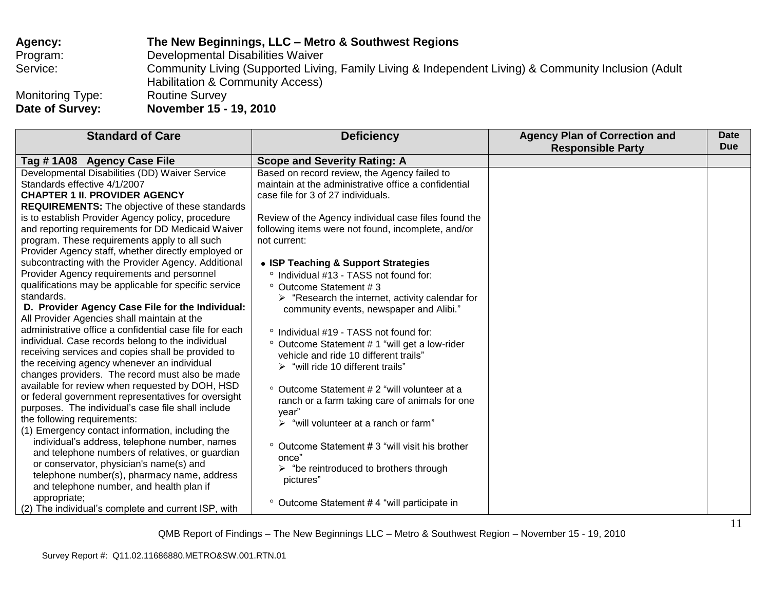**Agency:** **The New Beginnings, LLC – Metro & Southwest Regions**
Program: Developmental Disabilities Waiver
Service: Community Living (Supported Living, Family Living & Independent Living) & Community Inclusion (Adult Habilitation & Community Access)
Monitoring Type: Routine Survey
**Date of Survey:** **November 15 - 19, 2010**

| Standard of Care | Deficiency | Agency Plan of Correction and Responsible Party | Date Due |
|---|---|---|---|
| **Tag # 1A08 Agency Case File** | **Scope and Severity Rating: A** | | |
| Developmental Disabilities (DD) Waiver Service Standards effective 4/1/2007<br>**CHAPTER 1 II. PROVIDER AGENCY REQUIREMENTS:** The objective of these standards is to establish Provider Agency policy, procedure and reporting requirements for DD Medicaid Waiver program. These requirements apply to all such Provider Agency staff, whether directly employed or subcontracting with the Provider Agency. Additional Provider Agency requirements and personnel qualifications may be applicable for specific service standards.<br>**D. Provider Agency Case File for the Individual:** All Provider Agencies shall maintain at the administrative office a confidential case file for each individual. Case records belong to the individual receiving services and copies shall be provided to the receiving agency whenever an individual changes providers. The record must also be made available for review when requested by DOH, HSD or federal government representatives for oversight purposes. The individual's case file shall include the following requirements:<br>(1) Emergency contact information, including the individual's address, telephone number, names and telephone numbers of relatives, or guardian or conservator, physician's name(s) and telephone number(s), pharmacy name, address and telephone number, and health plan if appropriate;<br>(2) The individual's complete and current ISP, with | Based on record review, the Agency failed to maintain at the administrative office a confidential case file for 3 of 27 individuals.<br><br>Review of the Agency individual case files found the following items were not found, incomplete, and/or not current:<br><br>• **ISP Teaching & Support Strategies**<br>° Individual #13 - TASS not found for:<br>° Outcome Statement # 3<br>➢ "Research the internet, activity calendar for community events, newspaper and Alibi."<br><br>° Individual #19 - TASS not found for:<br>° Outcome Statement # 1 "will get a low-rider vehicle and ride 10 different trails"<br>➢ "will ride 10 different trails"<br><br>° Outcome Statement # 2 "will volunteer at a ranch or a farm taking care of animals for one year"<br>➢ "will volunteer at a ranch or farm"<br><br>° Outcome Statement # 3 "will visit his brother once"<br>➢ "be reintroduced to brothers through pictures"<br><br>° Outcome Statement # 4 "will participate in | | |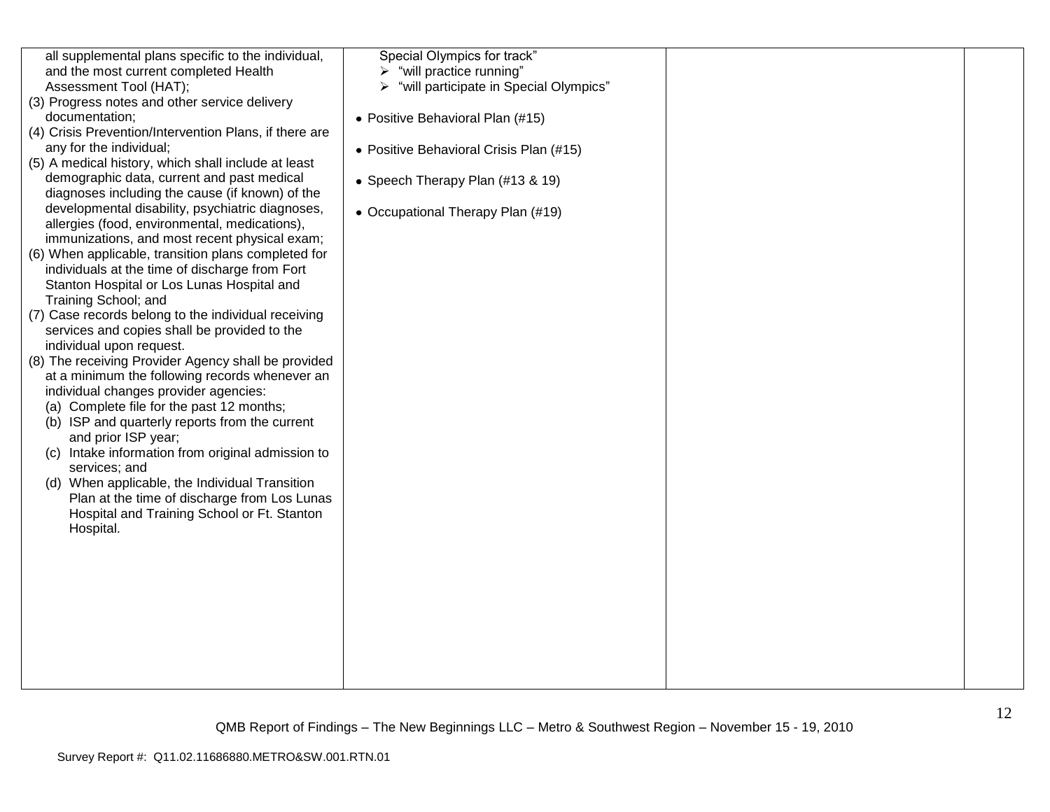| | | | |
|---|---|---|---|
| all supplemental plans specific to the individual, and the most current completed Health Assessment Tool (HAT);<br>(3) Progress notes and other service delivery documentation;<br>(4) Crisis Prevention/Intervention Plans, if there are any for the individual;<br>(5) A medical history, which shall include at least demographic data, current and past medical diagnoses including the cause (if known) of the developmental disability, psychiatric diagnoses, allergies (food, environmental, medications), immunizations, and most recent physical exam;<br>(6) When applicable, transition plans completed for individuals at the time of discharge from Fort Stanton Hospital or Los Lunas Hospital and Training School; and<br>(7) Case records belong to the individual receiving services and copies shall be provided to the individual upon request.<br>(8) The receiving Provider Agency shall be provided at a minimum the following records whenever an individual changes provider agencies:<br>(a) Complete file for the past 12 months;<br>(b) ISP and quarterly reports from the current and prior ISP year;<br>(c) Intake information from original admission to services; and<br>(d) When applicable, the Individual Transition Plan at the time of discharge from Los Lunas Hospital and Training School or Ft. Stanton Hospital. | Special Olympics for track"<br>➢ "will practice running"<br>➢ "will participate in Special Olympics"<br><br>• Positive Behavioral Plan (#15)<br><br>• Positive Behavioral Crisis Plan (#15)<br><br>• Speech Therapy Plan (#13 & 19)<br><br>• Occupational Therapy Plan (#19) | | |

QMB Report of Findings – The New Beginnings LLC – Metro & Southwest Region – November 15 - 19, 2010

Survey Report #: Q11.02.11686880.METRO&SW.001.RTN.01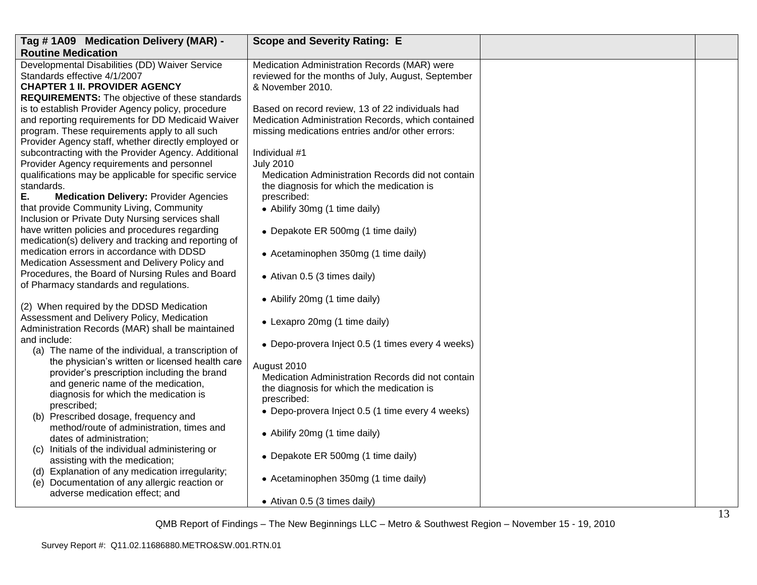| Tag # 1A09 Medication Delivery (MAR) - Routine Medication | Scope and Severity Rating: E | | |
|---|---|---|---|
| Developmental Disabilities (DD) Waiver Service Standards effective 4/1/2007<br>**CHAPTER 1 II. PROVIDER AGENCY REQUIREMENTS:** The objective of these standards is to establish Provider Agency policy, procedure and reporting requirements for DD Medicaid Waiver program. These requirements apply to all such Provider Agency staff, whether directly employed or subcontracting with the Provider Agency. Additional Provider Agency requirements and personnel qualifications may be applicable for specific service standards.<br>**E. Medication Delivery:** Provider Agencies that provide Community Living, Community Inclusion or Private Duty Nursing services shall have written policies and procedures regarding medication(s) delivery and tracking and reporting of medication errors in accordance with DDSD Medication Assessment and Delivery Policy and Procedures, the Board of Nursing Rules and Board of Pharmacy standards and regulations.<br><br>(2) When required by the DDSD Medication Assessment and Delivery Policy, Medication Administration Records (MAR) shall be maintained and include:<br>(a) The name of the individual, a transcription of the physician's written or licensed health care provider's prescription including the brand and generic name of the medication, diagnosis for which the medication is prescribed;<br>(b) Prescribed dosage, frequency and method/route of administration, times and dates of administration;<br>(c) Initials of the individual administering or assisting with the medication;<br>(d) Explanation of any medication irregularity;<br>(e) Documentation of any allergic reaction or adverse medication effect; and | Medication Administration Records (MAR) were reviewed for the months of July, August, September & November 2010.<br><br>Based on record review, 13 of 22 individuals had Medication Administration Records, which contained missing medications entries and/or other errors:<br><br>Individual #1<br>July 2010<br>Medication Administration Records did not contain the diagnosis for which the medication is prescribed:<br>• Abilify 30mg (1 time daily)<br>• Depakote ER 500mg (1 time daily)<br>• Acetaminophen 350mg (1 time daily)<br>• Ativan 0.5 (3 times daily)<br>• Abilify 20mg (1 time daily)<br>• Lexapro 20mg (1 time daily)<br>• Depo-provera Inject 0.5 (1 times every 4 weeks)<br><br>August 2010<br>Medication Administration Records did not contain the diagnosis for which the medication is prescribed:<br>• Depo-provera Inject 0.5 (1 time every 4 weeks)<br>• Abilify 20mg (1 time daily)<br>• Depakote ER 500mg (1 time daily)<br>• Acetaminophen 350mg (1 time daily)<br>• Ativan 0.5 (3 times daily) | | |

QMB Report of Findings – The New Beginnings LLC – Metro & Southwest Region – November 15 - 19, 2010

Survey Report #: Q11.02.11686880.METRO&SW.001.RTN.01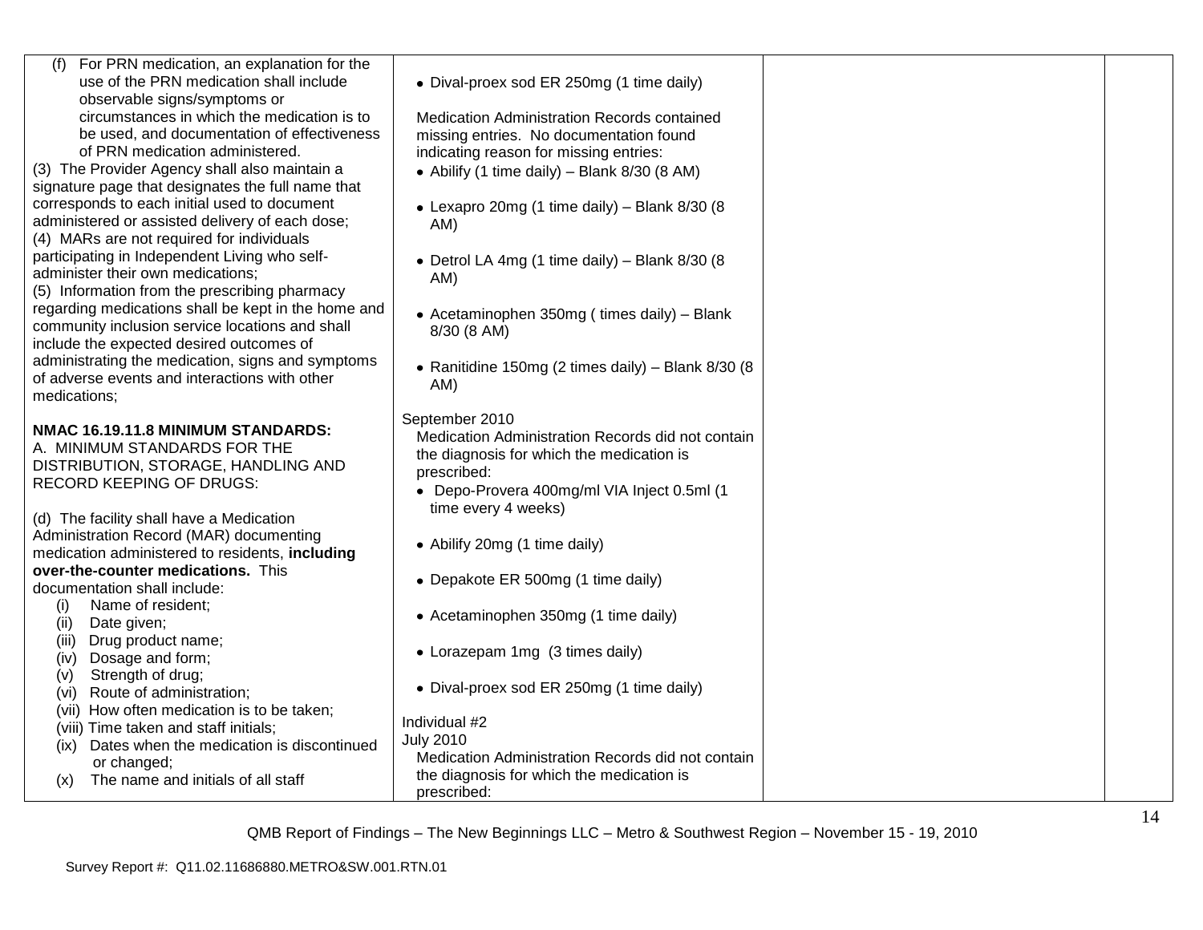| | | | |
|---|---|---|---|
| (f) For PRN medication, an explanation for the use of the PRN medication shall include observable signs/symptoms or circumstances in which the medication is to be used, and documentation of effectiveness of PRN medication administered.<br>(3) The Provider Agency shall also maintain a signature page that designates the full name that corresponds to each initial used to document administered or assisted delivery of each dose;<br>(4) MARs are not required for individuals participating in Independent Living who self-administer their own medications;<br>(5) Information from the prescribing pharmacy regarding medications shall be kept in the home and community inclusion service locations and shall include the expected desired outcomes of administrating the medication, signs and symptoms of adverse events and interactions with other medications;<br><br>**NMAC 16.19.11.8 MINIMUM STANDARDS:**<br>A. MINIMUM STANDARDS FOR THE DISTRIBUTION, STORAGE, HANDLING AND RECORD KEEPING OF DRUGS:<br><br>(d) The facility shall have a Medication Administration Record (MAR) documenting medication administered to residents, **including over-the-counter medications.** This documentation shall include:<br>(i) Name of resident;<br>(ii) Date given;<br>(iii) Drug product name;<br>(iv) Dosage and form;<br>(v) Strength of drug;<br>(vi) Route of administration;<br>(vii) How often medication is to be taken;<br>(viii) Time taken and staff initials;<br>(ix) Dates when the medication is discontinued or changed;<br>(x) The name and initials of all staff | • Dival-proex sod ER 250mg (1 time daily)<br><br>Medication Administration Records contained missing entries. No documentation found indicating reason for missing entries:<br>• Abilify (1 time daily) – Blank 8/30 (8 AM)<br>• Lexapro 20mg (1 time daily) – Blank 8/30 (8 AM)<br>• Detrol LA 4mg (1 time daily) – Blank 8/30 (8 AM)<br>• Acetaminophen 350mg ( times daily) – Blank 8/30 (8 AM)<br>• Ranitidine 150mg (2 times daily) – Blank 8/30 (8 AM)<br><br>September 2010<br>Medication Administration Records did not contain the diagnosis for which the medication is prescribed:<br>• Depo-Provera 400mg/ml VIA Inject 0.5ml (1 time every 4 weeks)<br>• Abilify 20mg (1 time daily)<br>• Depakote ER 500mg (1 time daily)<br>• Acetaminophen 350mg (1 time daily)<br>• Lorazepam 1mg (3 times daily)<br>• Dival-proex sod ER 250mg (1 time daily)<br><br>Individual #2<br>July 2010<br>Medication Administration Records did not contain the diagnosis for which the medication is prescribed: | | |

QMB Report of Findings – The New Beginnings LLC – Metro & Southwest Region – November 15 - 19, 2010

Survey Report #: Q11.02.11686880.METRO&SW.001.RTN.01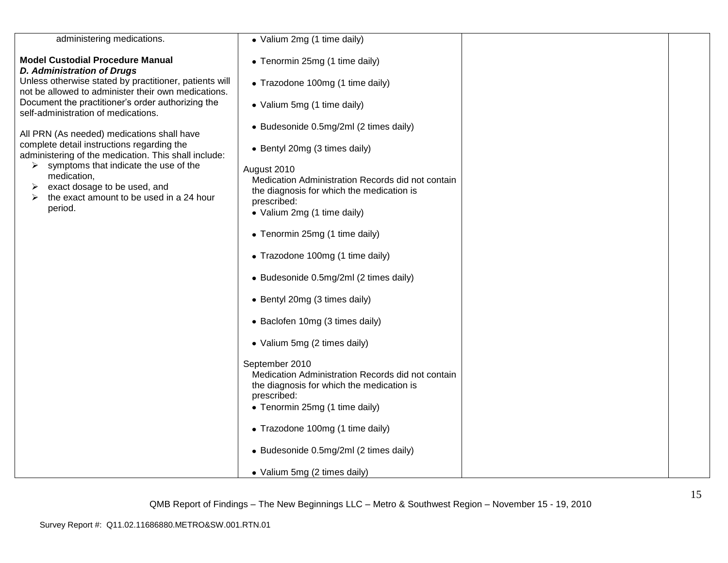| | | | |
|---|---|---|---|
| administering medications.<br><br>**Model Custodial Procedure Manual**<br>***D. Administration of Drugs***<br>Unless otherwise stated by practitioner, patients will not be allowed to administer their own medications. Document the practitioner's order authorizing the self-administration of medications.<br><br>All PRN (As needed) medications shall have complete detail instructions regarding the administering of the medication. This shall include:<br>➢ symptoms that indicate the use of the medication,<br>➢ exact dosage to be used, and<br>➢ the exact amount to be used in a 24 hour period. | • Valium 2mg (1 time daily)<br><br>• Tenormin 25mg (1 time daily)<br><br>• Trazodone 100mg (1 time daily)<br><br>• Valium 5mg (1 time daily)<br><br>• Budesonide 0.5mg/2ml (2 times daily)<br><br>• Bentyl 20mg (3 times daily)<br><br>August 2010<br>Medication Administration Records did not contain the diagnosis for which the medication is prescribed:<br>• Valium 2mg (1 time daily)<br><br>• Tenormin 25mg (1 time daily)<br><br>• Trazodone 100mg (1 time daily)<br><br>• Budesonide 0.5mg/2ml (2 times daily)<br><br>• Bentyl 20mg (3 times daily)<br><br>• Baclofen 10mg (3 times daily)<br><br>• Valium 5mg (2 times daily)<br><br>September 2010<br>Medication Administration Records did not contain the diagnosis for which the medication is prescribed:<br>• Tenormin 25mg (1 time daily)<br><br>• Trazodone 100mg (1 time daily)<br><br>• Budesonide 0.5mg/2ml (2 times daily)<br><br>• Valium 5mg (2 times daily) | | |

QMB Report of Findings – The New Beginnings LLC – Metro & Southwest Region – November 15 - 19, 2010

Survey Report #: Q11.02.11686880.METRO&SW.001.RTN.01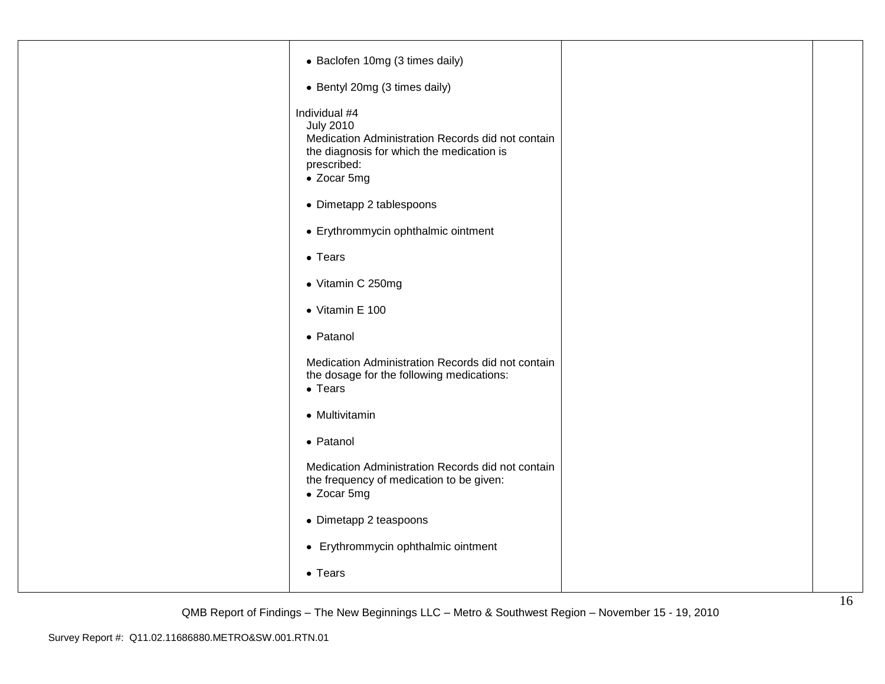| | | | |
|---|---|---|---|
| | • Baclofen 10mg (3 times daily)<br><br>• Bentyl 20mg (3 times daily)<br><br>Individual #4<br>July 2010<br>Medication Administration Records did not contain the diagnosis for which the medication is prescribed:<br>• Zocar 5mg<br><br>• Dimetapp 2 tablespoons<br><br>• Erythrommycin ophthalmic ointment<br><br>• Tears<br><br>• Vitamin C 250mg<br><br>• Vitamin E 100<br><br>• Patanol<br><br>Medication Administration Records did not contain the dosage for the following medications:<br>• Tears<br><br>• Multivitamin<br><br>• Patanol<br><br>Medication Administration Records did not contain the frequency of medication to be given:<br>• Zocar 5mg<br><br>• Dimetapp 2 teaspoons<br><br>• Erythrommycin ophthalmic ointment<br><br>• Tears | | |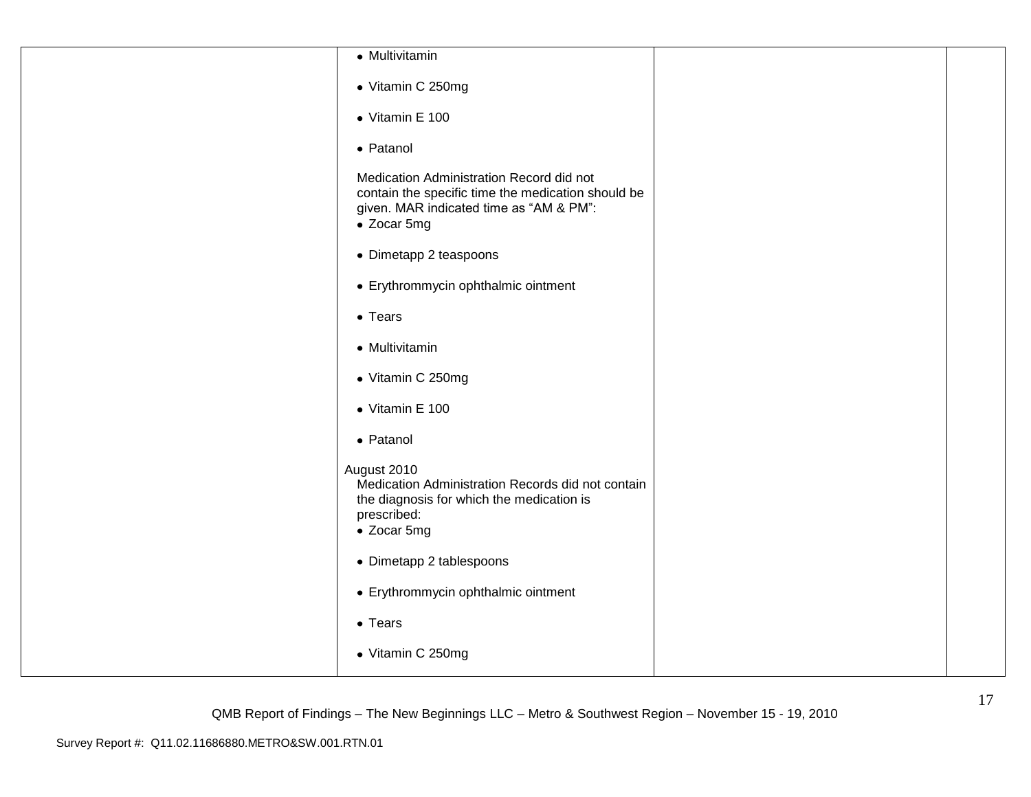| | | | |
|---|---|---|---|
| | • Multivitamin<br><br>• Vitamin C 250mg<br><br>• Vitamin E 100<br><br>• Patanol<br><br>Medication Administration Record did not contain the specific time the medication should be given. MAR indicated time as "AM & PM":<br>• Zocar 5mg<br><br>• Dimetapp 2 teaspoons<br><br>• Erythrommycin ophthalmic ointment<br><br>• Tears<br><br>• Multivitamin<br><br>• Vitamin C 250mg<br><br>• Vitamin E 100<br><br>• Patanol<br><br>August 2010<br>Medication Administration Records did not contain the diagnosis for which the medication is prescribed:<br>• Zocar 5mg<br><br>• Dimetapp 2 tablespoons<br><br>• Erythrommycin ophthalmic ointment<br><br>• Tears<br><br>• Vitamin C 250mg | | |

QMB Report of Findings – The New Beginnings LLC – Metro & Southwest Region – November 15 - 19, 2010

Survey Report #: Q11.02.11686880.METRO&SW.001.RTN.01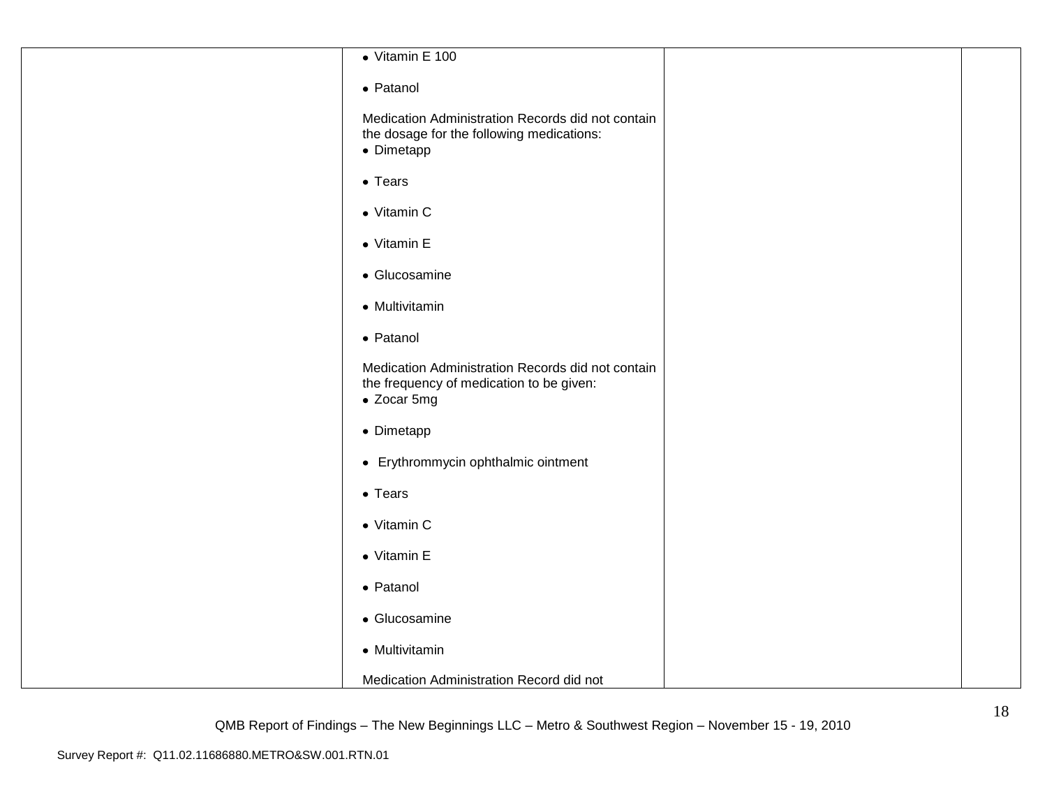| | | | |
|---|---|---|---|
| | • Vitamin E 100<br><br>• Patanol<br><br>Medication Administration Records did not contain the dosage for the following medications:<br>• Dimetapp<br><br>• Tears<br><br>• Vitamin C<br><br>• Vitamin E<br><br>• Glucosamine<br><br>• Multivitamin<br><br>• Patanol<br><br>Medication Administration Records did not contain the frequency of medication to be given:<br>• Zocar 5mg<br><br>• Dimetapp<br><br>• Erythrommycin ophthalmic ointment<br><br>• Tears<br><br>• Vitamin C<br><br>• Vitamin E<br><br>• Patanol<br><br>• Glucosamine<br><br>• Multivitamin<br><br>Medication Administration Record did not | | |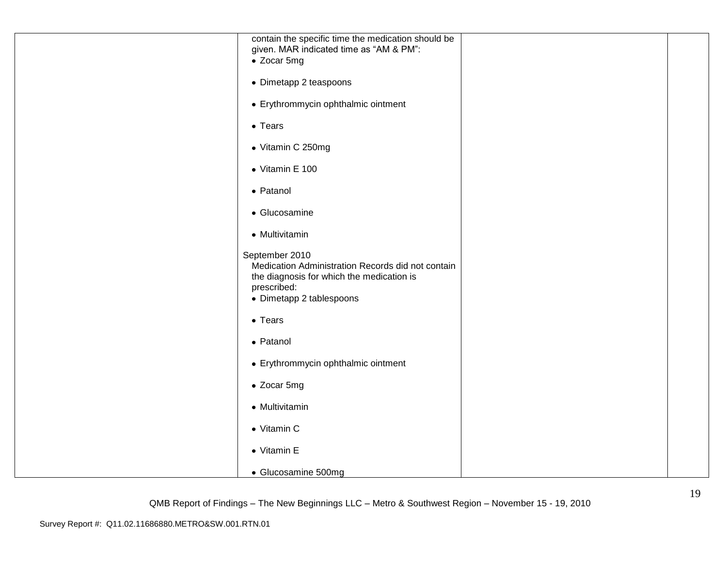| | | | |
|---|---|---|---|
| | contain the specific time the medication should be given. MAR indicated time as "AM & PM":<br>• Zocar 5mg<br>• Dimetapp 2 teaspoons<br>• Erythrommycin ophthalmic ointment<br>• Tears<br>• Vitamin C 250mg<br>• Vitamin E 100<br>• Patanol<br>• Glucosamine<br>• Multivitamin<br><br>September 2010<br>Medication Administration Records did not contain the diagnosis for which the medication is prescribed:<br>• Dimetapp 2 tablespoons<br>• Tears<br>• Patanol<br>• Erythrommycin ophthalmic ointment<br>• Zocar 5mg<br>• Multivitamin<br>• Vitamin C<br>• Vitamin E<br>• Glucosamine 500mg | | |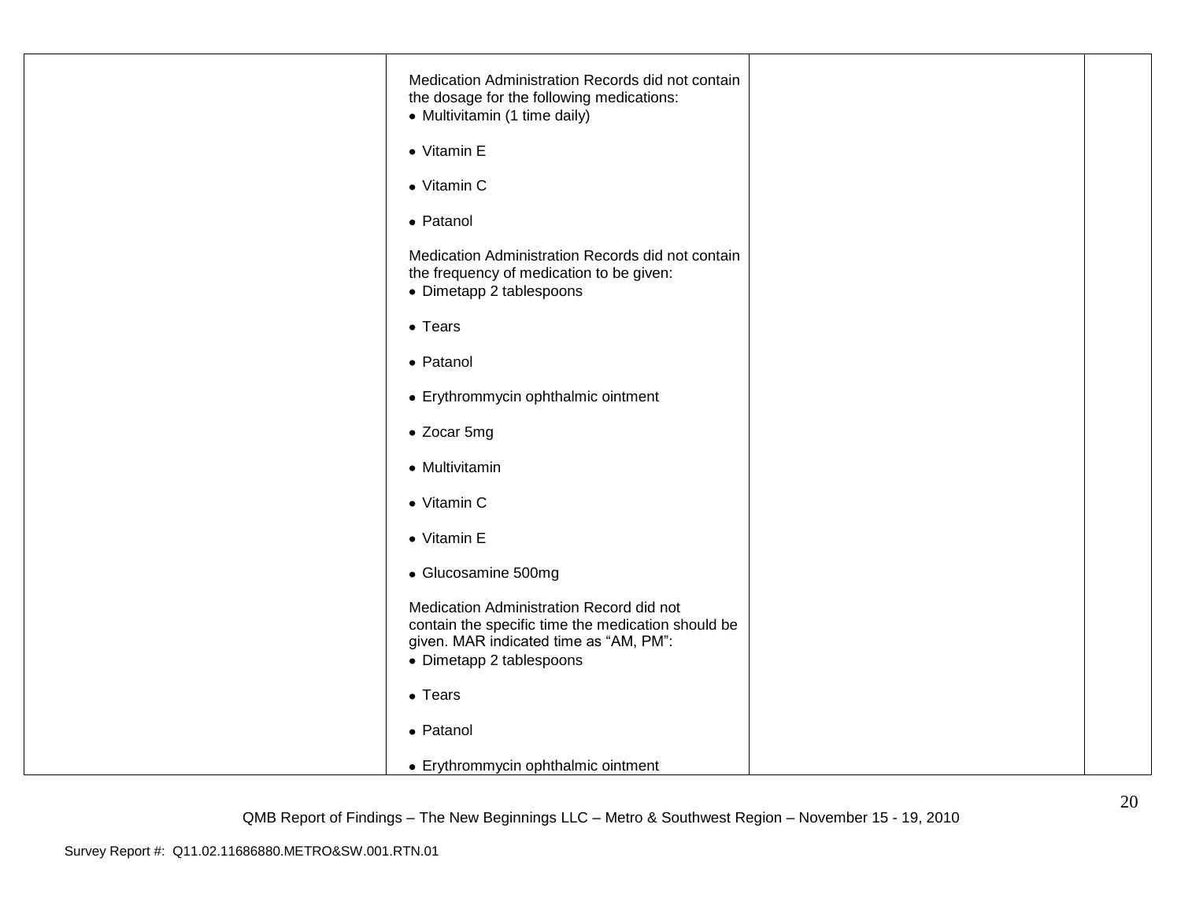| | | | |
|---|---|---|---|
| | Medication Administration Records did not contain the dosage for the following medications:<br>• Multivitamin (1 time daily)<br>• Vitamin E<br>• Vitamin C<br>• Patanol<br><br>Medication Administration Records did not contain the frequency of medication to be given:<br>• Dimetapp 2 tablespoons<br>• Tears<br>• Patanol<br>• Erythrommycin ophthalmic ointment<br>• Zocar 5mg<br>• Multivitamin<br>• Vitamin C<br>• Vitamin E<br>• Glucosamine 500mg<br><br>Medication Administration Record did not contain the specific time the medication should be given. MAR indicated time as "AM, PM":<br>• Dimetapp 2 tablespoons<br>• Tears<br>• Patanol<br>• Erythrommycin ophthalmic ointment | | |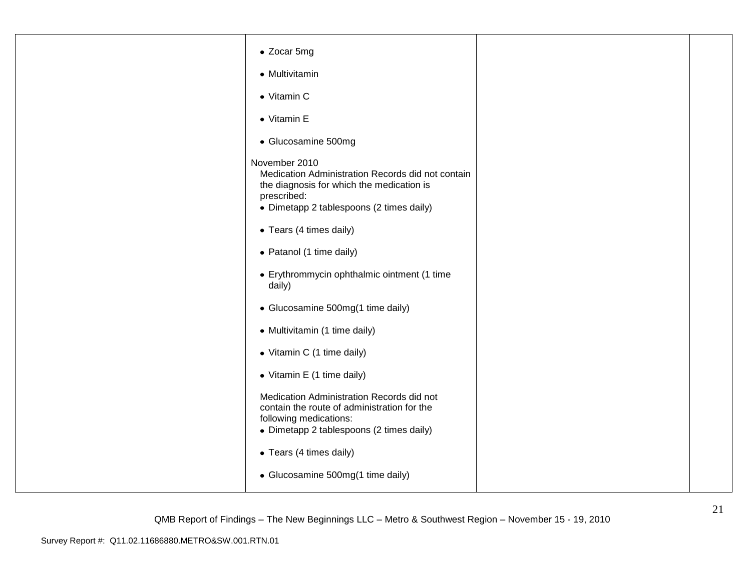| | | | |
|---|---|---|---|
| | • Zocar 5mg<br><br>• Multivitamin<br><br>• Vitamin C<br><br>• Vitamin E<br><br>• Glucosamine 500mg<br><br>November 2010<br>Medication Administration Records did not contain the diagnosis for which the medication is prescribed:<br>• Dimetapp 2 tablespoons (2 times daily)<br><br>• Tears (4 times daily)<br><br>• Patanol (1 time daily)<br><br>• Erythrommycin ophthalmic ointment (1 time daily)<br><br>• Glucosamine 500mg(1 time daily)<br><br>• Multivitamin (1 time daily)<br><br>• Vitamin C (1 time daily)<br><br>• Vitamin E (1 time daily)<br><br>Medication Administration Records did not contain the route of administration for the following medications:<br>• Dimetapp 2 tablespoons (2 times daily)<br><br>• Tears (4 times daily)<br><br>• Glucosamine 500mg(1 time daily) | | |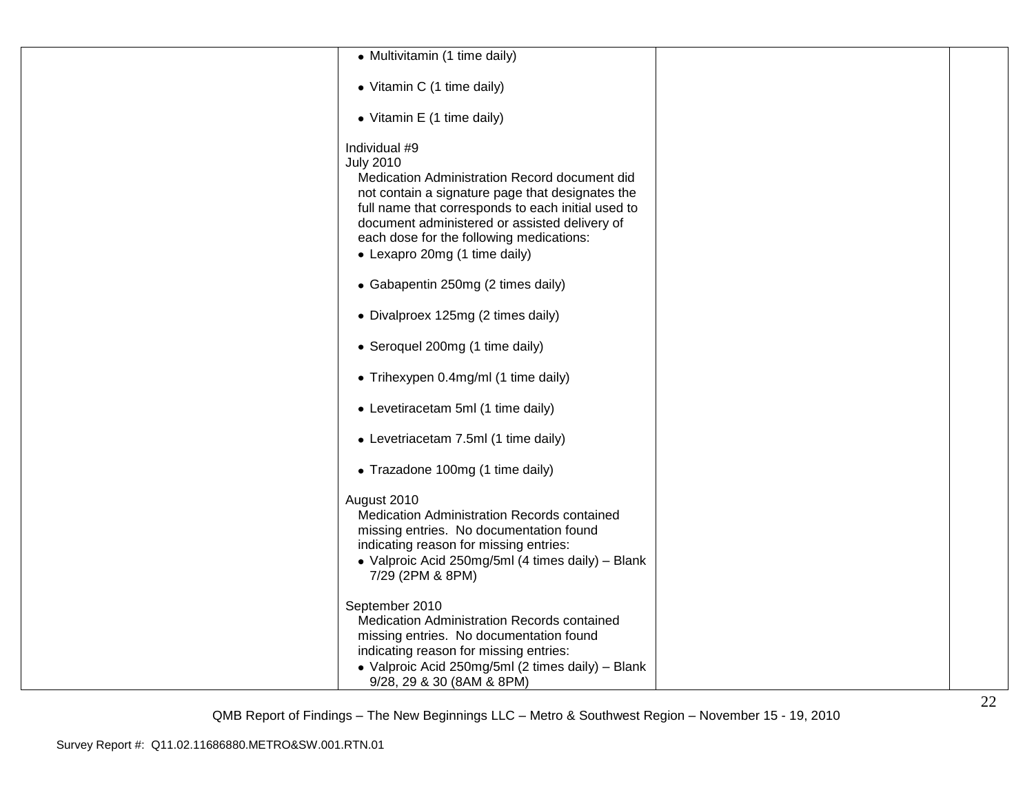| | | | |
|---|---|---|---|
| | • Multivitamin (1 time daily)<br><br>• Vitamin C (1 time daily)<br><br>• Vitamin E (1 time daily)<br><br>Individual #9<br>July 2010<br>Medication Administration Record document did not contain a signature page that designates the full name that corresponds to each initial used to document administered or assisted delivery of each dose for the following medications:<br>• Lexapro 20mg (1 time daily)<br><br>• Gabapentin 250mg (2 times daily)<br><br>• Divalproex 125mg (2 times daily)<br><br>• Seroquel 200mg (1 time daily)<br><br>• Trihexypen 0.4mg/ml (1 time daily)<br><br>• Levetiracetam 5ml (1 time daily)<br><br>• Levetriacetam 7.5ml (1 time daily)<br><br>• Trazadone 100mg (1 time daily)<br><br>August 2010<br>Medication Administration Records contained missing entries. No documentation found indicating reason for missing entries:<br>• Valproic Acid 250mg/5ml (4 times daily) – Blank 7/29 (2PM & 8PM)<br><br>September 2010<br>Medication Administration Records contained missing entries. No documentation found indicating reason for missing entries:<br>• Valproic Acid 250mg/5ml (2 times daily) – Blank 9/28, 29 & 30 (8AM & 8PM) | | |

QMB Report of Findings – The New Beginnings LLC – Metro & Southwest Region – November 15 - 19, 2010

Survey Report #: Q11.02.11686880.METRO&SW.001.RTN.01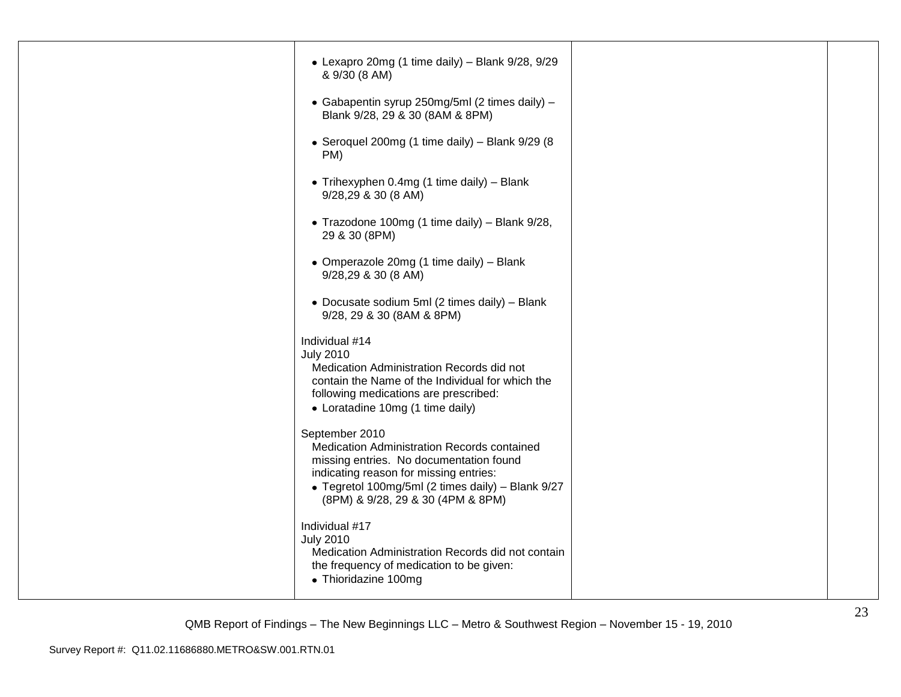| | | | |
|---|---|---|---|
| | • Lexapro 20mg (1 time daily) – Blank 9/28, 9/29 & 9/30 (8 AM)<br><br>• Gabapentin syrup 250mg/5ml (2 times daily) – Blank 9/28, 29 & 30 (8AM & 8PM)<br><br>• Seroquel 200mg (1 time daily) – Blank 9/29 (8 PM)<br><br>• Trihexyphen 0.4mg (1 time daily) – Blank 9/28,29 & 30 (8 AM)<br><br>• Trazodone 100mg (1 time daily) – Blank 9/28, 29 & 30 (8PM)<br><br>• Omperazole 20mg (1 time daily) – Blank 9/28,29 & 30 (8 AM)<br><br>• Docusate sodium 5ml (2 times daily) – Blank 9/28, 29 & 30 (8AM & 8PM)<br><br>Individual #14<br>July 2010<br>Medication Administration Records did not contain the Name of the Individual for which the following medications are prescribed:<br>• Loratadine 10mg (1 time daily)<br><br>September 2010<br>Medication Administration Records contained missing entries. No documentation found indicating reason for missing entries:<br>• Tegretol 100mg/5ml (2 times daily) – Blank 9/27 (8PM) & 9/28, 29 & 30 (4PM & 8PM)<br><br>Individual #17<br>July 2010<br>Medication Administration Records did not contain the frequency of medication to be given:<br>• Thioridazine 100mg | | |

QMB Report of Findings – The New Beginnings LLC – Metro & Southwest Region – November 15 - 19, 2010

Survey Report #: Q11.02.11686880.METRO&SW.001.RTN.01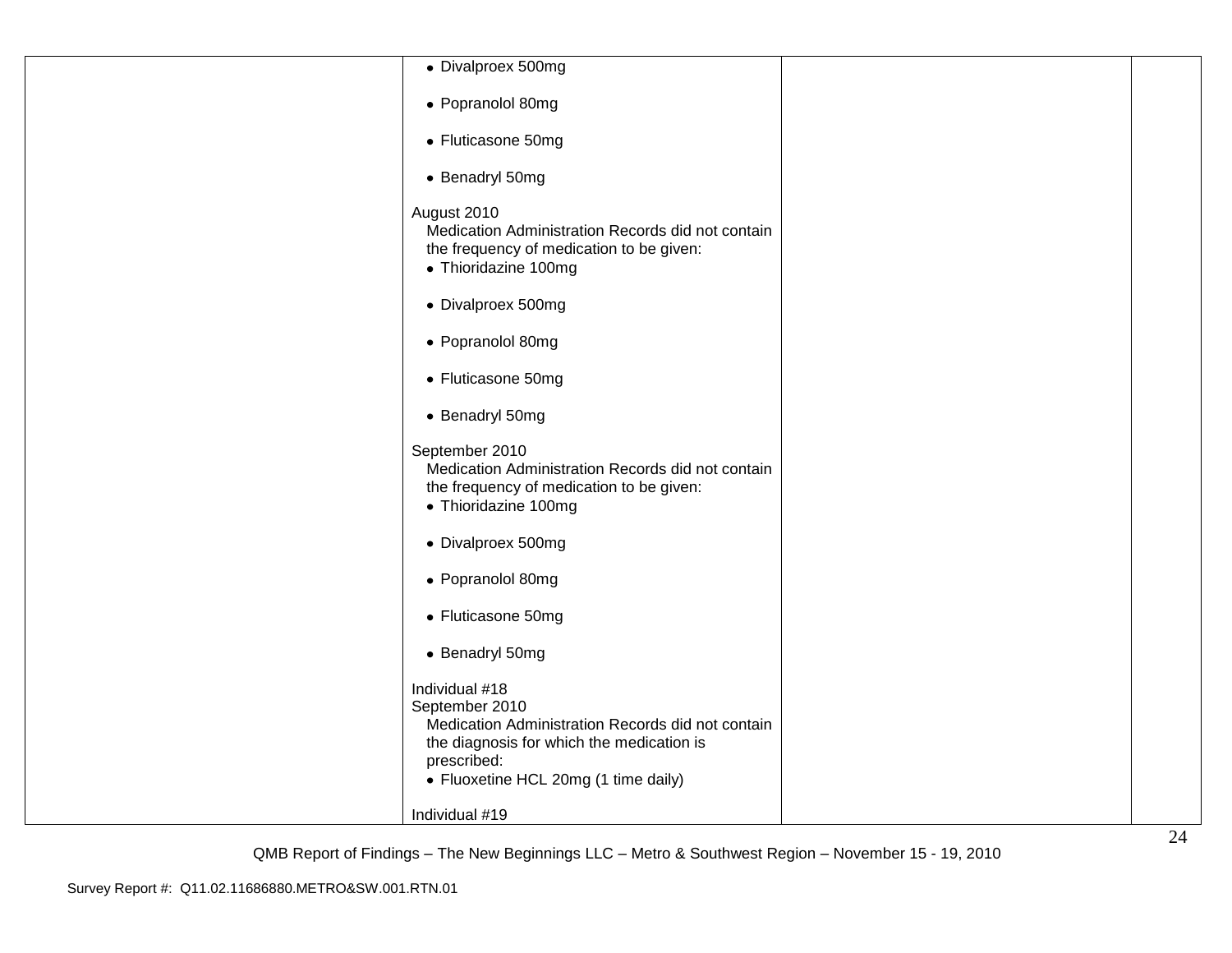| | | | |
|---|---|---|---|
| | • Divalproex 500mg<br><br>• Popranolol 80mg<br><br>• Fluticasone 50mg<br><br>• Benadryl 50mg<br><br>August 2010<br>Medication Administration Records did not contain the frequency of medication to be given:<br>• Thioridazine 100mg<br><br>• Divalproex 500mg<br><br>• Popranolol 80mg<br><br>• Fluticasone 50mg<br><br>• Benadryl 50mg<br><br>September 2010<br>Medication Administration Records did not contain the frequency of medication to be given:<br>• Thioridazine 100mg<br><br>• Divalproex 500mg<br><br>• Popranolol 80mg<br><br>• Fluticasone 50mg<br><br>• Benadryl 50mg<br><br>Individual #18<br>September 2010<br>Medication Administration Records did not contain the diagnosis for which the medication is prescribed:<br>• Fluoxetine HCL 20mg (1 time daily)<br><br>Individual #19 | | |

QMB Report of Findings – The New Beginnings LLC – Metro & Southwest Region – November 15 - 19, 2010

Survey Report #: Q11.02.11686880.METRO&SW.001.RTN.01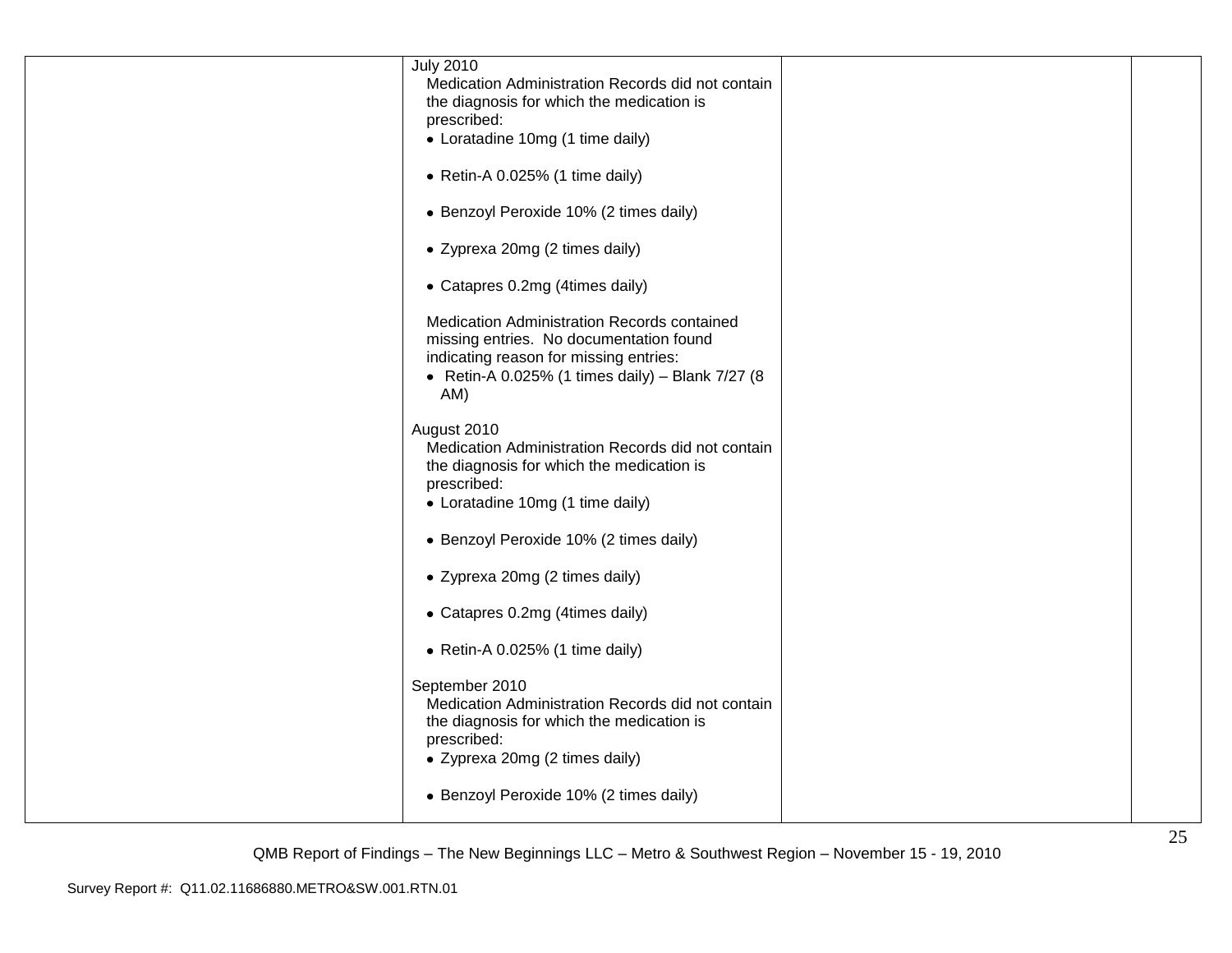| | | | |
|---|---|---|---|
| | July 2010<br>Medication Administration Records did not contain the diagnosis for which the medication is prescribed:<br>• Loratadine 10mg (1 time daily)<br>• Retin-A 0.025% (1 time daily)<br>• Benzoyl Peroxide 10% (2 times daily)<br>• Zyprexa 20mg (2 times daily)<br>• Catapres 0.2mg (4times daily)<br><br>Medication Administration Records contained missing entries. No documentation found indicating reason for missing entries:<br>• Retin-A 0.025% (1 times daily) – Blank 7/27 (8 AM)<br><br>August 2010<br>Medication Administration Records did not contain the diagnosis for which the medication is prescribed:<br>• Loratadine 10mg (1 time daily)<br>• Benzoyl Peroxide 10% (2 times daily)<br>• Zyprexa 20mg (2 times daily)<br>• Catapres 0.2mg (4times daily)<br>• Retin-A 0.025% (1 time daily)<br><br>September 2010<br>Medication Administration Records did not contain the diagnosis for which the medication is prescribed:<br>• Zyprexa 20mg (2 times daily)<br>• Benzoyl Peroxide 10% (2 times daily) | | |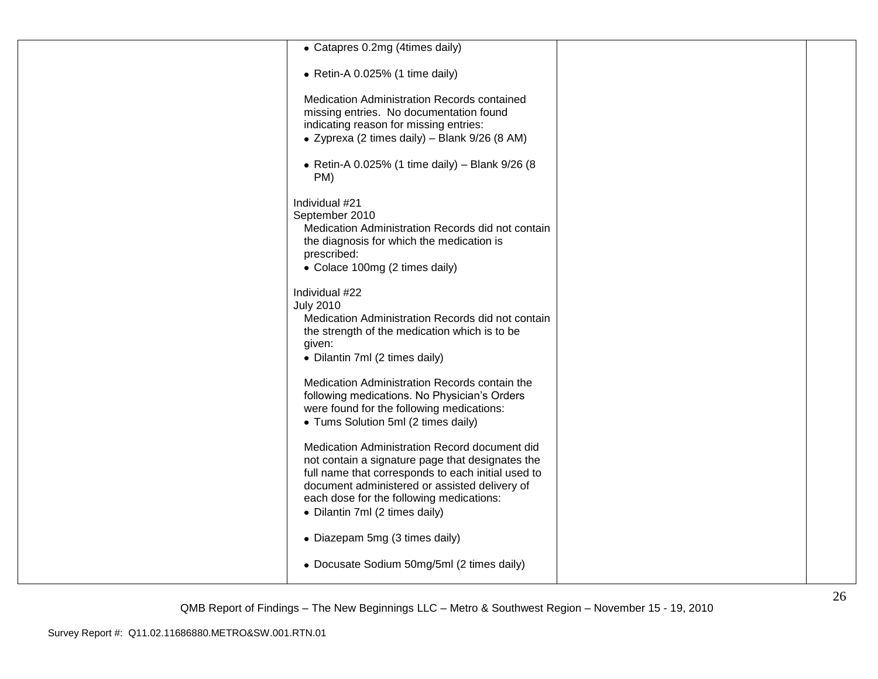| | | | |
|---|---|---|---|
| | • Catapres 0.2mg (4times daily)<br><br>• Retin-A 0.025% (1 time daily)<br><br>Medication Administration Records contained missing entries. No documentation found indicating reason for missing entries:<br>• Zyprexa (2 times daily) – Blank 9/26 (8 AM)<br><br>• Retin-A 0.025% (1 time daily) – Blank 9/26 (8 PM)<br><br>Individual #21<br>September 2010<br>Medication Administration Records did not contain the diagnosis for which the medication is prescribed:<br>• Colace 100mg (2 times daily)<br><br>Individual #22<br>July 2010<br>Medication Administration Records did not contain the strength of the medication which is to be given:<br>• Dilantin 7ml (2 times daily)<br><br>Medication Administration Records contain the following medications. No Physician's Orders were found for the following medications:<br>• Tums Solution 5ml (2 times daily)<br><br>Medication Administration Record document did not contain a signature page that designates the full name that corresponds to each initial used to document administered or assisted delivery of each dose for the following medications:<br>• Dilantin 7ml (2 times daily)<br><br>• Diazepam 5mg (3 times daily)<br><br>• Docusate Sodium 50mg/5ml (2 times daily) | | |

QMB Report of Findings – The New Beginnings LLC – Metro & Southwest Region – November 15 - 19, 2010

Survey Report #: Q11.02.11686880.METRO&SW.001.RTN.01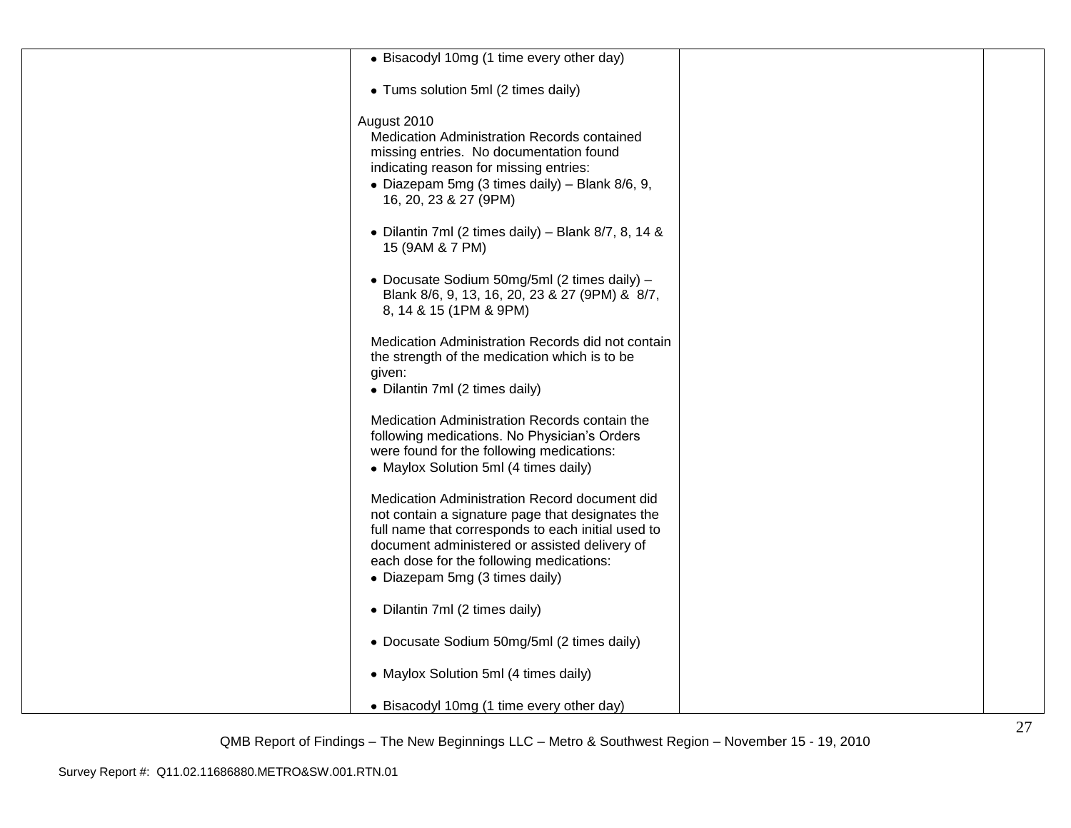| | | | |
|---|---|---|---|
| | • Bisacodyl 10mg (1 time every other day)<br><br>• Tums solution 5ml (2 times daily)<br><br>August 2010<br>Medication Administration Records contained missing entries. No documentation found indicating reason for missing entries:<br>• Diazepam 5mg (3 times daily) – Blank 8/6, 9, 16, 20, 23 & 27 (9PM)<br><br>• Dilantin 7ml (2 times daily) – Blank 8/7, 8, 14 & 15 (9AM & 7 PM)<br><br>• Docusate Sodium 50mg/5ml (2 times daily) – Blank 8/6, 9, 13, 16, 20, 23 & 27 (9PM) & 8/7, 8, 14 & 15 (1PM & 9PM)<br><br>Medication Administration Records did not contain the strength of the medication which is to be given:<br>• Dilantin 7ml (2 times daily)<br><br>Medication Administration Records contain the following medications. No Physician's Orders were found for the following medications:<br>• Maylox Solution 5ml (4 times daily)<br><br>Medication Administration Record document did not contain a signature page that designates the full name that corresponds to each initial used to document administered or assisted delivery of each dose for the following medications:<br>• Diazepam 5mg (3 times daily)<br><br>• Dilantin 7ml (2 times daily)<br><br>• Docusate Sodium 50mg/5ml (2 times daily)<br><br>• Maylox Solution 5ml (4 times daily)<br><br>• Bisacodyl 10mg (1 time every other day) | | |

QMB Report of Findings – The New Beginnings LLC – Metro & Southwest Region – November 15 - 19, 2010

Survey Report #: Q11.02.11686880.METRO&SW.001.RTN.01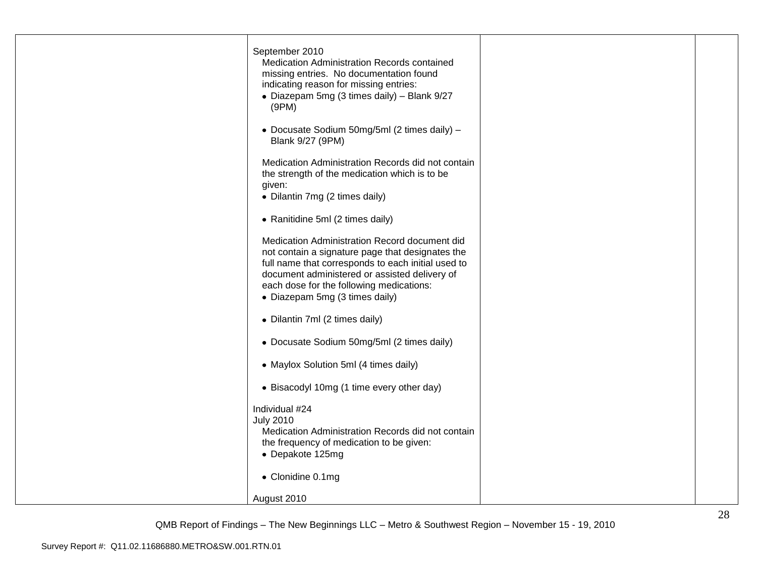| | | | |
|---|---|---|---|
| | September 2010<br>Medication Administration Records contained missing entries. No documentation found indicating reason for missing entries:<br>• Diazepam 5mg (3 times daily) – Blank 9/27 (9PM)<br><br>• Docusate Sodium 50mg/5ml (2 times daily) – Blank 9/27 (9PM)<br><br>Medication Administration Records did not contain the strength of the medication which is to be given:<br>• Dilantin 7mg (2 times daily)<br><br>• Ranitidine 5ml (2 times daily)<br><br>Medication Administration Record document did not contain a signature page that designates the full name that corresponds to each initial used to document administered or assisted delivery of each dose for the following medications:<br>• Diazepam 5mg (3 times daily)<br><br>• Dilantin 7ml (2 times daily)<br><br>• Docusate Sodium 50mg/5ml (2 times daily)<br><br>• Maylox Solution 5ml (4 times daily)<br><br>• Bisacodyl 10mg (1 time every other day)<br><br>Individual #24<br>July 2010<br>Medication Administration Records did not contain the frequency of medication to be given:<br>• Depakote 125mg<br><br>• Clonidine 0.1mg<br><br>August 2010 | | |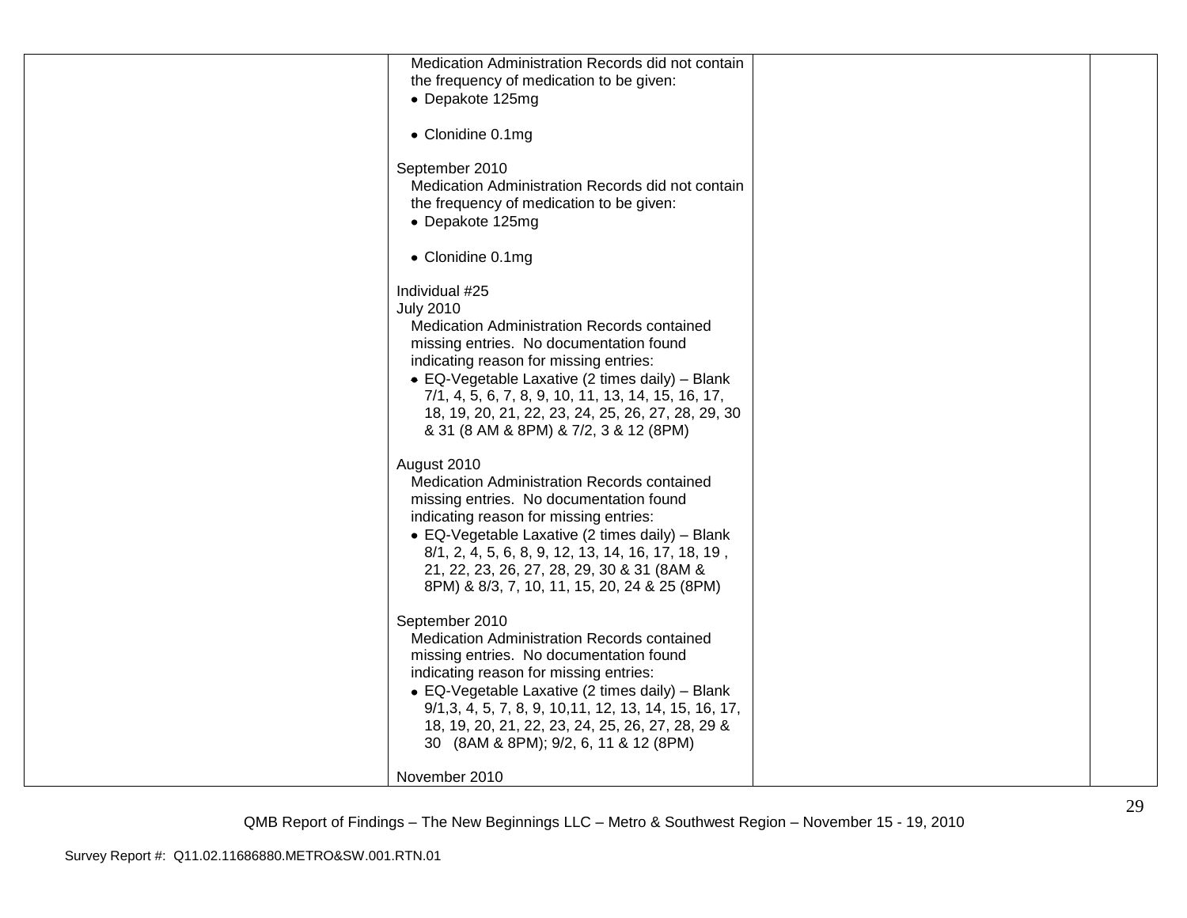| | | | |
|---|---|---|---|
| | Medication Administration Records did not contain the frequency of medication to be given:<br>• Depakote 125mg<br><br>• Clonidine 0.1mg<br><br>September 2010<br>Medication Administration Records did not contain the frequency of medication to be given:<br>• Depakote 125mg<br><br>• Clonidine 0.1mg<br><br>Individual #25<br>July 2010<br>Medication Administration Records contained missing entries. No documentation found indicating reason for missing entries:<br>• EQ-Vegetable Laxative (2 times daily) – Blank 7/1, 4, 5, 6, 7, 8, 9, 10, 11, 13, 14, 15, 16, 17, 18, 19, 20, 21, 22, 23, 24, 25, 26, 27, 28, 29, 30 & 31 (8 AM & 8PM) & 7/2, 3 & 12 (8PM)<br><br>August 2010<br>Medication Administration Records contained missing entries. No documentation found indicating reason for missing entries:<br>• EQ-Vegetable Laxative (2 times daily) – Blank 8/1, 2, 4, 5, 6, 8, 9, 12, 13, 14, 16, 17, 18, 19 , 21, 22, 23, 26, 27, 28, 29, 30 & 31 (8AM & 8PM) & 8/3, 7, 10, 11, 15, 20, 24 & 25 (8PM)<br><br>September 2010<br>Medication Administration Records contained missing entries. No documentation found indicating reason for missing entries:<br>• EQ-Vegetable Laxative (2 times daily) – Blank 9/1,3, 4, 5, 7, 8, 9, 10,11, 12, 13, 14, 15, 16, 17, 18, 19, 20, 21, 22, 23, 24, 25, 26, 27, 28, 29 & 30 (8AM & 8PM); 9/2, 6, 11 & 12 (8PM)<br><br>November 2010 | | |

QMB Report of Findings – The New Beginnings LLC – Metro & Southwest Region – November 15 - 19, 2010

Survey Report #: Q11.02.11686880.METRO&SW.001.RTN.01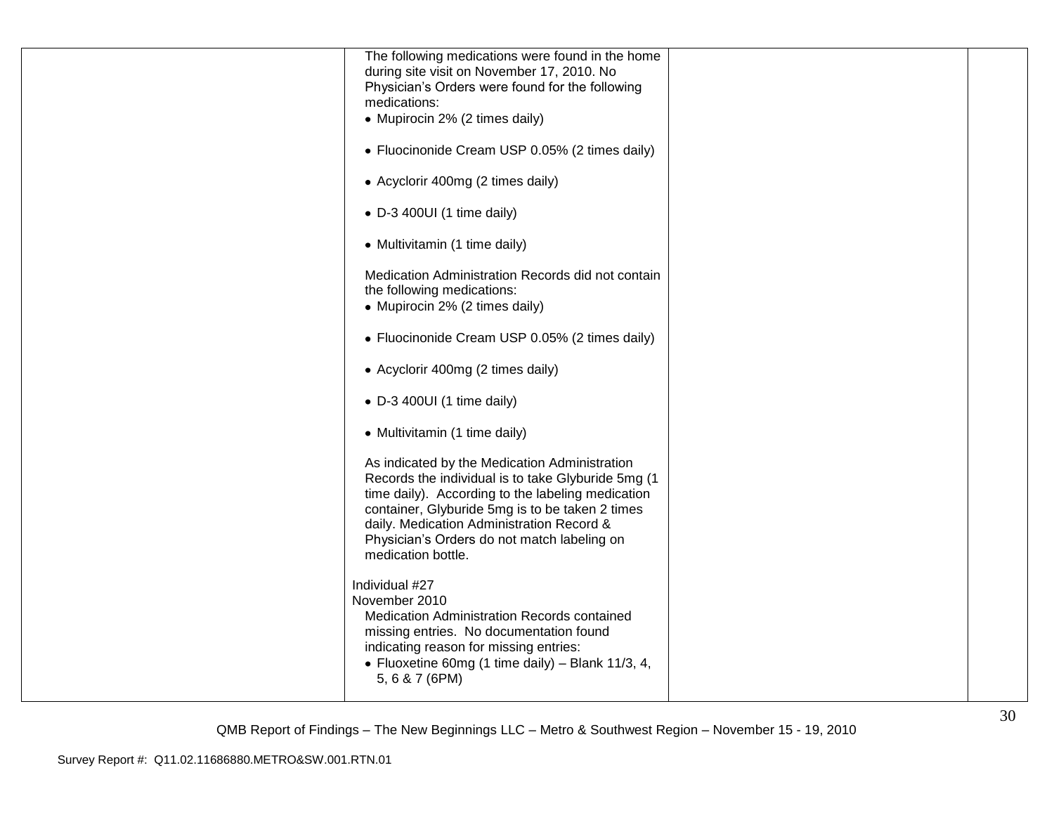| | | | |
|---|---|---|---|
| | The following medications were found in the home during site visit on November 17, 2010. No Physician's Orders were found for the following medications:<br>• Mupirocin 2% (2 times daily)<br>• Fluocinonide Cream USP 0.05% (2 times daily)<br>• Acyclorir 400mg (2 times daily)<br>• D-3 400UI (1 time daily)<br>• Multivitamin (1 time daily)<br><br>Medication Administration Records did not contain the following medications:<br>• Mupirocin 2% (2 times daily)<br>• Fluocinonide Cream USP 0.05% (2 times daily)<br>• Acyclorir 400mg (2 times daily)<br>• D-3 400UI (1 time daily)<br>• Multivitamin (1 time daily)<br><br>As indicated by the Medication Administration Records the individual is to take Glyburide 5mg (1 time daily). According to the labeling medication container, Glyburide 5mg is to be taken 2 times daily. Medication Administration Record & Physician's Orders do not match labeling on medication bottle.<br><br>Individual #27<br>November 2010<br>Medication Administration Records contained missing entries. No documentation found indicating reason for missing entries:<br>• Fluoxetine 60mg (1 time daily) – Blank 11/3, 4, 5, 6 & 7 (6PM) | | |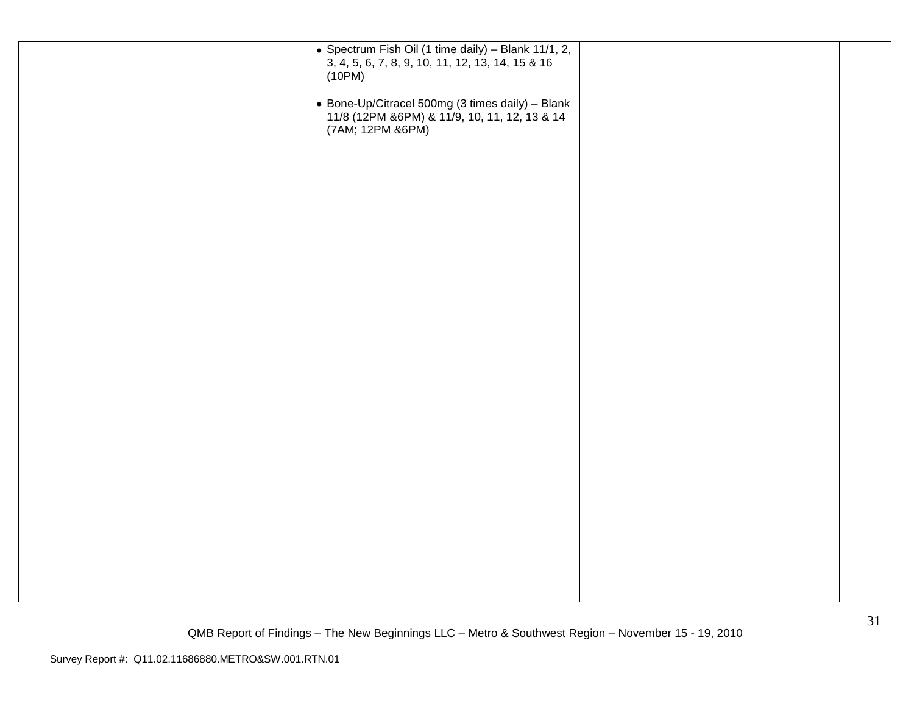| | | | |
|---|---|---|---|
| | • Spectrum Fish Oil (1 time daily) – Blank 11/1, 2, 3, 4, 5, 6, 7, 8, 9, 10, 11, 12, 13, 14, 15 & 16 (10PM)<br><br>• Bone-Up/Citracel 500mg (3 times daily) – Blank 11/8 (12PM &6PM) & 11/9, 10, 11, 12, 13 & 14 (7AM; 12PM &6PM) | | |

QMB Report of Findings – The New Beginnings LLC – Metro & Southwest Region – November 15 - 19, 2010

Survey Report #: Q11.02.11686880.METRO&SW.001.RTN.01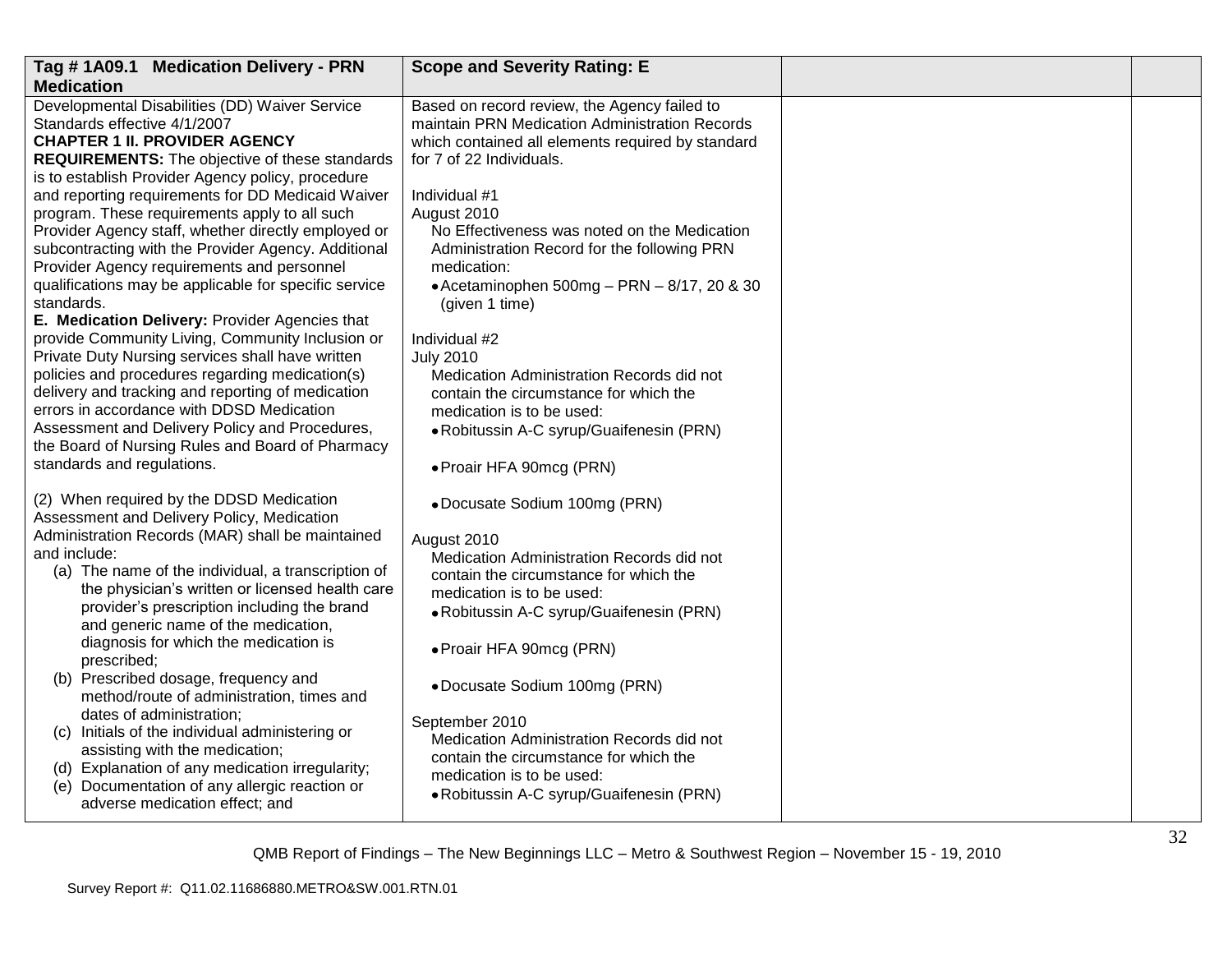| Tag # 1A09.1 Medication Delivery - PRN Medication | Scope and Severity Rating: E | | |
|---|---|---|---|
| Developmental Disabilities (DD) Waiver Service Standards effective 4/1/2007<br>**CHAPTER 1 II. PROVIDER AGENCY REQUIREMENTS:** The objective of these standards is to establish Provider Agency policy, procedure and reporting requirements for DD Medicaid Waiver program. These requirements apply to all such Provider Agency staff, whether directly employed or subcontracting with the Provider Agency. Additional Provider Agency requirements and personnel qualifications may be applicable for specific service standards.<br>**E. Medication Delivery:** Provider Agencies that provide Community Living, Community Inclusion or Private Duty Nursing services shall have written policies and procedures regarding medication(s) delivery and tracking and reporting of medication errors in accordance with DDSD Medication Assessment and Delivery Policy and Procedures, the Board of Nursing Rules and Board of Pharmacy standards and regulations.<br><br>(2) When required by the DDSD Medication Assessment and Delivery Policy, Medication Administration Records (MAR) shall be maintained and include:<br>(a) The name of the individual, a transcription of the physician's written or licensed health care provider's prescription including the brand and generic name of the medication, diagnosis for which the medication is prescribed;<br>(b) Prescribed dosage, frequency and method/route of administration, times and dates of administration;<br>(c) Initials of the individual administering or assisting with the medication;<br>(d) Explanation of any medication irregularity;<br>(e) Documentation of any allergic reaction or adverse medication effect; and | Based on record review, the Agency failed to maintain PRN Medication Administration Records which contained all elements required by standard for 7 of 22 Individuals.<br><br>Individual #1<br>August 2010<br>No Effectiveness was noted on the Medication Administration Record for the following PRN medication:<br>• Acetaminophen 500mg – PRN – 8/17, 20 & 30 (given 1 time)<br><br>Individual #2<br>July 2010<br>Medication Administration Records did not contain the circumstance for which the medication is to be used:<br>• Robitussin A-C syrup/Guaifenesin (PRN)<br><br>• Proair HFA 90mcg (PRN)<br><br>• Docusate Sodium 100mg (PRN)<br><br>August 2010<br>Medication Administration Records did not contain the circumstance for which the medication is to be used:<br>• Robitussin A-C syrup/Guaifenesin (PRN)<br><br>• Proair HFA 90mcg (PRN)<br><br>• Docusate Sodium 100mg (PRN)<br><br>September 2010<br>Medication Administration Records did not contain the circumstance for which the medication is to be used:<br>• Robitussin A-C syrup/Guaifenesin (PRN) | | |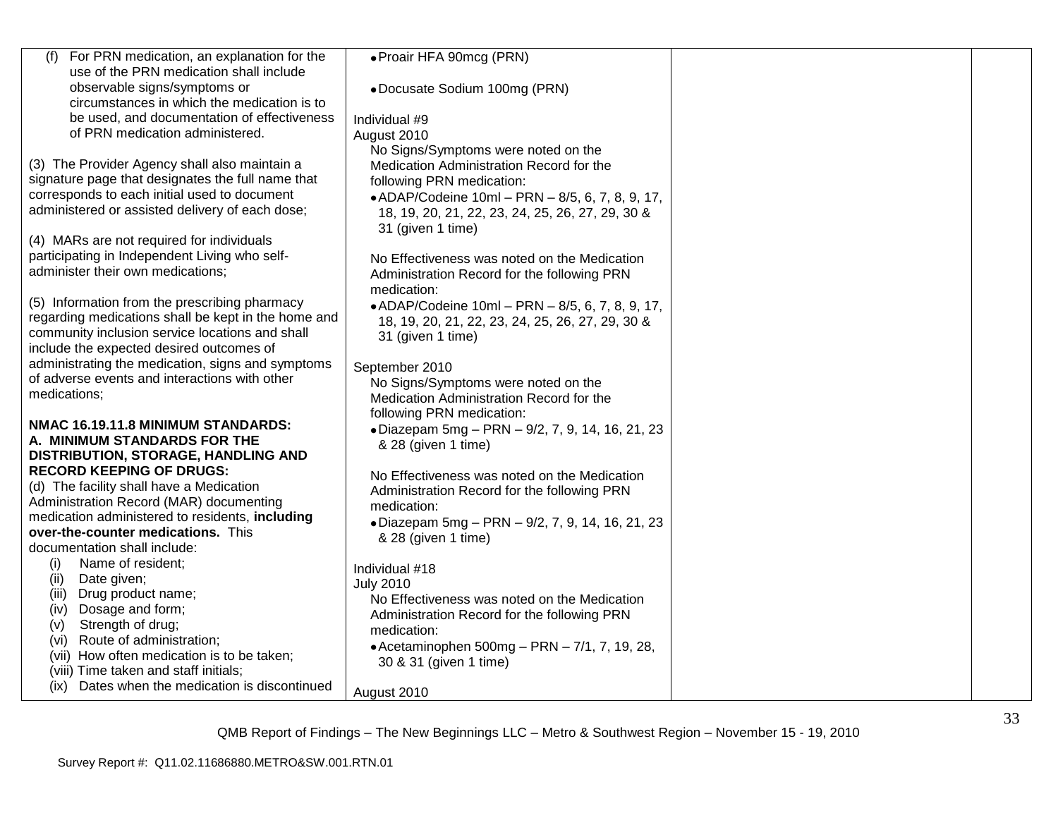| | | | |
|---|---|---|---|
| (f) For PRN medication, an explanation for the use of the PRN medication shall include observable signs/symptoms or circumstances in which the medication is to be used, and documentation of effectiveness of PRN medication administered.<br><br>(3) The Provider Agency shall also maintain a signature page that designates the full name that corresponds to each initial used to document administered or assisted delivery of each dose;<br><br>(4) MARs are not required for individuals participating in Independent Living who self-administer their own medications;<br><br>(5) Information from the prescribing pharmacy regarding medications shall be kept in the home and community inclusion service locations and shall include the expected desired outcomes of administrating the medication, signs and symptoms of adverse events and interactions with other medications;<br><br>**NMAC 16.19.11.8 MINIMUM STANDARDS: A. MINIMUM STANDARDS FOR THE DISTRIBUTION, STORAGE, HANDLING AND RECORD KEEPING OF DRUGS:**<br>(d) The facility shall have a Medication Administration Record (MAR) documenting medication administered to residents, **including over-the-counter medications.** This documentation shall include:<br>(i) Name of resident;<br>(ii) Date given;<br>(iii) Drug product name;<br>(iv) Dosage and form;<br>(v) Strength of drug;<br>(vi) Route of administration;<br>(vii) How often medication is to be taken;<br>(viii) Time taken and staff initials;<br>(ix) Dates when the medication is discontinued | • Proair HFA 90mcg (PRN)<br><br>• Docusate Sodium 100mg (PRN)<br><br>Individual #9<br>August 2010<br>No Signs/Symptoms were noted on the Medication Administration Record for the following PRN medication:<br>• ADAP/Codeine 10ml – PRN – 8/5, 6, 7, 8, 9, 17, 18, 19, 20, 21, 22, 23, 24, 25, 26, 27, 29, 30 & 31 (given 1 time)<br><br>No Effectiveness was noted on the Medication Administration Record for the following PRN medication:<br>• ADAP/Codeine 10ml – PRN – 8/5, 6, 7, 8, 9, 17, 18, 19, 20, 21, 22, 23, 24, 25, 26, 27, 29, 30 & 31 (given 1 time)<br><br>September 2010<br>No Signs/Symptoms were noted on the Medication Administration Record for the following PRN medication:<br>• Diazepam 5mg – PRN – 9/2, 7, 9, 14, 16, 21, 23 & 28 (given 1 time)<br><br>No Effectiveness was noted on the Medication Administration Record for the following PRN medication:<br>• Diazepam 5mg – PRN – 9/2, 7, 9, 14, 16, 21, 23 & 28 (given 1 time)<br><br>Individual #18<br>July 2010<br>No Effectiveness was noted on the Medication Administration Record for the following PRN medication:<br>• Acetaminophen 500mg – PRN – 7/1, 7, 19, 28, 30 & 31 (given 1 time)<br><br>August 2010 | | |

QMB Report of Findings – The New Beginnings LLC – Metro & Southwest Region – November 15 - 19, 2010

Survey Report #: Q11.02.11686880.METRO&SW.001.RTN.01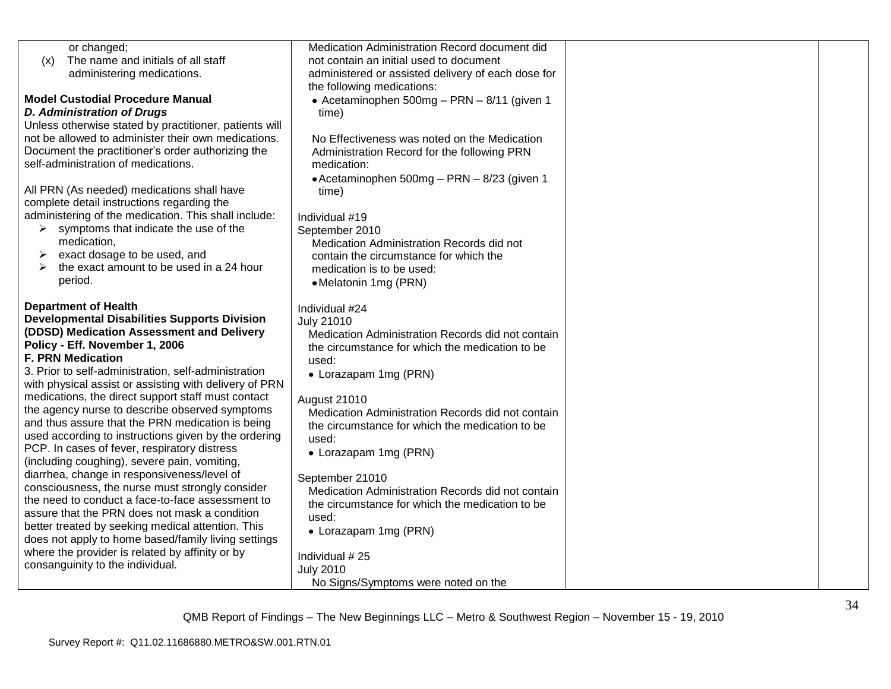| | | | |
|---|---|---|---|
| or changed;<br>(x) The name and initials of all staff administering medications.<br><br>**Model Custodial Procedure Manual**<br>***D. Administration of Drugs***<br>Unless otherwise stated by practitioner, patients will not be allowed to administer their own medications. Document the practitioner's order authorizing the self-administration of medications.<br><br>All PRN (As needed) medications shall have complete detail instructions regarding the administering of the medication. This shall include:<br>➢ symptoms that indicate the use of the medication,<br>➢ exact dosage to be used, and<br>➢ the exact amount to be used in a 24 hour period.<br><br>**Department of Health**<br>**Developmental Disabilities Supports Division (DDSD) Medication Assessment and Delivery Policy - Eff. November 1, 2006**<br>**F. PRN Medication**<br>3. Prior to self-administration, self-administration with physical assist or assisting with delivery of PRN medications, the direct support staff must contact the agency nurse to describe observed symptoms and thus assure that the PRN medication is being used according to instructions given by the ordering PCP. In cases of fever, respiratory distress (including coughing), severe pain, vomiting, diarrhea, change in responsiveness/level of consciousness, the nurse must strongly consider the need to conduct a face-to-face assessment to assure that the PRN does not mask a condition better treated by seeking medical attention. This does not apply to home based/family living settings where the provider is related by affinity or by consanguinity to the individual. | Medication Administration Record document did not contain an initial used to document administered or assisted delivery of each dose for the following medications:<br>• Acetaminophen 500mg – PRN – 8/11 (given 1 time)<br><br>No Effectiveness was noted on the Medication Administration Record for the following PRN medication:<br>• Acetaminophen 500mg – PRN – 8/23 (given 1 time)<br><br>Individual #19<br>September 2010<br>Medication Administration Records did not contain the circumstance for which the medication is to be used:<br>• Melatonin 1mg (PRN)<br><br>Individual #24<br>July 21010<br>Medication Administration Records did not contain the circumstance for which the medication to be used:<br>• Lorazapam 1mg (PRN)<br><br>August 21010<br>Medication Administration Records did not contain the circumstance for which the medication to be used:<br>• Lorazapam 1mg (PRN)<br><br>September 21010<br>Medication Administration Records did not contain the circumstance for which the medication to be used:<br>• Lorazapam 1mg (PRN)<br><br>Individual # 25<br>July 2010<br>No Signs/Symptoms were noted on the | | |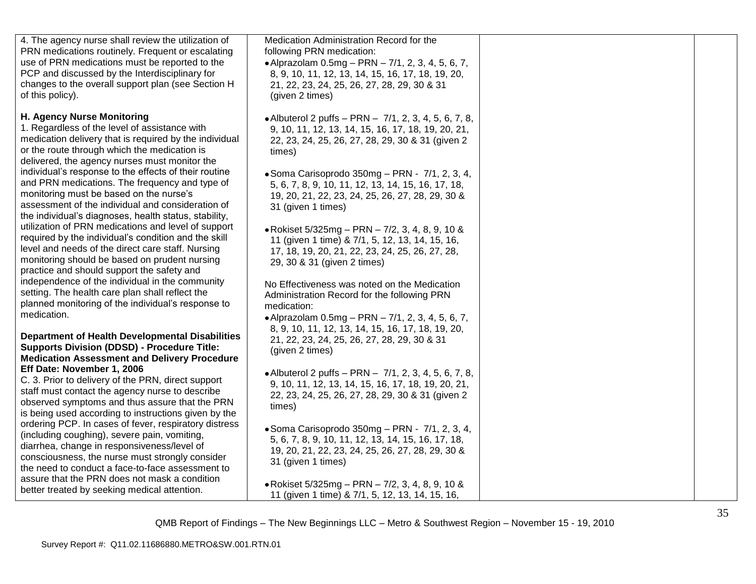| | | | |
|---|---|---|---|
| 4. The agency nurse shall review the utilization of PRN medications routinely. Frequent or escalating use of PRN medications must be reported to the PCP and discussed by the Interdisciplinary for changes to the overall support plan (see Section H of this policy).<br><br>**H. Agency Nurse Monitoring**<br>1. Regardless of the level of assistance with medication delivery that is required by the individual or the route through which the medication is delivered, the agency nurses must monitor the individual's response to the effects of their routine and PRN medications. The frequency and type of monitoring must be based on the nurse's assessment of the individual and consideration of the individual's diagnoses, health status, stability, utilization of PRN medications and level of support required by the individual's condition and the skill level and needs of the direct care staff. Nursing monitoring should be based on prudent nursing practice and should support the safety and independence of the individual in the community setting. The health care plan shall reflect the planned monitoring of the individual's response to medication.<br><br>**Department of Health Developmental Disabilities Supports Division (DDSD) - Procedure Title: Medication Assessment and Delivery Procedure Eff Date: November 1, 2006**<br>C. 3. Prior to delivery of the PRN, direct support staff must contact the agency nurse to describe observed symptoms and thus assure that the PRN is being used according to instructions given by the ordering PCP. In cases of fever, respiratory distress (including coughing), severe pain, vomiting, diarrhea, change in responsiveness/level of consciousness, the nurse must strongly consider the need to conduct a face-to-face assessment to assure that the PRN does not mask a condition better treated by seeking medical attention. | Medication Administration Record for the following PRN medication:<br>• Alprazolam 0.5mg – PRN – 7/1, 2, 3, 4, 5, 6, 7, 8, 9, 10, 11, 12, 13, 14, 15, 16, 17, 18, 19, 20, 21, 22, 23, 24, 25, 26, 27, 28, 29, 30 & 31 (given 2 times)<br><br>• Albuterol 2 puffs – PRN – 7/1, 2, 3, 4, 5, 6, 7, 8, 9, 10, 11, 12, 13, 14, 15, 16, 17, 18, 19, 20, 21, 22, 23, 24, 25, 26, 27, 28, 29, 30 & 31 (given 2 times)<br><br>• Soma Carisoprodo 350mg – PRN - 7/1, 2, 3, 4, 5, 6, 7, 8, 9, 10, 11, 12, 13, 14, 15, 16, 17, 18, 19, 20, 21, 22, 23, 24, 25, 26, 27, 28, 29, 30 & 31 (given 1 times)<br><br>• Rokiset 5/325mg – PRN – 7/2, 3, 4, 8, 9, 10 & 11 (given 1 time) & 7/1, 5, 12, 13, 14, 15, 16, 17, 18, 19, 20, 21, 22, 23, 24, 25, 26, 27, 28, 29, 30 & 31 (given 2 times)<br><br>No Effectiveness was noted on the Medication Administration Record for the following PRN medication:<br>• Alprazolam 0.5mg – PRN – 7/1, 2, 3, 4, 5, 6, 7, 8, 9, 10, 11, 12, 13, 14, 15, 16, 17, 18, 19, 20, 21, 22, 23, 24, 25, 26, 27, 28, 29, 30 & 31 (given 2 times)<br><br>• Albuterol 2 puffs – PRN – 7/1, 2, 3, 4, 5, 6, 7, 8, 9, 10, 11, 12, 13, 14, 15, 16, 17, 18, 19, 20, 21, 22, 23, 24, 25, 26, 27, 28, 29, 30 & 31 (given 2 times)<br><br>• Soma Carisoprodo 350mg – PRN - 7/1, 2, 3, 4, 5, 6, 7, 8, 9, 10, 11, 12, 13, 14, 15, 16, 17, 18, 19, 20, 21, 22, 23, 24, 25, 26, 27, 28, 29, 30 & 31 (given 1 times)<br><br>• Rokiset 5/325mg – PRN – 7/2, 3, 4, 8, 9, 10 & 11 (given 1 time) & 7/1, 5, 12, 13, 14, 15, 16, | | |

QMB Report of Findings – The New Beginnings LLC – Metro & Southwest Region – November 15 - 19, 2010

Survey Report #: Q11.02.11686880.METRO&SW.001.RTN.01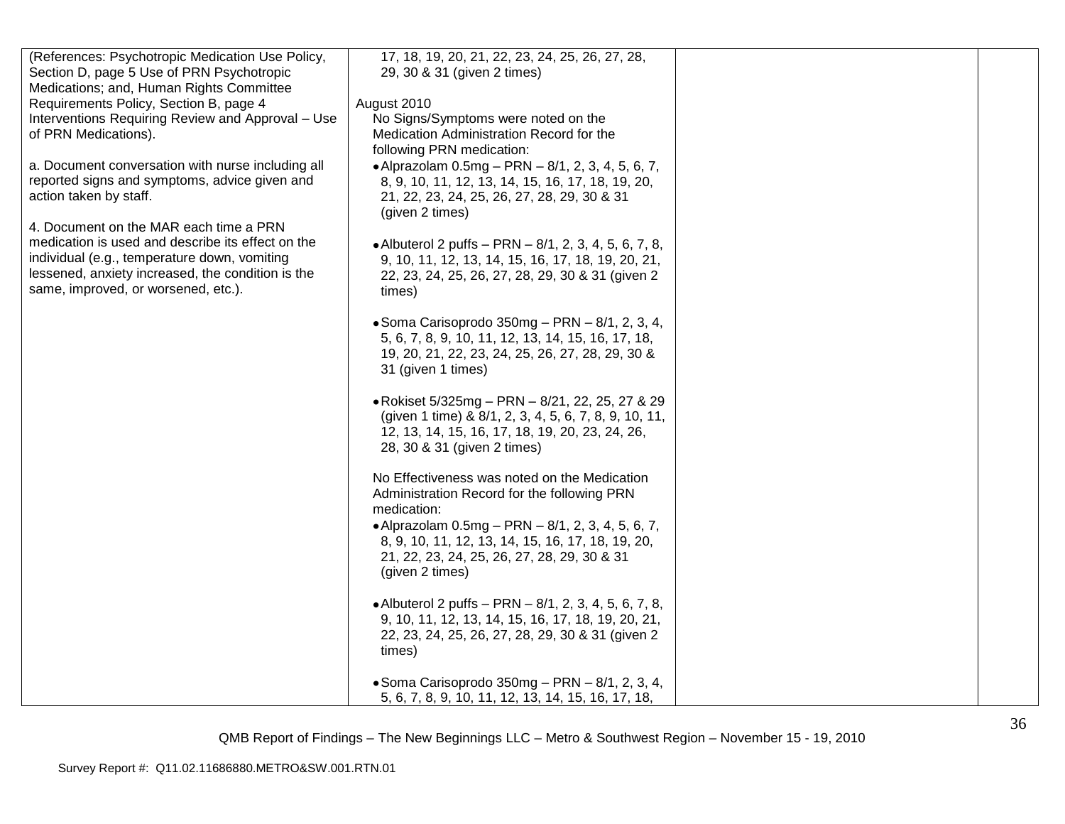| | | | |
|---|---|---|---|
| (References: Psychotropic Medication Use Policy, Section D, page 5 Use of PRN Psychotropic Medications; and, Human Rights Committee Requirements Policy, Section B, page 4 Interventions Requiring Review and Approval – Use of PRN Medications).<br><br>a. Document conversation with nurse including all reported signs and symptoms, advice given and action taken by staff.<br><br>4. Document on the MAR each time a PRN medication is used and describe its effect on the individual (e.g., temperature down, vomiting lessened, anxiety increased, the condition is the same, improved, or worsened, etc.). | 17, 18, 19, 20, 21, 22, 23, 24, 25, 26, 27, 28, 29, 30 & 31 (given 2 times)<br><br>August 2010<br>No Signs/Symptoms were noted on the Medication Administration Record for the following PRN medication:<br>• Alprazolam 0.5mg – PRN – 8/1, 2, 3, 4, 5, 6, 7, 8, 9, 10, 11, 12, 13, 14, 15, 16, 17, 18, 19, 20, 21, 22, 23, 24, 25, 26, 27, 28, 29, 30 & 31 (given 2 times)<br><br>• Albuterol 2 puffs – PRN – 8/1, 2, 3, 4, 5, 6, 7, 8, 9, 10, 11, 12, 13, 14, 15, 16, 17, 18, 19, 20, 21, 22, 23, 24, 25, 26, 27, 28, 29, 30 & 31 (given 2 times)<br><br>• Soma Carisoprodo 350mg – PRN – 8/1, 2, 3, 4, 5, 6, 7, 8, 9, 10, 11, 12, 13, 14, 15, 16, 17, 18, 19, 20, 21, 22, 23, 24, 25, 26, 27, 28, 29, 30 & 31 (given 1 times)<br><br>• Rokiset 5/325mg – PRN – 8/21, 22, 25, 27 & 29 (given 1 time) & 8/1, 2, 3, 4, 5, 6, 7, 8, 9, 10, 11, 12, 13, 14, 15, 16, 17, 18, 19, 20, 23, 24, 26, 28, 30 & 31 (given 2 times)<br><br>No Effectiveness was noted on the Medication Administration Record for the following PRN medication:<br>• Alprazolam 0.5mg – PRN – 8/1, 2, 3, 4, 5, 6, 7, 8, 9, 10, 11, 12, 13, 14, 15, 16, 17, 18, 19, 20, 21, 22, 23, 24, 25, 26, 27, 28, 29, 30 & 31 (given 2 times)<br><br>• Albuterol 2 puffs – PRN – 8/1, 2, 3, 4, 5, 6, 7, 8, 9, 10, 11, 12, 13, 14, 15, 16, 17, 18, 19, 20, 21, 22, 23, 24, 25, 26, 27, 28, 29, 30 & 31 (given 2 times)<br><br>• Soma Carisoprodo 350mg – PRN – 8/1, 2, 3, 4, 5, 6, 7, 8, 9, 10, 11, 12, 13, 14, 15, 16, 17, 18, | | |

QMB Report of Findings – The New Beginnings LLC – Metro & Southwest Region – November 15 - 19, 2010

Survey Report #: Q11.02.11686880.METRO&SW.001.RTN.01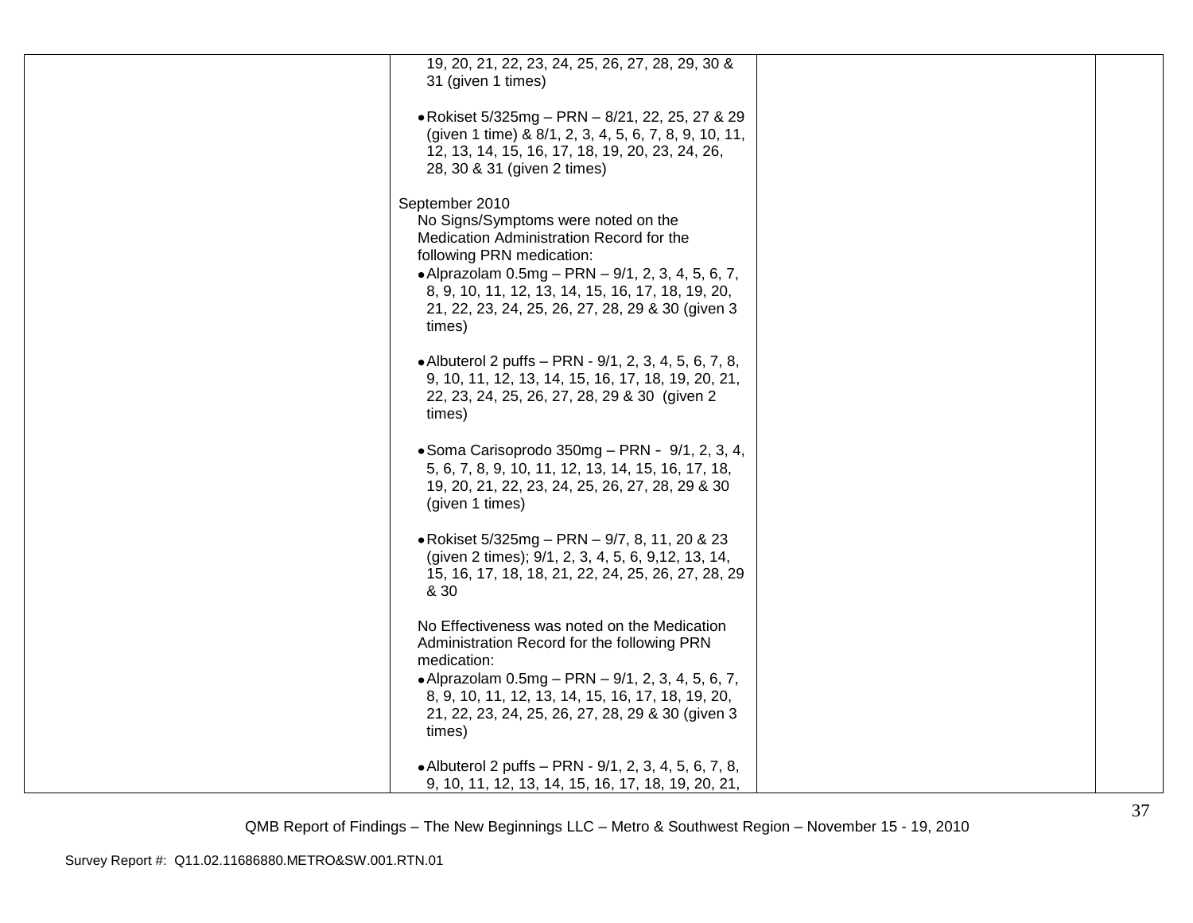| | | | |
|---|---|---|---|
| | 19, 20, 21, 22, 23, 24, 25, 26, 27, 28, 29, 30 & 31 (given 1 times)<br><br>• Rokiset 5/325mg – PRN – 8/21, 22, 25, 27 & 29 (given 1 time) & 8/1, 2, 3, 4, 5, 6, 7, 8, 9, 10, 11, 12, 13, 14, 15, 16, 17, 18, 19, 20, 23, 24, 26, 28, 30 & 31 (given 2 times)<br><br>September 2010<br>No Signs/Symptoms were noted on the Medication Administration Record for the following PRN medication:<br>• Alprazolam 0.5mg – PRN – 9/1, 2, 3, 4, 5, 6, 7, 8, 9, 10, 11, 12, 13, 14, 15, 16, 17, 18, 19, 20, 21, 22, 23, 24, 25, 26, 27, 28, 29 & 30 (given 3 times)<br><br>• Albuterol 2 puffs – PRN - 9/1, 2, 3, 4, 5, 6, 7, 8, 9, 10, 11, 12, 13, 14, 15, 16, 17, 18, 19, 20, 21, 22, 23, 24, 25, 26, 27, 28, 29 & 30 (given 2 times)<br><br>• Soma Carisoprodo 350mg – PRN - 9/1, 2, 3, 4, 5, 6, 7, 8, 9, 10, 11, 12, 13, 14, 15, 16, 17, 18, 19, 20, 21, 22, 23, 24, 25, 26, 27, 28, 29 & 30 (given 1 times)<br><br>• Rokiset 5/325mg – PRN – 9/7, 8, 11, 20 & 23 (given 2 times); 9/1, 2, 3, 4, 5, 6, 9,12, 13, 14, 15, 16, 17, 18, 18, 21, 22, 24, 25, 26, 27, 28, 29 & 30<br><br>No Effectiveness was noted on the Medication Administration Record for the following PRN medication:<br>• Alprazolam 0.5mg – PRN – 9/1, 2, 3, 4, 5, 6, 7, 8, 9, 10, 11, 12, 13, 14, 15, 16, 17, 18, 19, 20, 21, 22, 23, 24, 25, 26, 27, 28, 29 & 30 (given 3 times)<br><br>• Albuterol 2 puffs – PRN - 9/1, 2, 3, 4, 5, 6, 7, 8, 9, 10, 11, 12, 13, 14, 15, 16, 17, 18, 19, 20, 21, | | |

QMB Report of Findings – The New Beginnings LLC – Metro & Southwest Region – November 15 - 19, 2010

Survey Report #: Q11.02.11686880.METRO&SW.001.RTN.01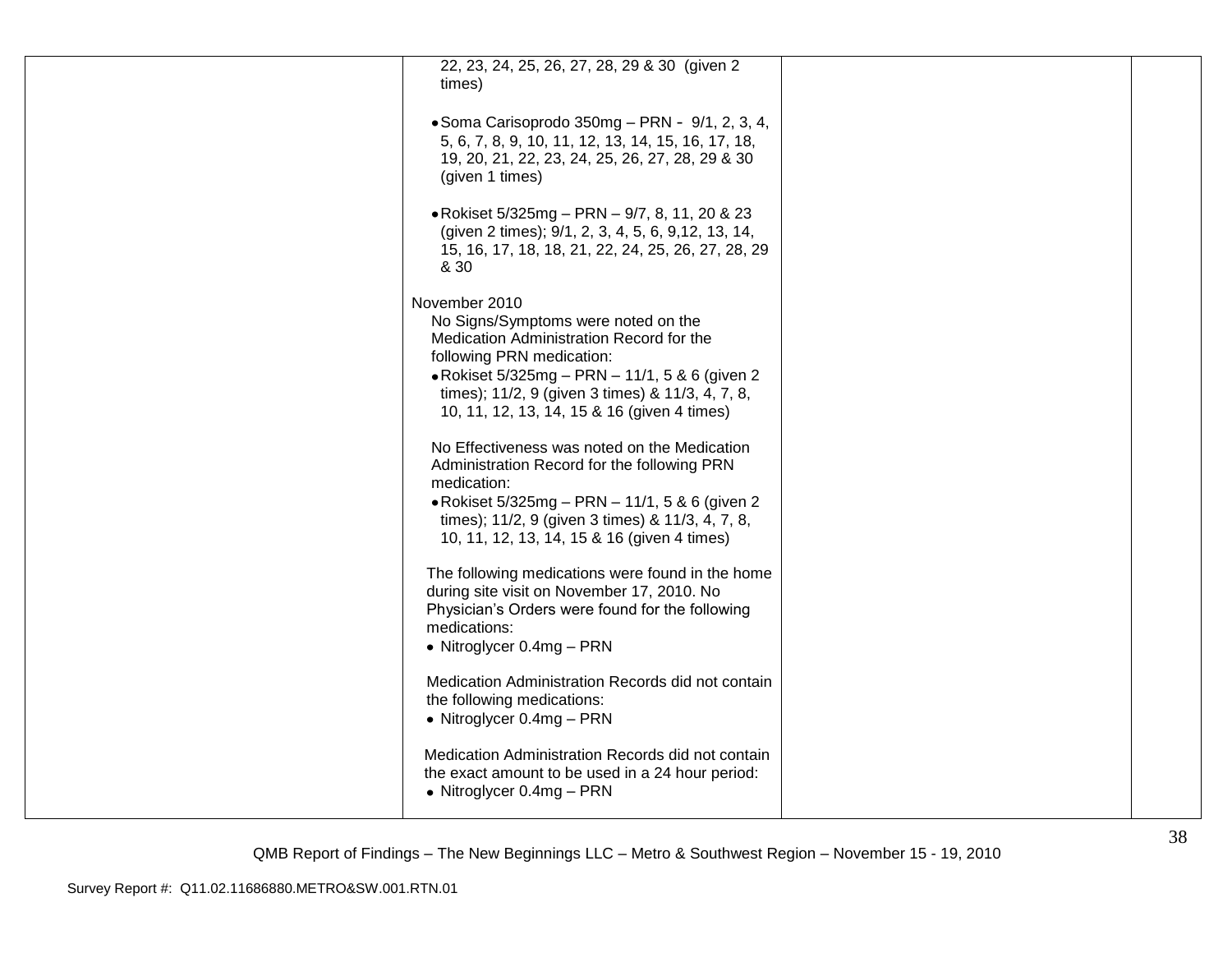| | | | |
|---|---|---|---|
| | 22, 23, 24, 25, 26, 27, 28, 29 & 30 (given 2 times)<br><br>• Soma Carisoprodo 350mg – PRN - 9/1, 2, 3, 4, 5, 6, 7, 8, 9, 10, 11, 12, 13, 14, 15, 16, 17, 18, 19, 20, 21, 22, 23, 24, 25, 26, 27, 28, 29 & 30 (given 1 times)<br><br>• Rokiset 5/325mg – PRN – 9/7, 8, 11, 20 & 23 (given 2 times); 9/1, 2, 3, 4, 5, 6, 9,12, 13, 14, 15, 16, 17, 18, 18, 21, 22, 24, 25, 26, 27, 28, 29 & 30<br><br>November 2010<br>No Signs/Symptoms were noted on the Medication Administration Record for the following PRN medication:<br>• Rokiset 5/325mg – PRN – 11/1, 5 & 6 (given 2 times); 11/2, 9 (given 3 times) & 11/3, 4, 7, 8, 10, 11, 12, 13, 14, 15 & 16 (given 4 times)<br><br>No Effectiveness was noted on the Medication Administration Record for the following PRN medication:<br>• Rokiset 5/325mg – PRN – 11/1, 5 & 6 (given 2 times); 11/2, 9 (given 3 times) & 11/3, 4, 7, 8, 10, 11, 12, 13, 14, 15 & 16 (given 4 times)<br><br>The following medications were found in the home during site visit on November 17, 2010. No Physician's Orders were found for the following medications:<br>• Nitroglycer 0.4mg – PRN<br><br>Medication Administration Records did not contain the following medications:<br>• Nitroglycer 0.4mg – PRN<br><br>Medication Administration Records did not contain the exact amount to be used in a 24 hour period:<br>• Nitroglycer 0.4mg – PRN | | |

QMB Report of Findings – The New Beginnings LLC – Metro & Southwest Region – November 15 - 19, 2010

Survey Report #: Q11.02.11686880.METRO&SW.001.RTN.01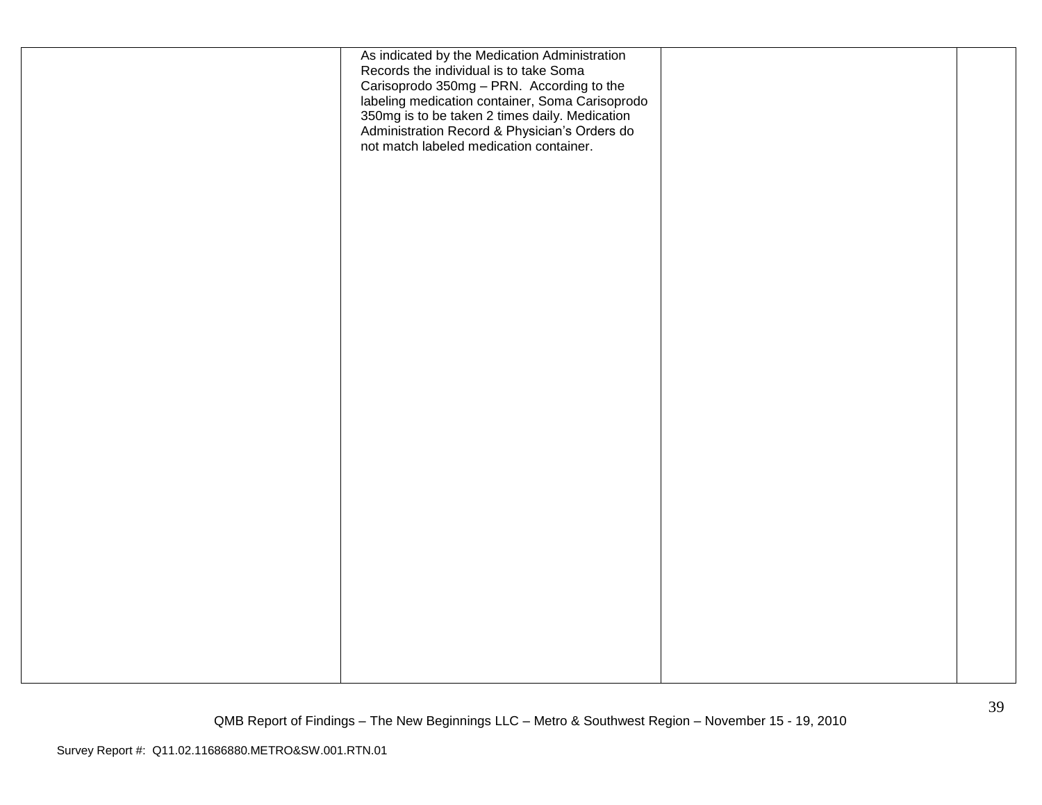| | | | |
|---|---|---|---|
| | As indicated by the Medication Administration Records the individual is to take Soma Carisoprodo 350mg – PRN. According to the labeling medication container, Soma Carisoprodo 350mg is to be taken 2 times daily. Medication Administration Record & Physician's Orders do not match labeled medication container. | | |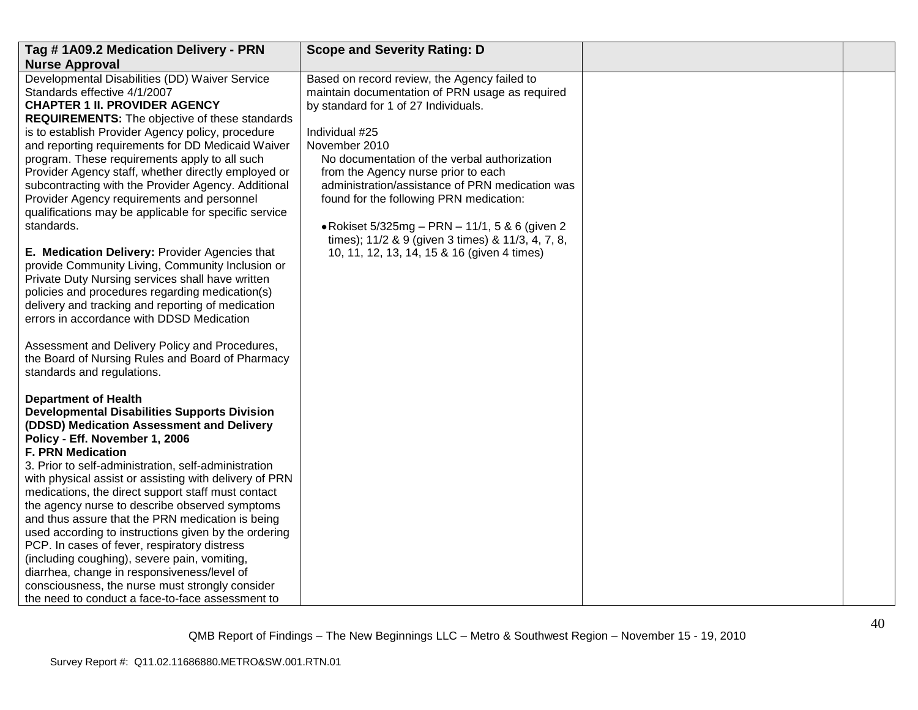| Tag # 1A09.2 Medication Delivery - PRN Nurse Approval | Scope and Severity Rating: D | | |
|---|---|---|---|
| Developmental Disabilities (DD) Waiver Service Standards effective 4/1/2007<br>**CHAPTER 1 II. PROVIDER AGENCY REQUIREMENTS:** The objective of these standards is to establish Provider Agency policy, procedure and reporting requirements for DD Medicaid Waiver program. These requirements apply to all such Provider Agency staff, whether directly employed or subcontracting with the Provider Agency. Additional Provider Agency requirements and personnel qualifications may be applicable for specific service standards.<br><br>**E. Medication Delivery:** Provider Agencies that provide Community Living, Community Inclusion or Private Duty Nursing services shall have written policies and procedures regarding medication(s) delivery and tracking and reporting of medication errors in accordance with DDSD Medication<br><br>Assessment and Delivery Policy and Procedures, the Board of Nursing Rules and Board of Pharmacy standards and regulations.<br><br>**Department of Health Developmental Disabilities Supports Division (DDSD) Medication Assessment and Delivery Policy - Eff. November 1, 2006**<br>**F. PRN Medication**<br>3. Prior to self-administration, self-administration with physical assist or assisting with delivery of PRN medications, the direct support staff must contact the agency nurse to describe observed symptoms and thus assure that the PRN medication is being used according to instructions given by the ordering PCP. In cases of fever, respiratory distress (including coughing), severe pain, vomiting, diarrhea, change in responsiveness/level of consciousness, the nurse must strongly consider the need to conduct a face-to-face assessment to | Based on record review, the Agency failed to maintain documentation of PRN usage as required by standard for 1 of 27 Individuals.<br><br>Individual #25<br>November 2010<br>No documentation of the verbal authorization from the Agency nurse prior to each administration/assistance of PRN medication was found for the following PRN medication:<br><br>• Rokiset 5/325mg – PRN – 11/1, 5 & 6 (given 2 times); 11/2 & 9 (given 3 times) & 11/3, 4, 7, 8, 10, 11, 12, 13, 14, 15 & 16 (given 4 times) | | |

QMB Report of Findings – The New Beginnings LLC – Metro & Southwest Region – November 15 - 19, 2010

Survey Report #: Q11.02.11686880.METRO&SW.001.RTN.01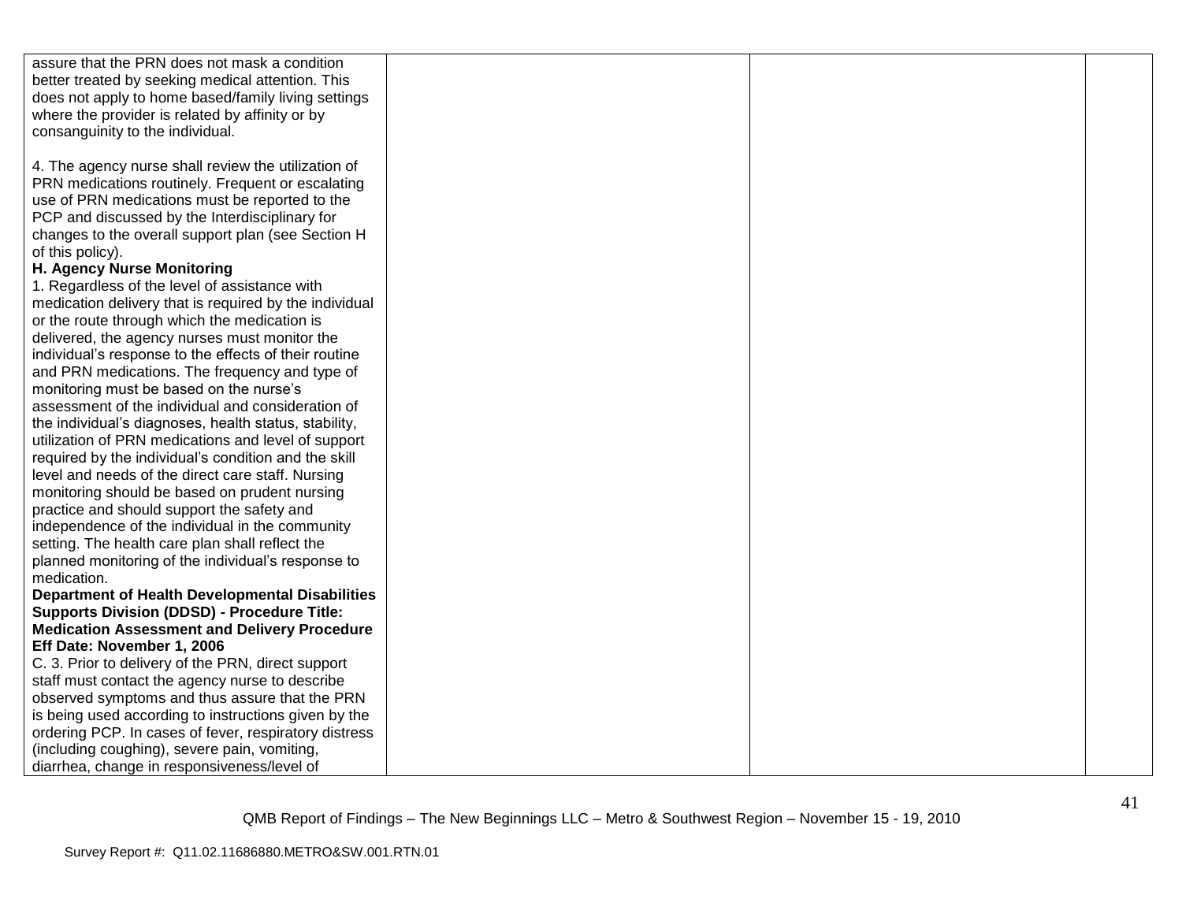| | | | |
|---|---|---|---|
| assure that the PRN does not mask a condition better treated by seeking medical attention. This does not apply to home based/family living settings where the provider is related by affinity or by consanguinity to the individual.<br><br>4. The agency nurse shall review the utilization of PRN medications routinely. Frequent or escalating use of PRN medications must be reported to the PCP and discussed by the Interdisciplinary for changes to the overall support plan (see Section H of this policy).<br>**H. Agency Nurse Monitoring**<br>1. Regardless of the level of assistance with medication delivery that is required by the individual or the route through which the medication is delivered, the agency nurses must monitor the individual's response to the effects of their routine and PRN medications. The frequency and type of monitoring must be based on the nurse's assessment of the individual and consideration of the individual's diagnoses, health status, stability, utilization of PRN medications and level of support required by the individual's condition and the skill level and needs of the direct care staff. Nursing monitoring should be based on prudent nursing practice and should support the safety and independence of the individual in the community setting. The health care plan shall reflect the planned monitoring of the individual's response to medication.<br>**Department of Health Developmental Disabilities Supports Division (DDSD) - Procedure Title: Medication Assessment and Delivery Procedure Eff Date: November 1, 2006**<br>C. 3. Prior to delivery of the PRN, direct support staff must contact the agency nurse to describe observed symptoms and thus assure that the PRN is being used according to instructions given by the ordering PCP. In cases of fever, respiratory distress (including coughing), severe pain, vomiting, diarrhea, change in responsiveness/level of | | | |

QMB Report of Findings – The New Beginnings LLC – Metro & Southwest Region – November 15 - 19, 2010

Survey Report #: Q11.02.11686880.METRO&SW.001.RTN.01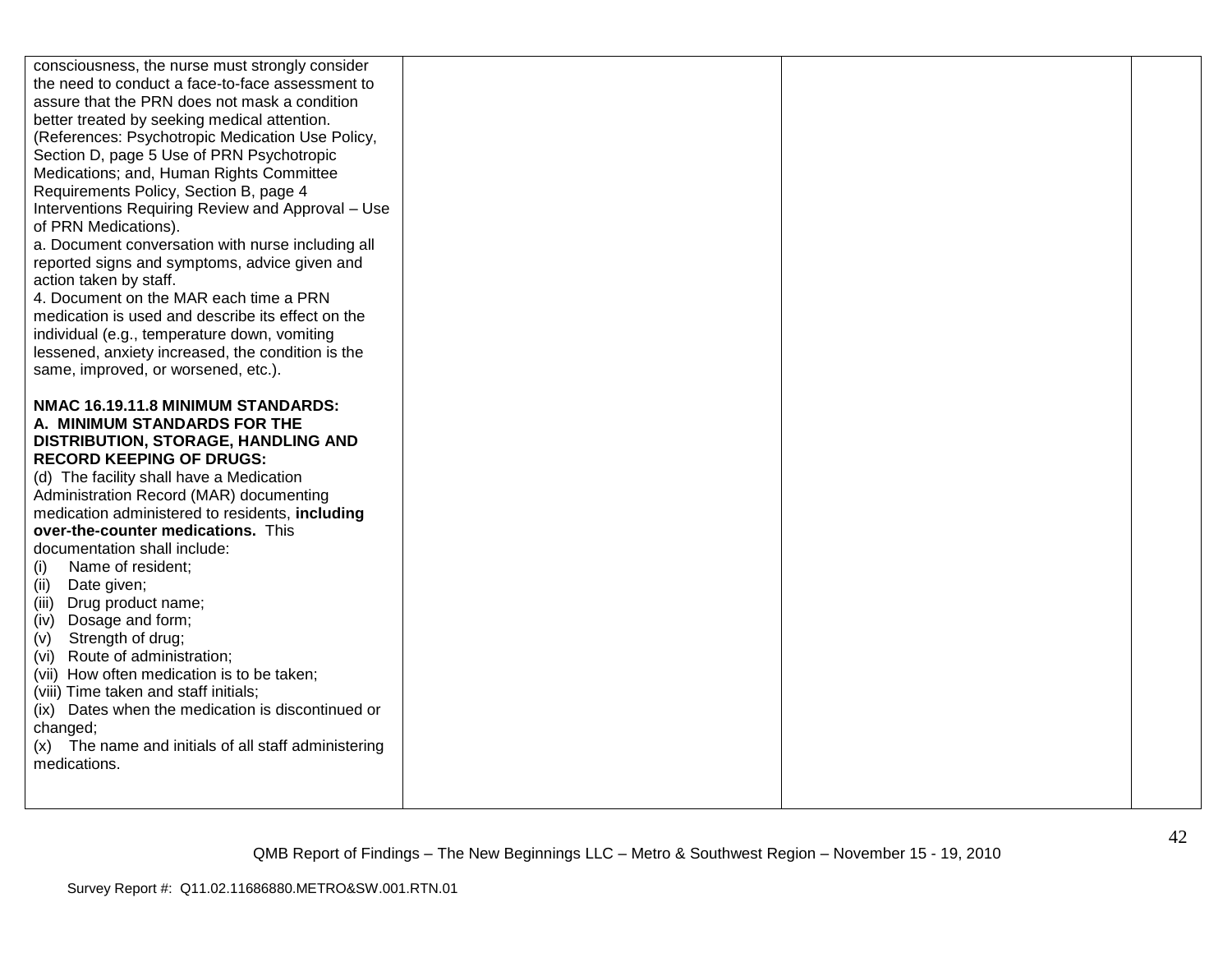| | | | |
|---|---|---|---|
| consciousness, the nurse must strongly consider the need to conduct a face-to-face assessment to assure that the PRN does not mask a condition better treated by seeking medical attention. (References: Psychotropic Medication Use Policy, Section D, page 5 Use of PRN Psychotropic Medications; and, Human Rights Committee Requirements Policy, Section B, page 4 Interventions Requiring Review and Approval – Use of PRN Medications).<br>a. Document conversation with nurse including all reported signs and symptoms, advice given and action taken by staff.<br>4. Document on the MAR each time a PRN medication is used and describe its effect on the individual (e.g., temperature down, vomiting lessened, anxiety increased, the condition is the same, improved, or worsened, etc.).<br><br>**NMAC 16.19.11.8 MINIMUM STANDARDS:**<br>**A. MINIMUM STANDARDS FOR THE DISTRIBUTION, STORAGE, HANDLING AND RECORD KEEPING OF DRUGS:**<br>(d) The facility shall have a Medication Administration Record (MAR) documenting medication administered to residents, **including over-the-counter medications.** This documentation shall include:<br>(i) Name of resident;<br>(ii) Date given;<br>(iii) Drug product name;<br>(iv) Dosage and form;<br>(v) Strength of drug;<br>(vi) Route of administration;<br>(vii) How often medication is to be taken;<br>(viii) Time taken and staff initials;<br>(ix) Dates when the medication is discontinued or changed;<br>(x) The name and initials of all staff administering medications. | | | |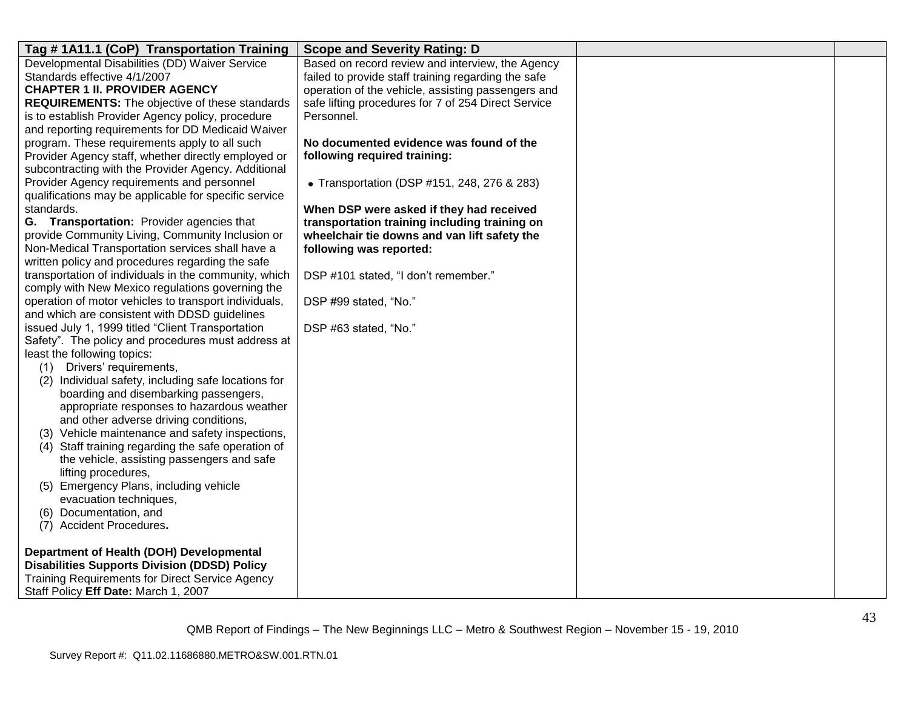| Tag # 1A11.1 (CoP) Transportation Training | Scope and Severity Rating: D | | |
|---|---|---|---|
| Developmental Disabilities (DD) Waiver Service Standards effective 4/1/2007<br>**CHAPTER 1 II. PROVIDER AGENCY REQUIREMENTS:** The objective of these standards is to establish Provider Agency policy, procedure and reporting requirements for DD Medicaid Waiver program. These requirements apply to all such Provider Agency staff, whether directly employed or subcontracting with the Provider Agency. Additional Provider Agency requirements and personnel qualifications may be applicable for specific service standards.<br>**G. Transportation:** Provider agencies that provide Community Living, Community Inclusion or Non-Medical Transportation services shall have a written policy and procedures regarding the safe transportation of individuals in the community, which comply with New Mexico regulations governing the operation of motor vehicles to transport individuals, and which are consistent with DDSD guidelines issued July 1, 1999 titled "Client Transportation Safety". The policy and procedures must address at least the following topics:<br>(1) Drivers' requirements,<br>(2) Individual safety, including safe locations for boarding and disembarking passengers, appropriate responses to hazardous weather and other adverse driving conditions,<br>(3) Vehicle maintenance and safety inspections,<br>(4) Staff training regarding the safe operation of the vehicle, assisting passengers and safe lifting procedures,<br>(5) Emergency Plans, including vehicle evacuation techniques,<br>(6) Documentation, and<br>(7) Accident Procedures**.**<br><br>**Department of Health (DOH) Developmental Disabilities Supports Division (DDSD) Policy** Training Requirements for Direct Service Agency Staff Policy **Eff Date:** March 1, 2007 | Based on record review and interview, the Agency failed to provide staff training regarding the safe operation of the vehicle, assisting passengers and safe lifting procedures for 7 of 254 Direct Service Personnel.<br><br>**No documented evidence was found of the following required training:**<br><br>• Transportation (DSP #151, 248, 276 & 283)<br><br>**When DSP were asked if they had received transportation training including training on wheelchair tie downs and van lift safety the following was reported:**<br><br>DSP #101 stated, "I don't remember."<br><br>DSP #99 stated, "No."<br><br>DSP #63 stated, "No." | | |

QMB Report of Findings – The New Beginnings LLC – Metro & Southwest Region – November 15 - 19, 2010

Survey Report #: Q11.02.11686880.METRO&SW.001.RTN.01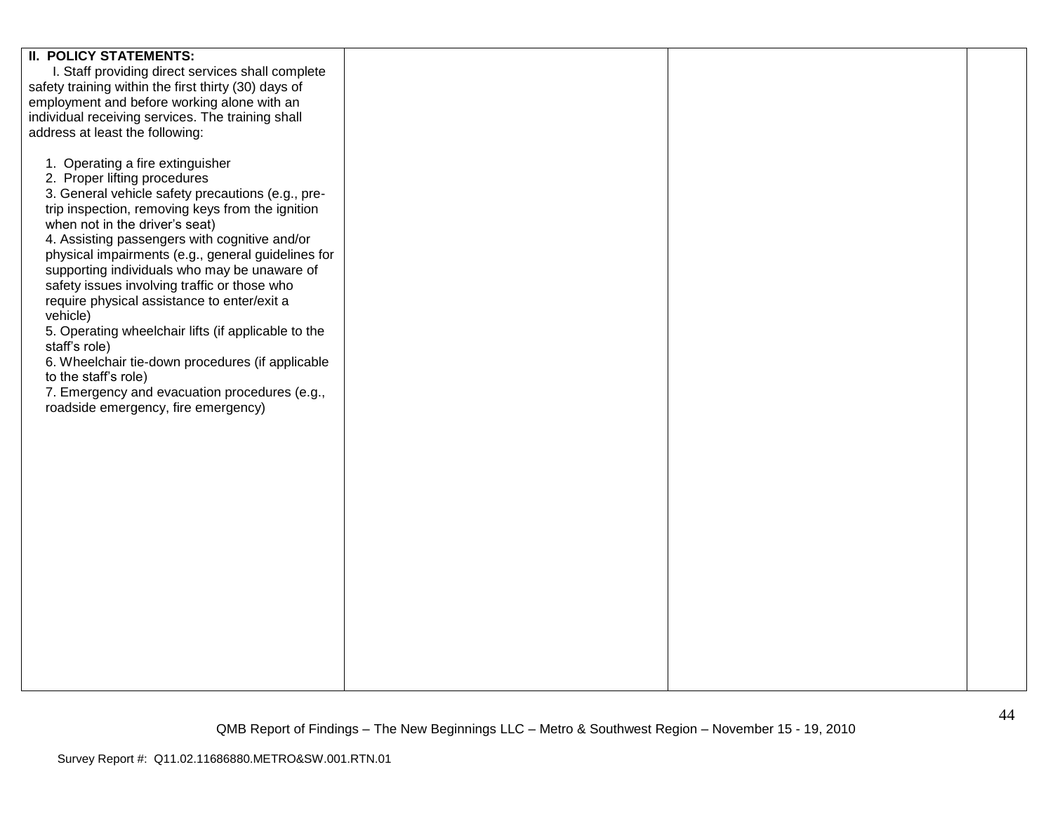| | | | |
|---|---|---|---|
| **II. POLICY STATEMENTS:**<br>I. Staff providing direct services shall complete safety training within the first thirty (30) days of employment and before working alone with an individual receiving services. The training shall address at least the following:<br><br>1. Operating a fire extinguisher<br>2. Proper lifting procedures<br>3. General vehicle safety precautions (e.g., pre-trip inspection, removing keys from the ignition when not in the driver's seat)<br>4. Assisting passengers with cognitive and/or physical impairments (e.g., general guidelines for supporting individuals who may be unaware of safety issues involving traffic or those who require physical assistance to enter/exit a vehicle)<br>5. Operating wheelchair lifts (if applicable to the staff's role)<br>6. Wheelchair tie-down procedures (if applicable to the staff's role)<br>7. Emergency and evacuation procedures (e.g., roadside emergency, fire emergency) | | | |

QMB Report of Findings – The New Beginnings LLC – Metro & Southwest Region – November 15 - 19, 2010

Survey Report #: Q11.02.11686880.METRO&SW.001.RTN.01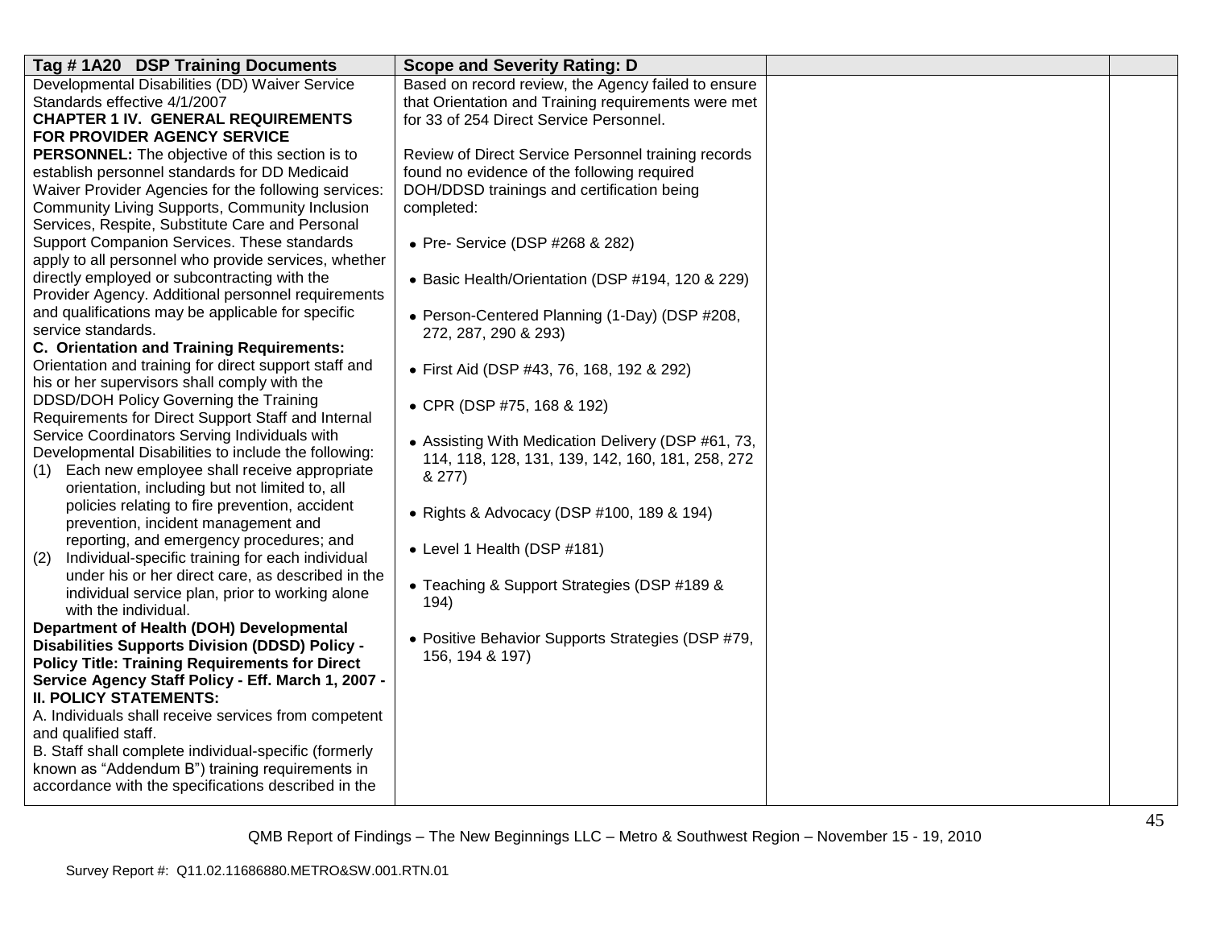| Tag # 1A20 DSP Training Documents | Scope and Severity Rating: D | | |
|---|---|---|---|
| Developmental Disabilities (DD) Waiver Service Standards effective 4/1/2007<br>**CHAPTER 1 IV. GENERAL REQUIREMENTS FOR PROVIDER AGENCY SERVICE PERSONNEL:** The objective of this section is to establish personnel standards for DD Medicaid Waiver Provider Agencies for the following services: Community Living Supports, Community Inclusion Services, Respite, Substitute Care and Personal Support Companion Services. These standards apply to all personnel who provide services, whether directly employed or subcontracting with the Provider Agency. Additional personnel requirements and qualifications may be applicable for specific service standards.<br>**C. Orientation and Training Requirements:** Orientation and training for direct support staff and his or her supervisors shall comply with the DDSD/DOH Policy Governing the Training Requirements for Direct Support Staff and Internal Service Coordinators Serving Individuals with Developmental Disabilities to include the following:<br>(1) Each new employee shall receive appropriate orientation, including but not limited to, all policies relating to fire prevention, accident prevention, incident management and reporting, and emergency procedures; and<br>(2) Individual-specific training for each individual under his or her direct care, as described in the individual service plan, prior to working alone with the individual.<br>**Department of Health (DOH) Developmental Disabilities Supports Division (DDSD) Policy - Policy Title: Training Requirements for Direct Service Agency Staff Policy - Eff. March 1, 2007 - II. POLICY STATEMENTS:**<br>A. Individuals shall receive services from competent and qualified staff.<br>B. Staff shall complete individual-specific (formerly known as "Addendum B") training requirements in accordance with the specifications described in the | Based on record review, the Agency failed to ensure that Orientation and Training requirements were met for 33 of 254 Direct Service Personnel.<br><br>Review of Direct Service Personnel training records found no evidence of the following required DOH/DDSD trainings and certification being completed:<br><br>• Pre- Service (DSP #268 & 282)<br><br>• Basic Health/Orientation (DSP #194, 120 & 229)<br><br>• Person-Centered Planning (1-Day) (DSP #208, 272, 287, 290 & 293)<br><br>• First Aid (DSP #43, 76, 168, 192 & 292)<br><br>• CPR (DSP #75, 168 & 192)<br><br>• Assisting With Medication Delivery (DSP #61, 73, 114, 118, 128, 131, 139, 142, 160, 181, 258, 272 & 277)<br><br>• Rights & Advocacy (DSP #100, 189 & 194)<br><br>• Level 1 Health (DSP #181)<br><br>• Teaching & Support Strategies (DSP #189 & 194)<br><br>• Positive Behavior Supports Strategies (DSP #79, 156, 194 & 197) | | |

QMB Report of Findings – The New Beginnings LLC – Metro & Southwest Region – November 15 - 19, 2010

Survey Report #: Q11.02.11686880.METRO&SW.001.RTN.01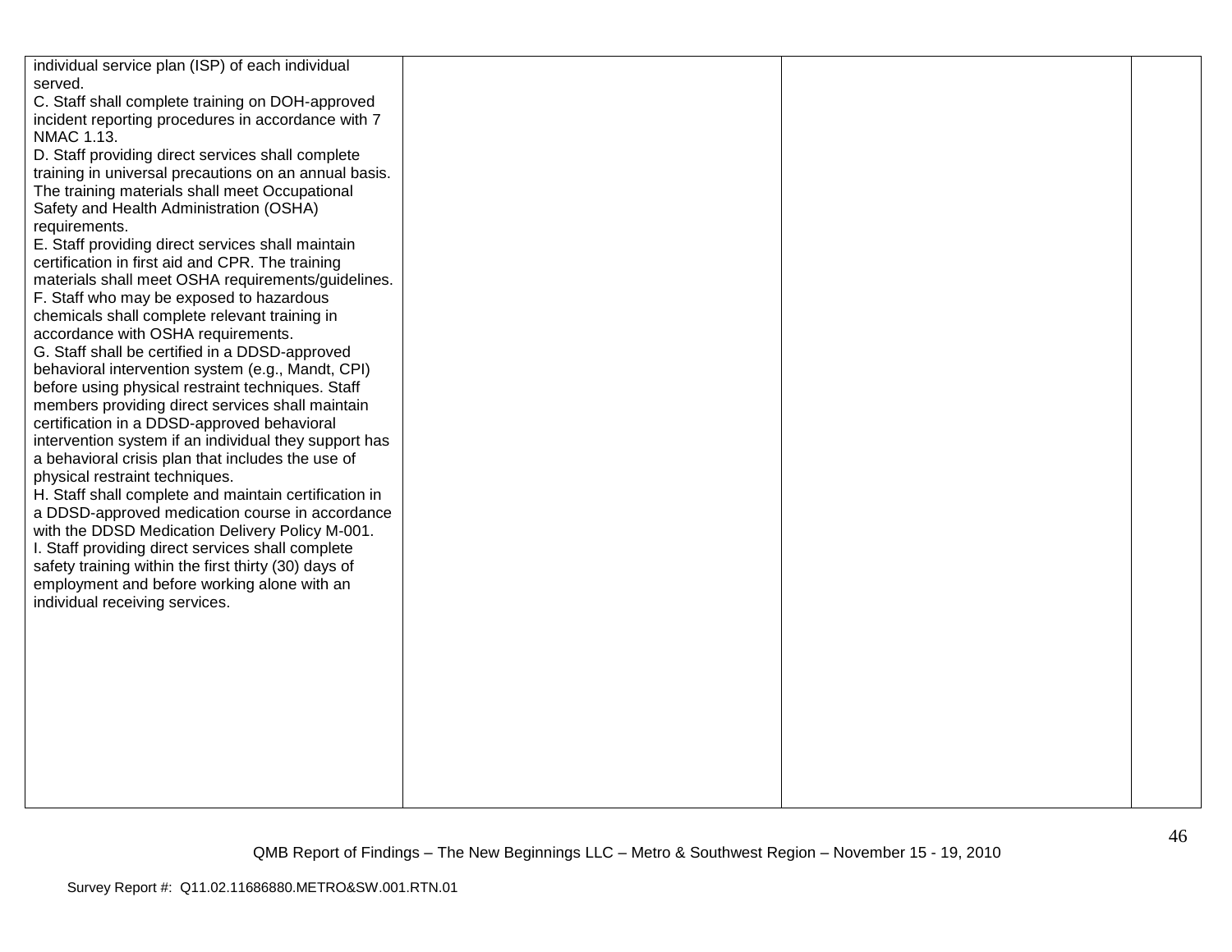| | | | |
|---|---|---|---|
| individual service plan (ISP) of each individual served.<br>C. Staff shall complete training on DOH-approved incident reporting procedures in accordance with 7 NMAC 1.13.<br>D. Staff providing direct services shall complete training in universal precautions on an annual basis. The training materials shall meet Occupational Safety and Health Administration (OSHA) requirements.<br>E. Staff providing direct services shall maintain certification in first aid and CPR. The training materials shall meet OSHA requirements/guidelines.<br>F. Staff who may be exposed to hazardous chemicals shall complete relevant training in accordance with OSHA requirements.<br>G. Staff shall be certified in a DDSD-approved behavioral intervention system (e.g., Mandt, CPI) before using physical restraint techniques. Staff members providing direct services shall maintain certification in a DDSD-approved behavioral intervention system if an individual they support has a behavioral crisis plan that includes the use of physical restraint techniques.<br>H. Staff shall complete and maintain certification in a DDSD-approved medication course in accordance with the DDSD Medication Delivery Policy M-001.<br>I. Staff providing direct services shall complete safety training within the first thirty (30) days of employment and before working alone with an individual receiving services. | | | |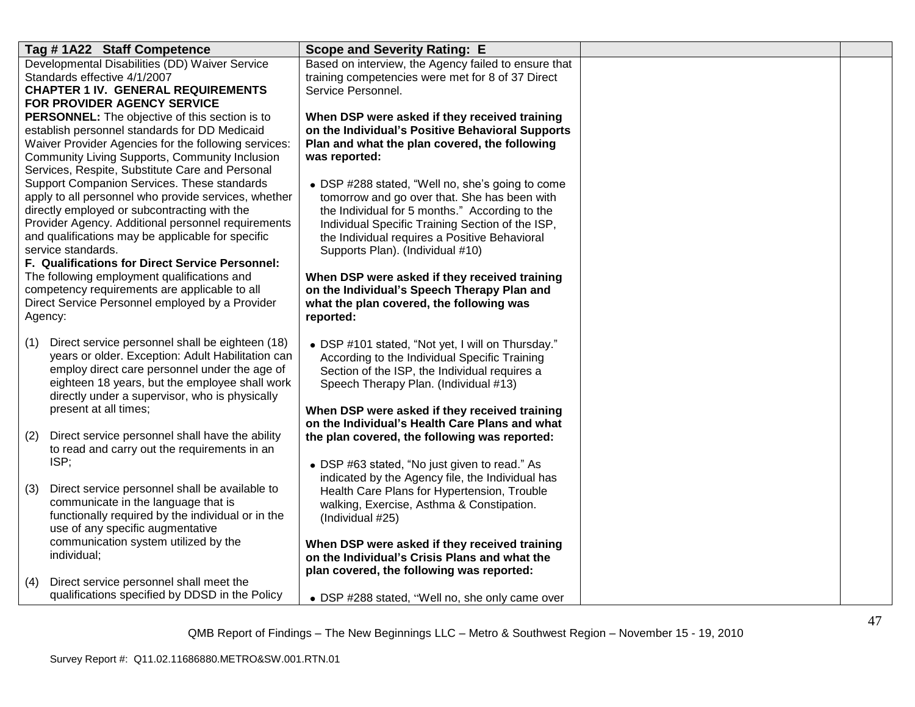| Tag # 1A22 Staff Competence | Scope and Severity Rating: E | | |
|---|---|---|---|
| Developmental Disabilities (DD) Waiver Service Standards effective 4/1/2007<br>**CHAPTER 1 IV. GENERAL REQUIREMENTS FOR PROVIDER AGENCY SERVICE PERSONNEL:** The objective of this section is to establish personnel standards for DD Medicaid Waiver Provider Agencies for the following services: Community Living Supports, Community Inclusion Services, Respite, Substitute Care and Personal Support Companion Services. These standards apply to all personnel who provide services, whether directly employed or subcontracting with the Provider Agency. Additional personnel requirements and qualifications may be applicable for specific service standards.<br>**F. Qualifications for Direct Service Personnel:** The following employment qualifications and competency requirements are applicable to all Direct Service Personnel employed by a Provider Agency:<br><br>(1) Direct service personnel shall be eighteen (18) years or older. Exception: Adult Habilitation can employ direct care personnel under the age of eighteen 18 years, but the employee shall work directly under a supervisor, who is physically present at all times;<br><br>(2) Direct service personnel shall have the ability to read and carry out the requirements in an ISP;<br><br>(3) Direct service personnel shall be available to communicate in the language that is functionally required by the individual or in the use of any specific augmentative communication system utilized by the individual;<br><br>(4) Direct service personnel shall meet the qualifications specified by DDSD in the Policy | Based on interview, the Agency failed to ensure that training competencies were met for 8 of 37 Direct Service Personnel.<br><br>**When DSP were asked if they received training on the Individual's Positive Behavioral Supports Plan and what the plan covered, the following was reported:**<br><br>• DSP #288 stated, "Well no, she's going to come tomorrow and go over that. She has been with the Individual for 5 months." According to the Individual Specific Training Section of the ISP, the Individual requires a Positive Behavioral Supports Plan). (Individual #10)<br><br>**When DSP were asked if they received training on the Individual's Speech Therapy Plan and what the plan covered, the following was reported:**<br><br>• DSP #101 stated, "Not yet, I will on Thursday." According to the Individual Specific Training Section of the ISP, the Individual requires a Speech Therapy Plan. (Individual #13)<br><br>**When DSP were asked if they received training on the Individual's Health Care Plans and what the plan covered, the following was reported:**<br><br>• DSP #63 stated, "No just given to read." As indicated by the Agency file, the Individual has Health Care Plans for Hypertension, Trouble walking, Exercise, Asthma & Constipation. (Individual #25)<br><br>**When DSP were asked if they received training on the Individual's Crisis Plans and what the plan covered, the following was reported:**<br><br>• DSP #288 stated, "Well no, she only came over | | |

QMB Report of Findings – The New Beginnings LLC – Metro & Southwest Region – November 15 - 19, 2010

Survey Report #: Q11.02.11686880.METRO&SW.001.RTN.01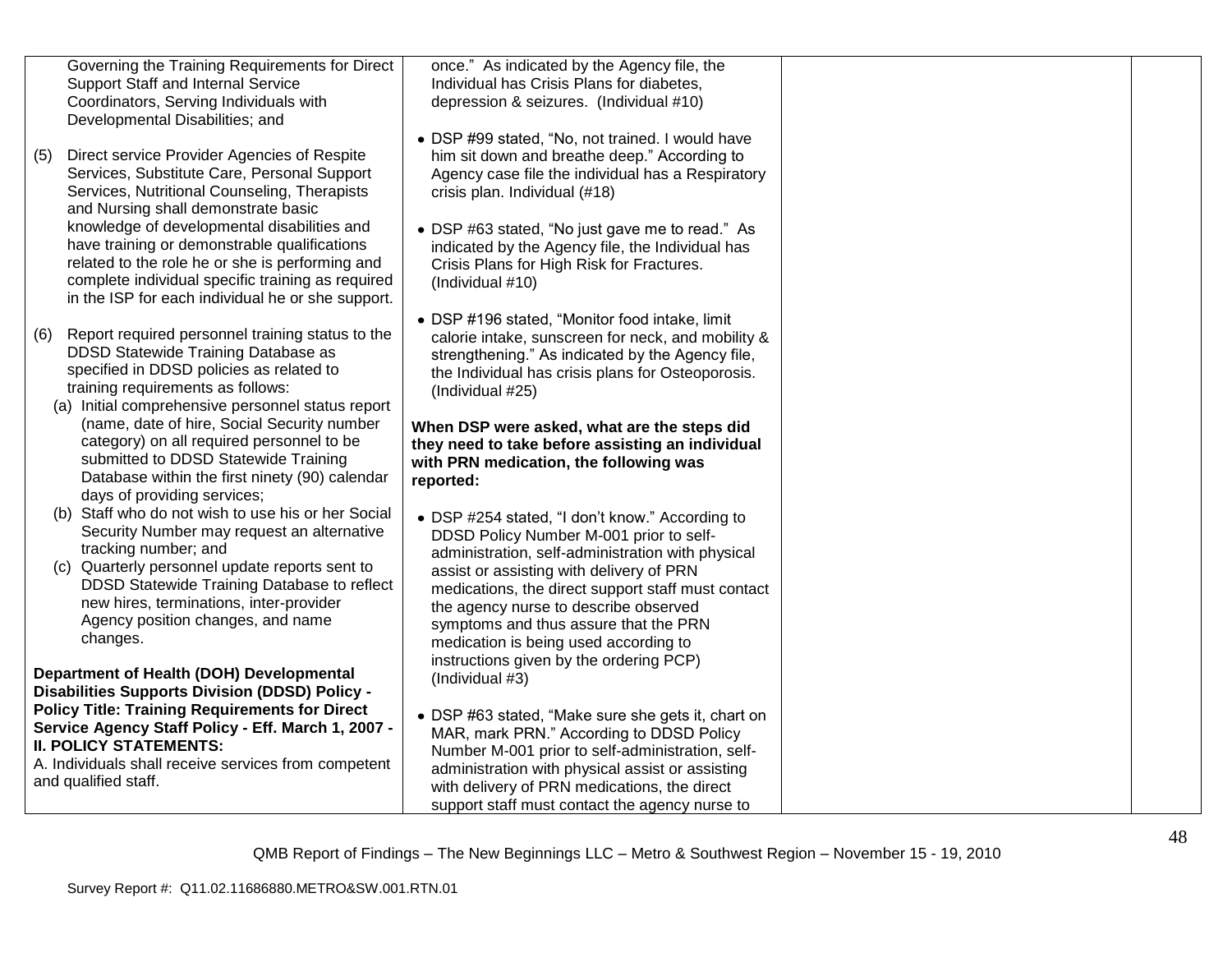| | | | |
|---|---|---|---|
| Governing the Training Requirements for Direct Support Staff and Internal Service Coordinators, Serving Individuals with Developmental Disabilities; and<br><br>(5) Direct service Provider Agencies of Respite Services, Substitute Care, Personal Support Services, Nutritional Counseling, Therapists and Nursing shall demonstrate basic knowledge of developmental disabilities and have training or demonstrable qualifications related to the role he or she is performing and complete individual specific training as required in the ISP for each individual he or she support.<br><br>(6) Report required personnel training status to the DDSD Statewide Training Database as specified in DDSD policies as related to training requirements as follows:<br>(a) Initial comprehensive personnel status report (name, date of hire, Social Security number category) on all required personnel to be submitted to DDSD Statewide Training Database within the first ninety (90) calendar days of providing services;<br>(b) Staff who do not wish to use his or her Social Security Number may request an alternative tracking number; and<br>(c) Quarterly personnel update reports sent to DDSD Statewide Training Database to reflect new hires, terminations, inter-provider Agency position changes, and name changes.<br><br>**Department of Health (DOH) Developmental Disabilities Supports Division (DDSD) Policy - Policy Title: Training Requirements for Direct Service Agency Staff Policy - Eff. March 1, 2007 - II. POLICY STATEMENTS:**<br>A. Individuals shall receive services from competent and qualified staff. | once." As indicated by the Agency file, the Individual has Crisis Plans for diabetes, depression & seizures. (Individual #10)<br><br>• DSP #99 stated, "No, not trained. I would have him sit down and breathe deep." According to Agency case file the individual has a Respiratory crisis plan. Individual (#18)<br><br>• DSP #63 stated, "No just gave me to read." As indicated by the Agency file, the Individual has Crisis Plans for High Risk for Fractures. (Individual #10)<br><br>• DSP #196 stated, "Monitor food intake, limit calorie intake, sunscreen for neck, and mobility & strengthening." As indicated by the Agency file, the Individual has crisis plans for Osteoporosis. (Individual #25)<br><br>**When DSP were asked, what are the steps did they need to take before assisting an individual with PRN medication, the following was reported:**<br><br>• DSP #254 stated, "I don't know." According to DDSD Policy Number M-001 prior to self-administration, self-administration with physical assist or assisting with delivery of PRN medications, the direct support staff must contact the agency nurse to describe observed symptoms and thus assure that the PRN medication is being used according to instructions given by the ordering PCP) (Individual #3)<br><br>• DSP #63 stated, "Make sure she gets it, chart on MAR, mark PRN." According to DDSD Policy Number M-001 prior to self-administration, self-administration with physical assist or assisting with delivery of PRN medications, the direct support staff must contact the agency nurse to | | |

QMB Report of Findings – The New Beginnings LLC – Metro & Southwest Region – November 15 - 19, 2010

Survey Report #: Q11.02.11686880.METRO&SW.001.RTN.01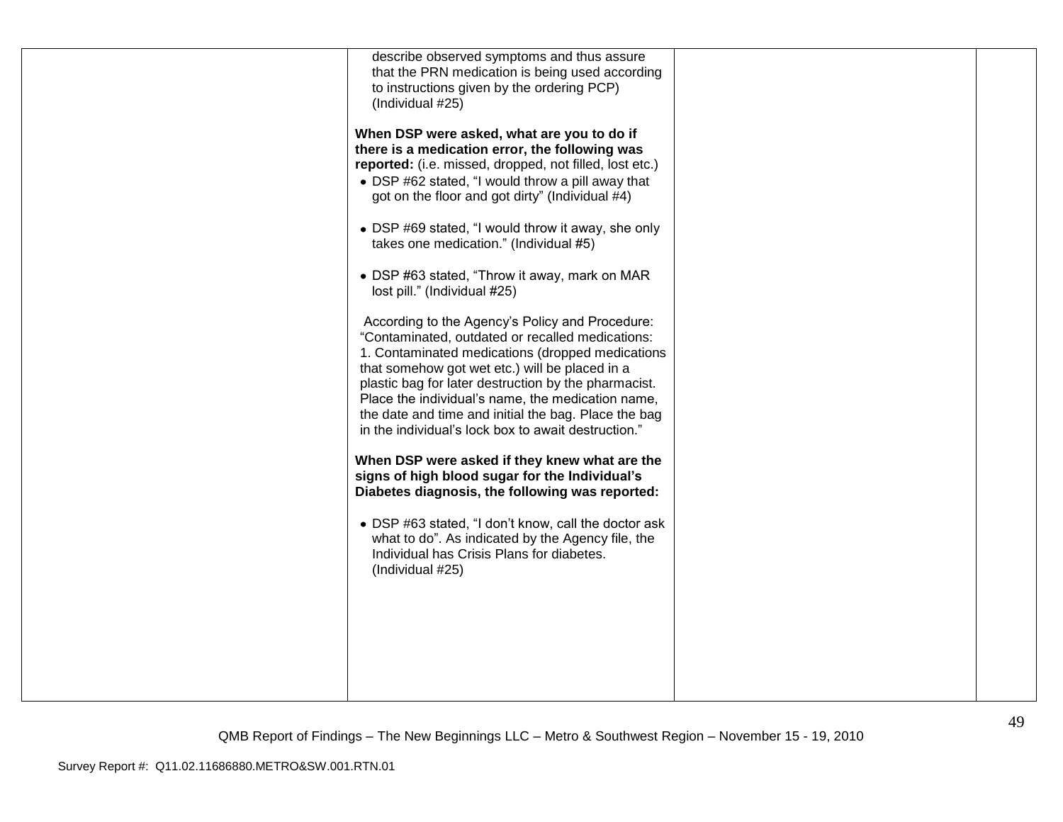| | | | |
|---|---|---|---|
| | describe observed symptoms and thus assure that the PRN medication is being used according to instructions given by the ordering PCP) (Individual #25)<br><br>**When DSP were asked, what are you to do if there is a medication error, the following was reported:** (i.e. missed, dropped, not filled, lost etc.)<br>• DSP #62 stated, "I would throw a pill away that got on the floor and got dirty" (Individual #4)<br><br>• DSP #69 stated, "I would throw it away, she only takes one medication." (Individual #5)<br><br>• DSP #63 stated, "Throw it away, mark on MAR lost pill." (Individual #25)<br><br>According to the Agency's Policy and Procedure: "Contaminated, outdated or recalled medications: 1. Contaminated medications (dropped medications that somehow got wet etc.) will be placed in a plastic bag for later destruction by the pharmacist. Place the individual's name, the medication name, the date and time and initial the bag. Place the bag in the individual's lock box to await destruction."<br><br>**When DSP were asked if they knew what are the signs of high blood sugar for the Individual's Diabetes diagnosis, the following was reported:**<br><br>• DSP #63 stated, "I don't know, call the doctor ask what to do". As indicated by the Agency file, the Individual has Crisis Plans for diabetes. (Individual #25) | | |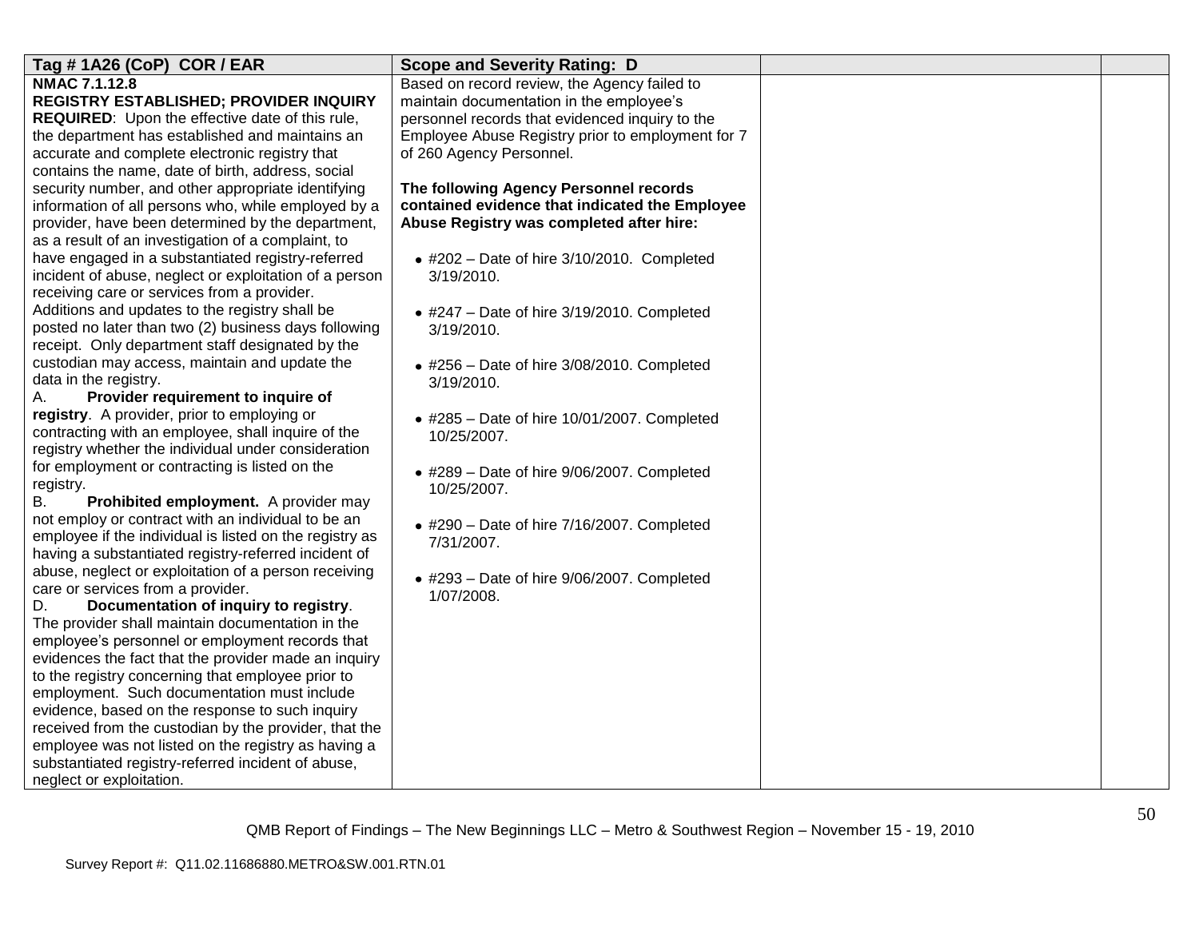| Tag # 1A26 (CoP) COR / EAR | Scope and Severity Rating: D | | |
|---|---|---|---|
| **NMAC 7.1.12.8**<br>**REGISTRY ESTABLISHED; PROVIDER INQUIRY REQUIRED**: Upon the effective date of this rule, the department has established and maintains an accurate and complete electronic registry that contains the name, date of birth, address, social security number, and other appropriate identifying information of all persons who, while employed by a provider, have been determined by the department, as a result of an investigation of a complaint, to have engaged in a substantiated registry-referred incident of abuse, neglect or exploitation of a person receiving care or services from a provider. Additions and updates to the registry shall be posted no later than two (2) business days following receipt. Only department staff designated by the custodian may access, maintain and update the data in the registry.<br>A. **Provider requirement to inquire of registry**. A provider, prior to employing or contracting with an employee, shall inquire of the registry whether the individual under consideration for employment or contracting is listed on the registry.<br>B. **Prohibited employment.** A provider may not employ or contract with an individual to be an employee if the individual is listed on the registry as having a substantiated registry-referred incident of abuse, neglect or exploitation of a person receiving care or services from a provider.<br>D. **Documentation of inquiry to registry**. The provider shall maintain documentation in the employee's personnel or employment records that evidences the fact that the provider made an inquiry to the registry concerning that employee prior to employment. Such documentation must include evidence, based on the response to such inquiry received from the custodian by the provider, that the employee was not listed on the registry as having a substantiated registry-referred incident of abuse, neglect or exploitation. | Based on record review, the Agency failed to maintain documentation in the employee's personnel records that evidenced inquiry to the Employee Abuse Registry prior to employment for 7 of 260 Agency Personnel.<br><br>**The following Agency Personnel records contained evidence that indicated the Employee Abuse Registry was completed after hire:**<br><br>• #202 – Date of hire 3/10/2010. Completed 3/19/2010.<br><br>• #247 – Date of hire 3/19/2010. Completed 3/19/2010.<br><br>• #256 – Date of hire 3/08/2010. Completed 3/19/2010.<br><br>• #285 – Date of hire 10/01/2007. Completed 10/25/2007.<br><br>• #289 – Date of hire 9/06/2007. Completed 10/25/2007.<br><br>• #290 – Date of hire 7/16/2007. Completed 7/31/2007.<br><br>• #293 – Date of hire 9/06/2007. Completed 1/07/2008. | | |

QMB Report of Findings – The New Beginnings LLC – Metro & Southwest Region – November 15 - 19, 2010

Survey Report #: Q11.02.11686880.METRO&SW.001.RTN.01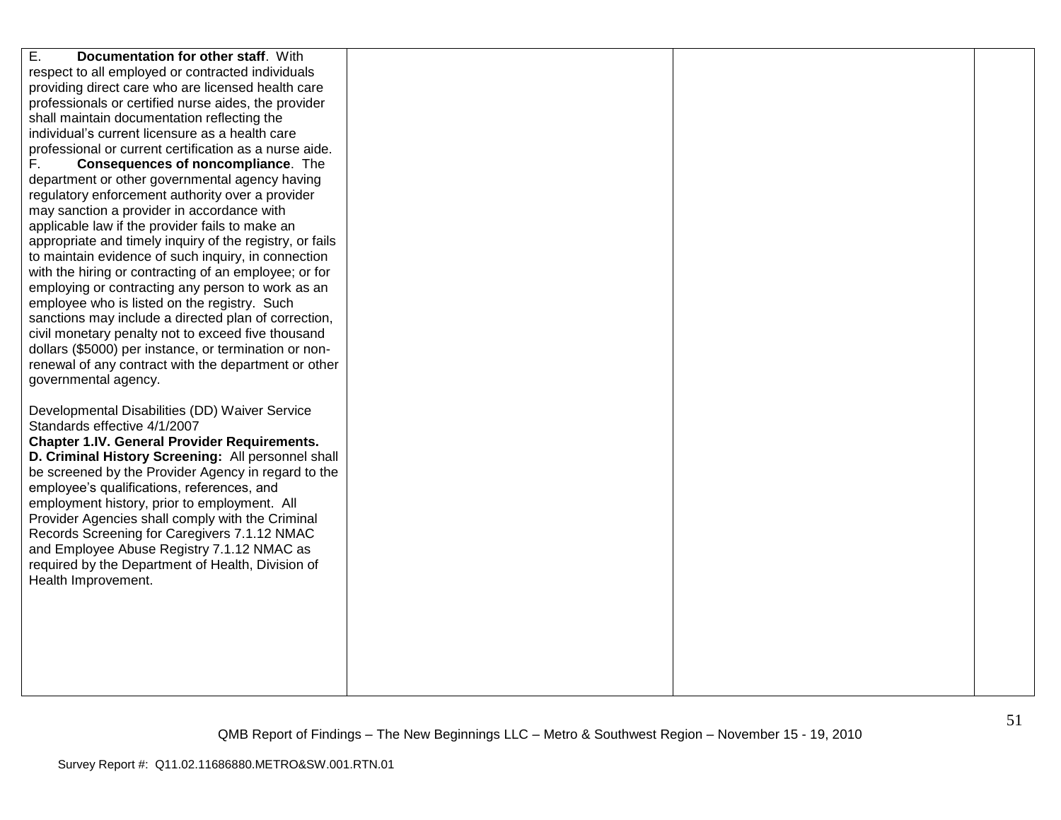| | | | |
|---|---|---|---|
| E. **Documentation for other staff**. With respect to all employed or contracted individuals providing direct care who are licensed health care professionals or certified nurse aides, the provider shall maintain documentation reflecting the individual's current licensure as a health care professional or current certification as a nurse aide.<br>F. **Consequences of noncompliance**. The department or other governmental agency having regulatory enforcement authority over a provider may sanction a provider in accordance with applicable law if the provider fails to make an appropriate and timely inquiry of the registry, or fails to maintain evidence of such inquiry, in connection with the hiring or contracting of an employee; or for employing or contracting any person to work as an employee who is listed on the registry. Such sanctions may include a directed plan of correction, civil monetary penalty not to exceed five thousand dollars ($5000) per instance, or termination or non-renewal of any contract with the department or other governmental agency.<br><br>Developmental Disabilities (DD) Waiver Service Standards effective 4/1/2007<br>**Chapter 1.IV. General Provider Requirements.**<br>**D. Criminal History Screening:** All personnel shall be screened by the Provider Agency in regard to the employee's qualifications, references, and employment history, prior to employment. All Provider Agencies shall comply with the Criminal Records Screening for Caregivers 7.1.12 NMAC and Employee Abuse Registry 7.1.12 NMAC as required by the Department of Health, Division of Health Improvement. | | | |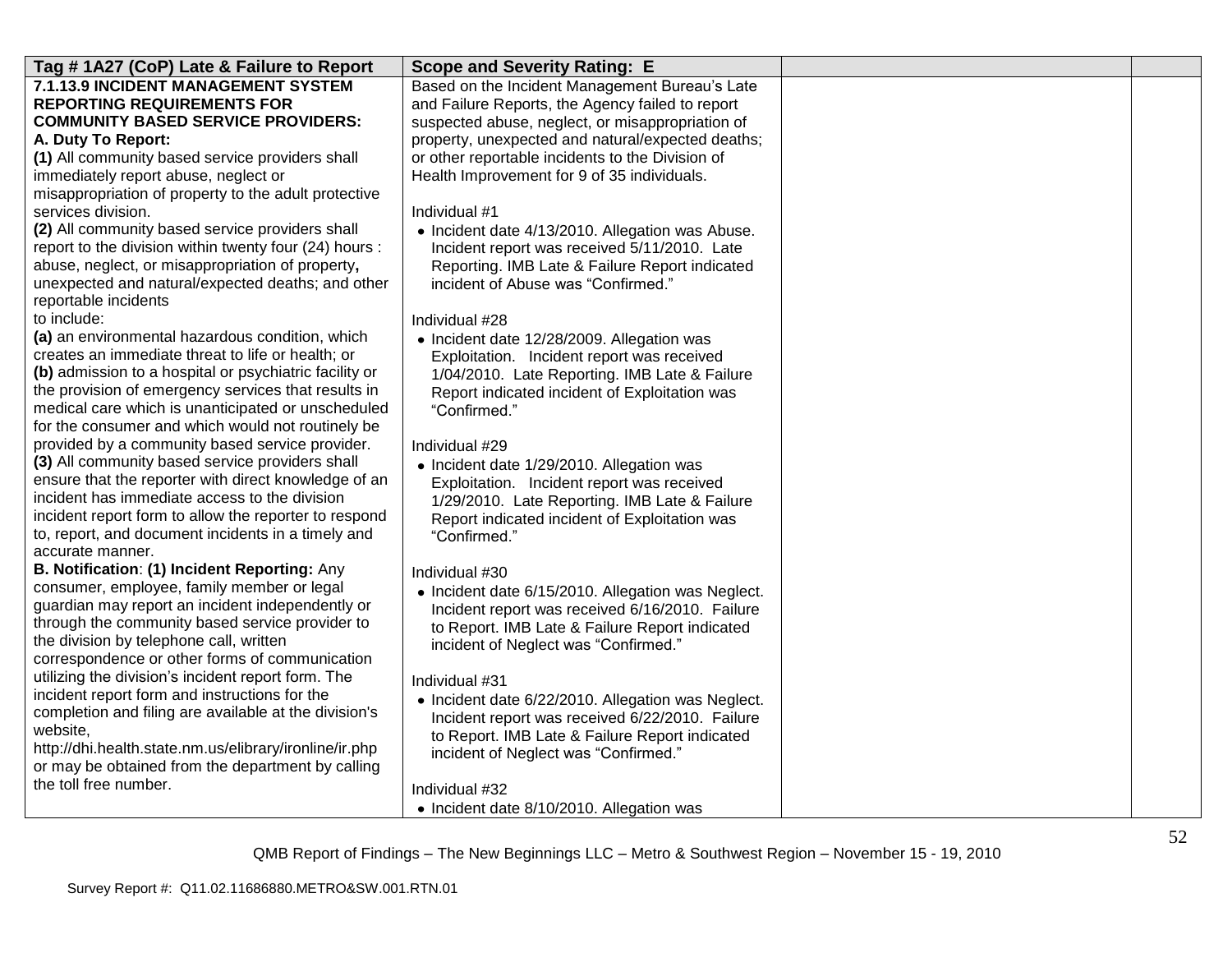| Tag # 1A27 (CoP) Late & Failure to Report | Scope and Severity Rating: E | | |
|---|---|---|---|
| **7.1.13.9 INCIDENT MANAGEMENT SYSTEM REPORTING REQUIREMENTS FOR COMMUNITY BASED SERVICE PROVIDERS:**<br>**A. Duty To Report:**<br>**(1)** All community based service providers shall immediately report abuse, neglect or misappropriation of property to the adult protective services division.<br>**(2)** All community based service providers shall report to the division within twenty four (24) hours : abuse, neglect, or misappropriation of property**,** unexpected and natural/expected deaths; and other reportable incidents<br>to include:<br>**(a)** an environmental hazardous condition, which creates an immediate threat to life or health; or<br>**(b)** admission to a hospital or psychiatric facility or the provision of emergency services that results in medical care which is unanticipated or unscheduled for the consumer and which would not routinely be provided by a community based service provider.<br>**(3)** All community based service providers shall ensure that the reporter with direct knowledge of an incident has immediate access to the division incident report form to allow the reporter to respond to, report, and document incidents in a timely and accurate manner.<br>**B. Notification**: **(1) Incident Reporting:** Any consumer, employee, family member or legal guardian may report an incident independently or through the community based service provider to the division by telephone call, written correspondence or other forms of communication utilizing the division's incident report form. The incident report form and instructions for the completion and filing are available at the division's website,<br>http://dhi.health.state.nm.us/elibrary/ironline/ir.php or may be obtained from the department by calling the toll free number. | Based on the Incident Management Bureau's Late and Failure Reports, the Agency failed to report suspected abuse, neglect, or misappropriation of property, unexpected and natural/expected deaths; or other reportable incidents to the Division of Health Improvement for 9 of 35 individuals.<br><br>Individual #1<br>• Incident date 4/13/2010. Allegation was Abuse. Incident report was received 5/11/2010. Late Reporting. IMB Late & Failure Report indicated incident of Abuse was "Confirmed."<br><br>Individual #28<br>• Incident date 12/28/2009. Allegation was Exploitation. Incident report was received 1/04/2010. Late Reporting. IMB Late & Failure Report indicated incident of Exploitation was "Confirmed."<br><br>Individual #29<br>• Incident date 1/29/2010. Allegation was Exploitation. Incident report was received 1/29/2010. Late Reporting. IMB Late & Failure Report indicated incident of Exploitation was "Confirmed."<br><br>Individual #30<br>• Incident date 6/15/2010. Allegation was Neglect. Incident report was received 6/16/2010. Failure to Report. IMB Late & Failure Report indicated incident of Neglect was "Confirmed."<br><br>Individual #31<br>• Incident date 6/22/2010. Allegation was Neglect. Incident report was received 6/22/2010. Failure to Report. IMB Late & Failure Report indicated incident of Neglect was "Confirmed."<br><br>Individual #32<br>• Incident date 8/10/2010. Allegation was | | |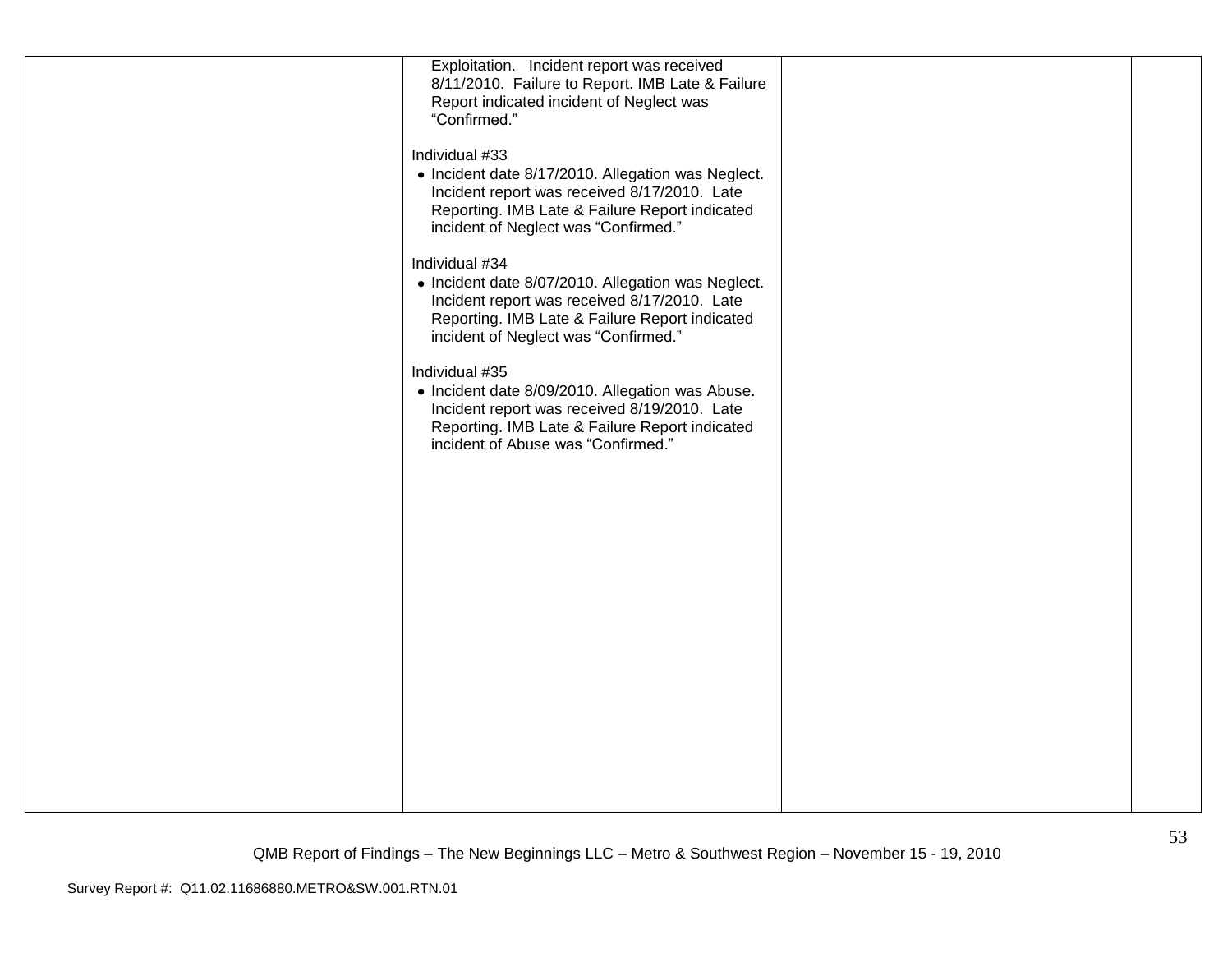| | | | |
|---|---|---|---|
| | Exploitation. Incident report was received 8/11/2010. Failure to Report. IMB Late & Failure Report indicated incident of Neglect was "Confirmed."<br><br>Individual #33<br>• Incident date 8/17/2010. Allegation was Neglect. Incident report was received 8/17/2010. Late Reporting. IMB Late & Failure Report indicated incident of Neglect was "Confirmed."<br><br>Individual #34<br>• Incident date 8/07/2010. Allegation was Neglect. Incident report was received 8/17/2010. Late Reporting. IMB Late & Failure Report indicated incident of Neglect was "Confirmed."<br><br>Individual #35<br>• Incident date 8/09/2010. Allegation was Abuse. Incident report was received 8/19/2010. Late Reporting. IMB Late & Failure Report indicated incident of Abuse was "Confirmed." | | |

QMB Report of Findings – The New Beginnings LLC – Metro & Southwest Region – November 15 - 19, 2010

Survey Report #: Q11.02.11686880.METRO&SW.001.RTN.01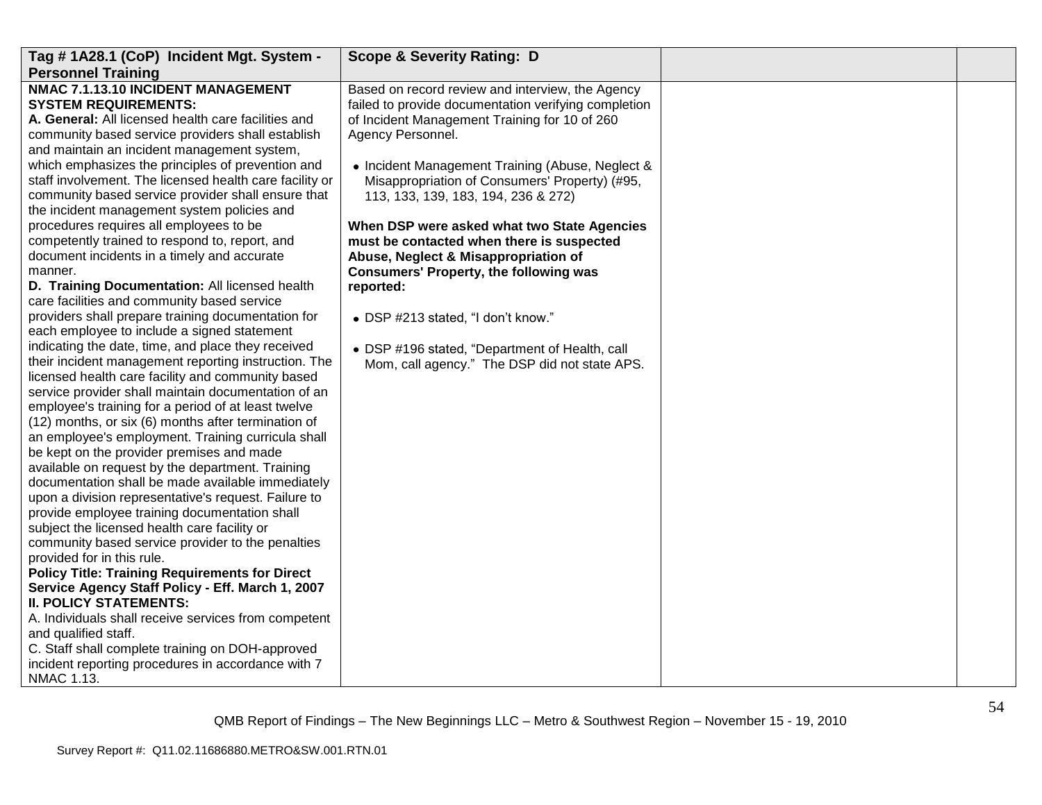| Tag # 1A28.1 (CoP) Incident Mgt. System - Personnel Training | Scope & Severity Rating: D | | |
|---|---|---|---|
| **NMAC 7.1.13.10 INCIDENT MANAGEMENT SYSTEM REQUIREMENTS:**<br>**A. General:** All licensed health care facilities and community based service providers shall establish and maintain an incident management system, which emphasizes the principles of prevention and staff involvement. The licensed health care facility or community based service provider shall ensure that the incident management system policies and procedures requires all employees to be competently trained to respond to, report, and document incidents in a timely and accurate manner.<br>**D. Training Documentation:** All licensed health care facilities and community based service providers shall prepare training documentation for each employee to include a signed statement indicating the date, time, and place they received their incident management reporting instruction. The licensed health care facility and community based service provider shall maintain documentation of an employee's training for a period of at least twelve (12) months, or six (6) months after termination of an employee's employment. Training curricula shall be kept on the provider premises and made available on request by the department. Training documentation shall be made available immediately upon a division representative's request. Failure to provide employee training documentation shall subject the licensed health care facility or community based service provider to the penalties provided for in this rule.<br>**Policy Title: Training Requirements for Direct Service Agency Staff Policy - Eff. March 1, 2007**<br>**II. POLICY STATEMENTS:**<br>A. Individuals shall receive services from competent and qualified staff.<br>C. Staff shall complete training on DOH-approved incident reporting procedures in accordance with 7 NMAC 1.13. | Based on record review and interview, the Agency failed to provide documentation verifying completion of Incident Management Training for 10 of 260 Agency Personnel.<br><br>• Incident Management Training (Abuse, Neglect & Misappropriation of Consumers' Property) (#95, 113, 133, 139, 183, 194, 236 & 272)<br><br>**When DSP were asked what two State Agencies must be contacted when there is suspected Abuse, Neglect & Misappropriation of Consumers' Property, the following was reported:**<br><br>• DSP #213 stated, "I don't know."<br><br>• DSP #196 stated, "Department of Health, call Mom, call agency." The DSP did not state APS. | | |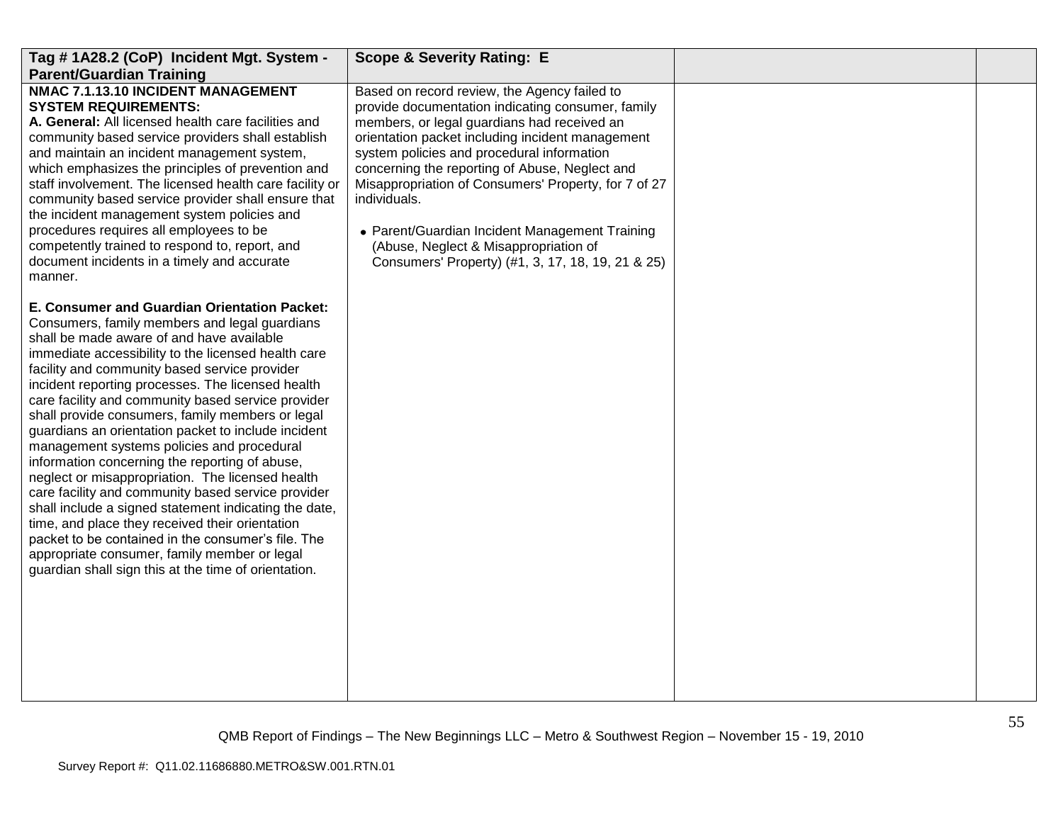| Tag # 1A28.2 (CoP) Incident Mgt. System - Parent/Guardian Training | Scope & Severity Rating: E | | |
|---|---|---|---|
| **NMAC 7.1.13.10 INCIDENT MANAGEMENT SYSTEM REQUIREMENTS:**<br>**A. General:** All licensed health care facilities and community based service providers shall establish and maintain an incident management system, which emphasizes the principles of prevention and staff involvement. The licensed health care facility or community based service provider shall ensure that the incident management system policies and procedures requires all employees to be competently trained to respond to, report, and document incidents in a timely and accurate manner.<br><br>**E. Consumer and Guardian Orientation Packet:** Consumers, family members and legal guardians shall be made aware of and have available immediate accessibility to the licensed health care facility and community based service provider incident reporting processes. The licensed health care facility and community based service provider shall provide consumers, family members or legal guardians an orientation packet to include incident management systems policies and procedural information concerning the reporting of abuse, neglect or misappropriation. The licensed health care facility and community based service provider shall include a signed statement indicating the date, time, and place they received their orientation packet to be contained in the consumer's file. The appropriate consumer, family member or legal guardian shall sign this at the time of orientation. | Based on record review, the Agency failed to provide documentation indicating consumer, family members, or legal guardians had received an orientation packet including incident management system policies and procedural information concerning the reporting of Abuse, Neglect and Misappropriation of Consumers' Property, for 7 of 27 individuals.<br><br>• Parent/Guardian Incident Management Training (Abuse, Neglect & Misappropriation of Consumers' Property) (#1, 3, 17, 18, 19, 21 & 25) | | |

QMB Report of Findings – The New Beginnings LLC – Metro & Southwest Region – November 15 - 19, 2010

Survey Report #: Q11.02.11686880.METRO&SW.001.RTN.01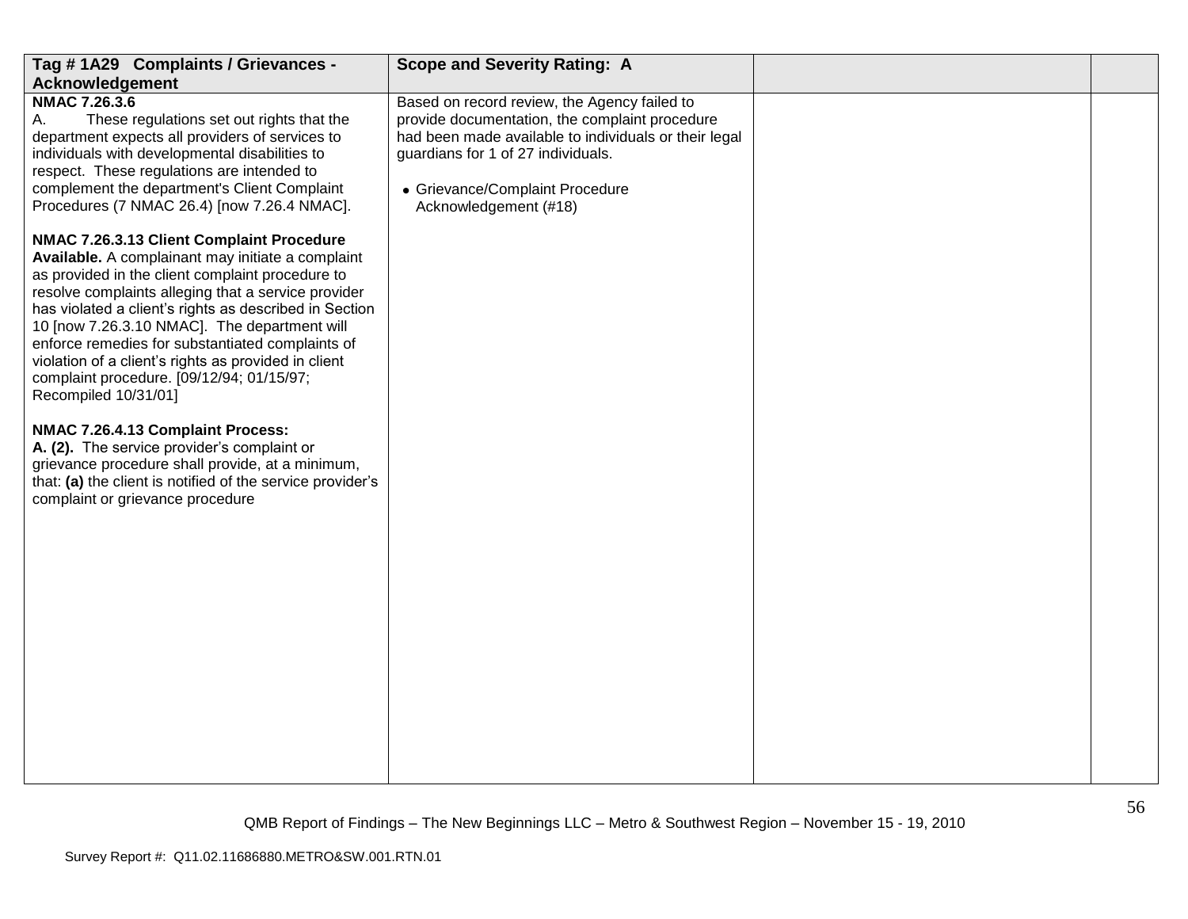| Tag # 1A29 Complaints / Grievances - Acknowledgement | Scope and Severity Rating: A | | |
|---|---|---|---|
| **NMAC 7.26.3.6**<br>A. These regulations set out rights that the department expects all providers of services to individuals with developmental disabilities to respect. These regulations are intended to complement the department's Client Complaint Procedures (7 NMAC 26.4) [now 7.26.4 NMAC].<br><br>**NMAC 7.26.3.13 Client Complaint Procedure Available.** A complainant may initiate a complaint as provided in the client complaint procedure to resolve complaints alleging that a service provider has violated a client's rights as described in Section 10 [now 7.26.3.10 NMAC]. The department will enforce remedies for substantiated complaints of violation of a client's rights as provided in client complaint procedure. [09/12/94; 01/15/97; Recompiled 10/31/01]<br><br>**NMAC 7.26.4.13 Complaint Process:**<br>**A. (2).** The service provider's complaint or grievance procedure shall provide, at a minimum, that: **(a)** the client is notified of the service provider's complaint or grievance procedure | Based on record review, the Agency failed to provide documentation, the complaint procedure had been made available to individuals or their legal guardians for 1 of 27 individuals.<br><br>• Grievance/Complaint Procedure Acknowledgement (#18) | | |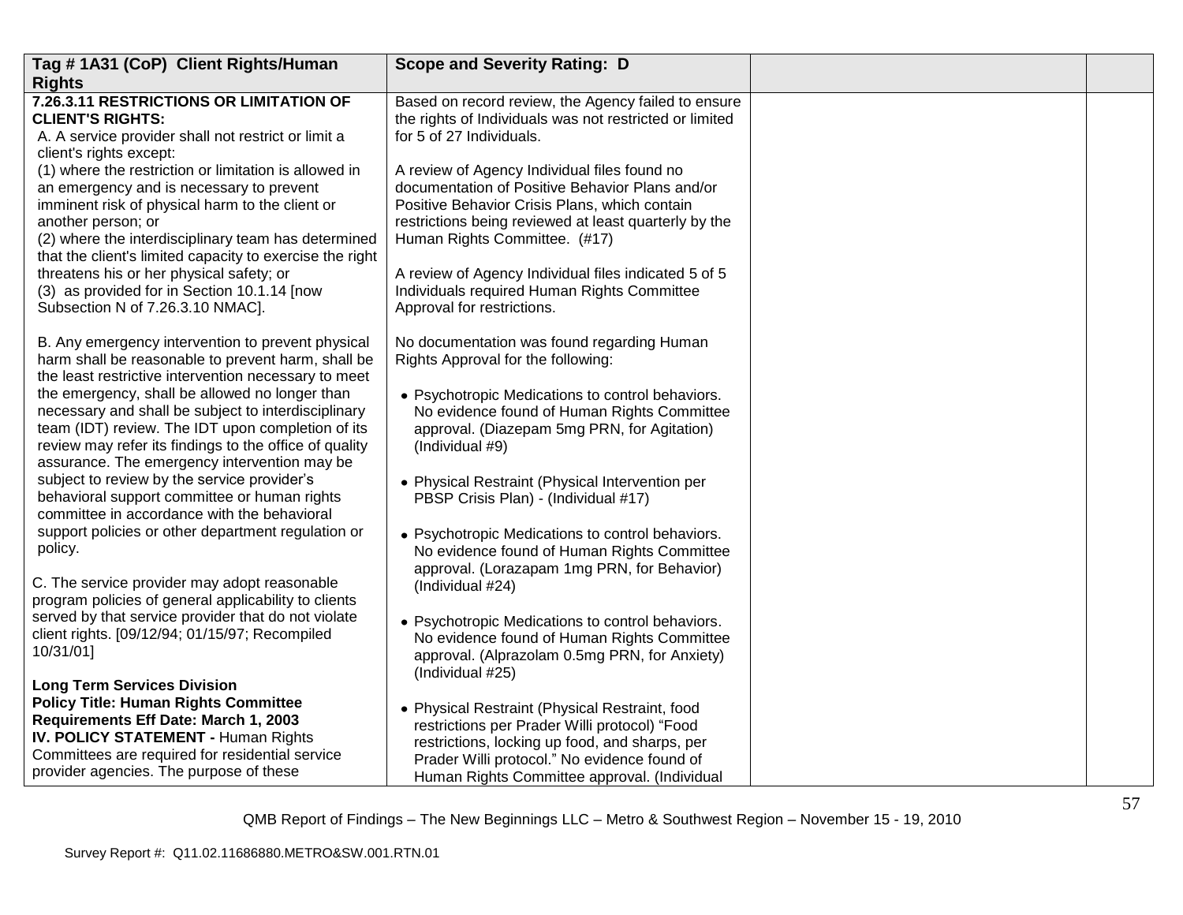| Tag # 1A31 (CoP) Client Rights/Human Rights | Scope and Severity Rating: D | | |
|---|---|---|---|
| **7.26.3.11 RESTRICTIONS OR LIMITATION OF CLIENT'S RIGHTS:**<br>A. A service provider shall not restrict or limit a client's rights except:<br>(1) where the restriction or limitation is allowed in an emergency and is necessary to prevent imminent risk of physical harm to the client or another person; or<br>(2) where the interdisciplinary team has determined that the client's limited capacity to exercise the right threatens his or her physical safety; or<br>(3) as provided for in Section 10.1.14 [now Subsection N of 7.26.3.10 NMAC].<br><br>B. Any emergency intervention to prevent physical harm shall be reasonable to prevent harm, shall be the least restrictive intervention necessary to meet the emergency, shall be allowed no longer than necessary and shall be subject to interdisciplinary team (IDT) review. The IDT upon completion of its review may refer its findings to the office of quality assurance. The emergency intervention may be subject to review by the service provider's behavioral support committee or human rights committee in accordance with the behavioral support policies or other department regulation or policy.<br><br>C. The service provider may adopt reasonable program policies of general applicability to clients served by that service provider that do not violate client rights. [09/12/94; 01/15/97; Recompiled 10/31/01]<br><br>**Long Term Services Division**<br>**Policy Title: Human Rights Committee Requirements Eff Date: March 1, 2003**<br>**IV. POLICY STATEMENT -** Human Rights Committees are required for residential service provider agencies. The purpose of these | Based on record review, the Agency failed to ensure the rights of Individuals was not restricted or limited for 5 of 27 Individuals.<br><br>A review of Agency Individual files found no documentation of Positive Behavior Plans and/or Positive Behavior Crisis Plans, which contain restrictions being reviewed at least quarterly by the Human Rights Committee. (#17)<br><br>A review of Agency Individual files indicated 5 of 5 Individuals required Human Rights Committee Approval for restrictions.<br><br>No documentation was found regarding Human Rights Approval for the following:<br><br>• Psychotropic Medications to control behaviors. No evidence found of Human Rights Committee approval. (Diazepam 5mg PRN, for Agitation) (Individual #9)<br><br>• Physical Restraint (Physical Intervention per PBSP Crisis Plan) - (Individual #17)<br><br>• Psychotropic Medications to control behaviors. No evidence found of Human Rights Committee approval. (Lorazapam 1mg PRN, for Behavior) (Individual #24)<br><br>• Psychotropic Medications to control behaviors. No evidence found of Human Rights Committee approval. (Alprazolam 0.5mg PRN, for Anxiety) (Individual #25)<br><br>• Physical Restraint (Physical Restraint, food restrictions per Prader Willi protocol) "Food restrictions, locking up food, and sharps, per Prader Willi protocol." No evidence found of Human Rights Committee approval. (Individual | | |

QMB Report of Findings – The New Beginnings LLC – Metro & Southwest Region – November 15 - 19, 2010

Survey Report #: Q11.02.11686880.METRO&SW.001.RTN.01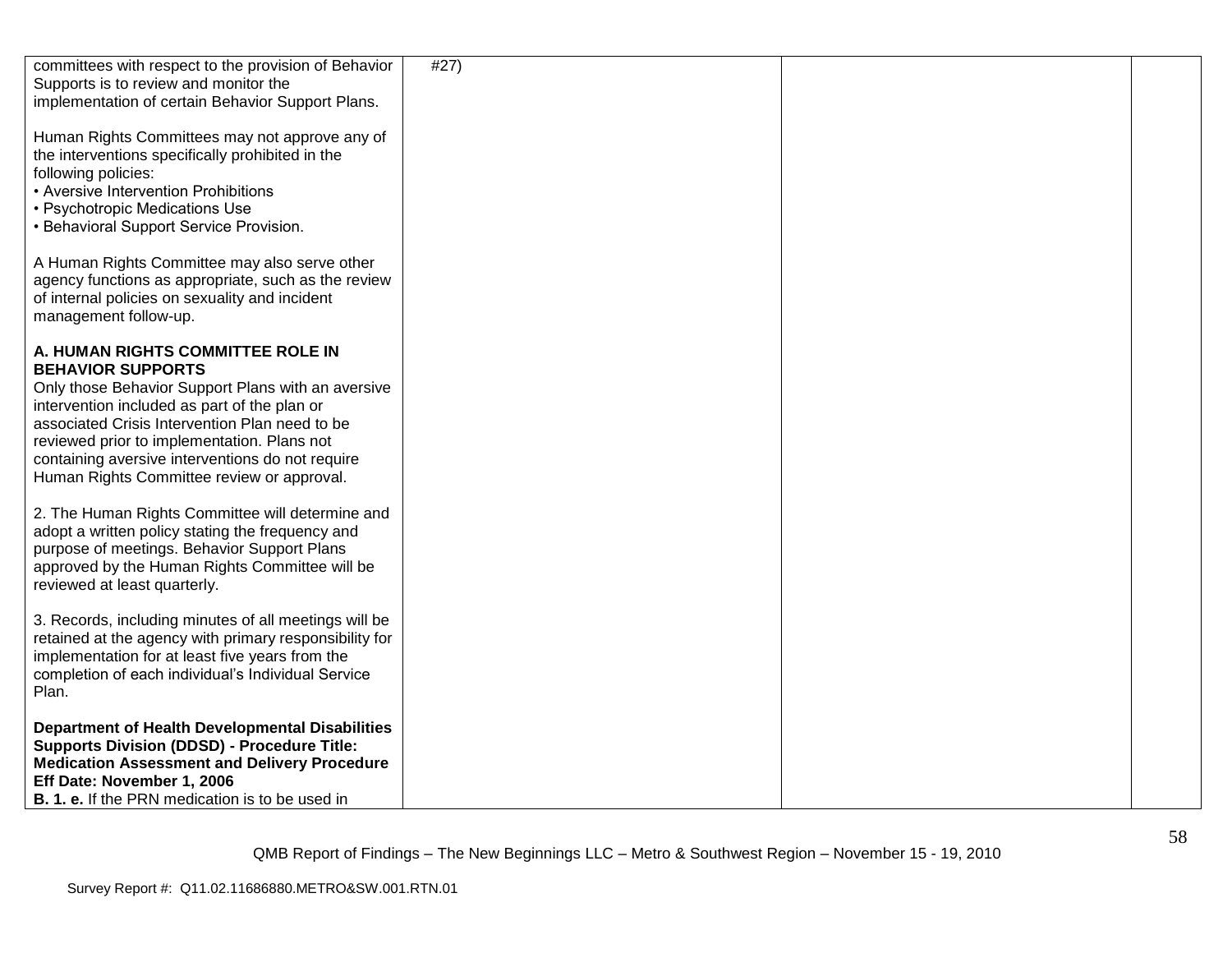| | | | |
|---|---|---|---|
| committees with respect to the provision of Behavior Supports is to review and monitor the implementation of certain Behavior Support Plans.<br><br>Human Rights Committees may not approve any of the interventions specifically prohibited in the following policies:<br>• Aversive Intervention Prohibitions<br>• Psychotropic Medications Use<br>• Behavioral Support Service Provision.<br><br>A Human Rights Committee may also serve other agency functions as appropriate, such as the review of internal policies on sexuality and incident management follow-up.<br><br>**A. HUMAN RIGHTS COMMITTEE ROLE IN BEHAVIOR SUPPORTS**<br>Only those Behavior Support Plans with an aversive intervention included as part of the plan or associated Crisis Intervention Plan need to be reviewed prior to implementation. Plans not containing aversive interventions do not require Human Rights Committee review or approval.<br><br>2. The Human Rights Committee will determine and adopt a written policy stating the frequency and purpose of meetings. Behavior Support Plans approved by the Human Rights Committee will be reviewed at least quarterly.<br><br>3. Records, including minutes of all meetings will be retained at the agency with primary responsibility for implementation for at least five years from the completion of each individual's Individual Service Plan.<br><br>**Department of Health Developmental Disabilities Supports Division (DDSD) - Procedure Title: Medication Assessment and Delivery Procedure Eff Date: November 1, 2006**<br>**B. 1. e.** If the PRN medication is to be used in | #27) | | |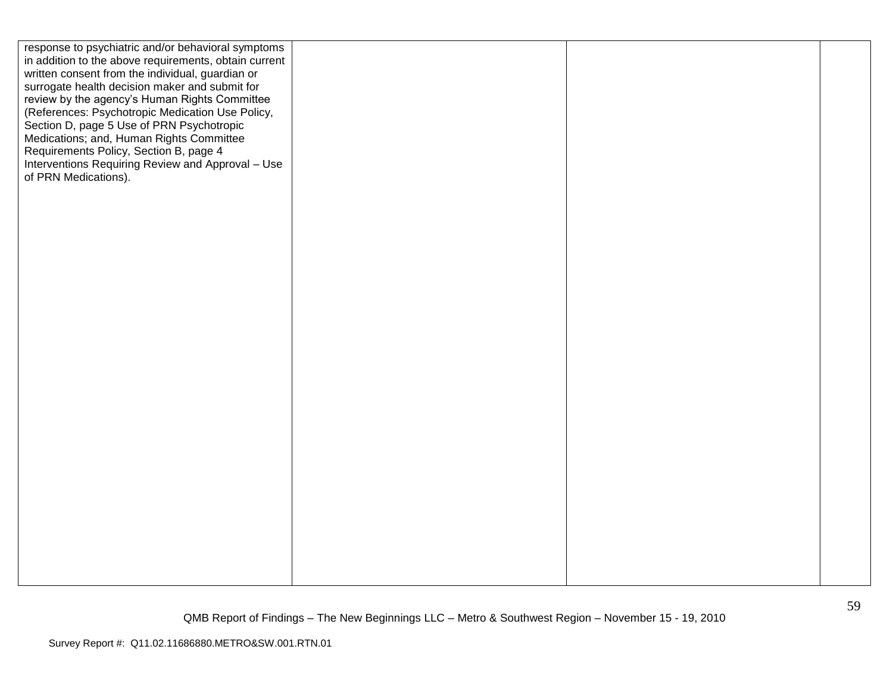| | | | |
|---|---|---|---|
| response to psychiatric and/or behavioral symptoms in addition to the above requirements, obtain current written consent from the individual, guardian or surrogate health decision maker and submit for review by the agency's Human Rights Committee (References: Psychotropic Medication Use Policy, Section D, page 5 Use of PRN Psychotropic Medications; and, Human Rights Committee Requirements Policy, Section B, page 4 Interventions Requiring Review and Approval – Use of PRN Medications). | | | |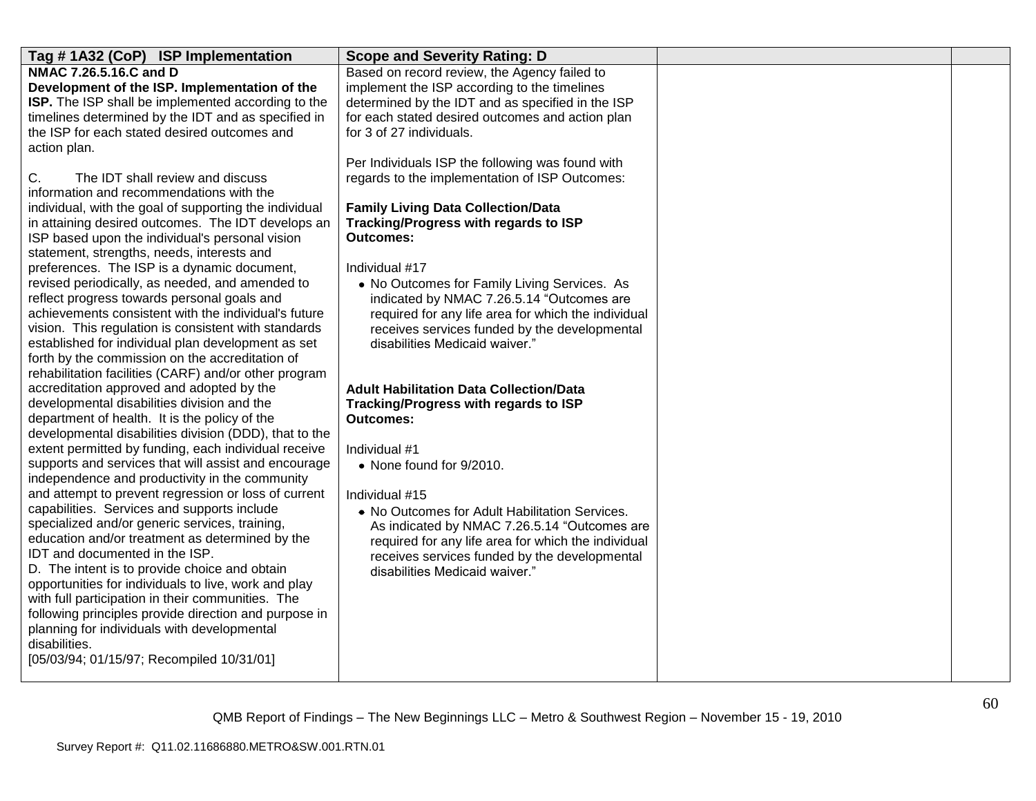| Tag # 1A32 (CoP) ISP Implementation | Scope and Severity Rating: D | | |
|---|---|---|---|
| **NMAC 7.26.5.16.C and D**<br>**Development of the ISP. Implementation of the ISP.** The ISP shall be implemented according to the timelines determined by the IDT and as specified in the ISP for each stated desired outcomes and action plan.<br><br>C. The IDT shall review and discuss information and recommendations with the individual, with the goal of supporting the individual in attaining desired outcomes. The IDT develops an ISP based upon the individual's personal vision statement, strengths, needs, interests and preferences. The ISP is a dynamic document, revised periodically, as needed, and amended to reflect progress towards personal goals and achievements consistent with the individual's future vision. This regulation is consistent with standards established for individual plan development as set forth by the commission on the accreditation of rehabilitation facilities (CARF) and/or other program accreditation approved and adopted by the developmental disabilities division and the department of health. It is the policy of the developmental disabilities division (DDD), that to the extent permitted by funding, each individual receive supports and services that will assist and encourage independence and productivity in the community and attempt to prevent regression or loss of current capabilities. Services and supports include specialized and/or generic services, training, education and/or treatment as determined by the IDT and documented in the ISP.<br>D. The intent is to provide choice and obtain opportunities for individuals to live, work and play with full participation in their communities. The following principles provide direction and purpose in planning for individuals with developmental disabilities.<br>[05/03/94; 01/15/97; Recompiled 10/31/01] | Based on record review, the Agency failed to implement the ISP according to the timelines determined by the IDT and as specified in the ISP for each stated desired outcomes and action plan for 3 of 27 individuals.<br><br>Per Individuals ISP the following was found with regards to the implementation of ISP Outcomes:<br><br>**Family Living Data Collection/Data Tracking/Progress with regards to ISP Outcomes:**<br><br>Individual #17<br>• No Outcomes for Family Living Services. As indicated by NMAC 7.26.5.14 "Outcomes are required for any life area for which the individual receives services funded by the developmental disabilities Medicaid waiver."<br><br>**Adult Habilitation Data Collection/Data Tracking/Progress with regards to ISP Outcomes:**<br><br>Individual #1<br>• None found for 9/2010.<br><br>Individual #15<br>• No Outcomes for Adult Habilitation Services. As indicated by NMAC 7.26.5.14 "Outcomes are required for any life area for which the individual receives services funded by the developmental disabilities Medicaid waiver." | | |

QMB Report of Findings – The New Beginnings LLC – Metro & Southwest Region – November 15 - 19, 2010

Survey Report #: Q11.02.11686880.METRO&SW.001.RTN.01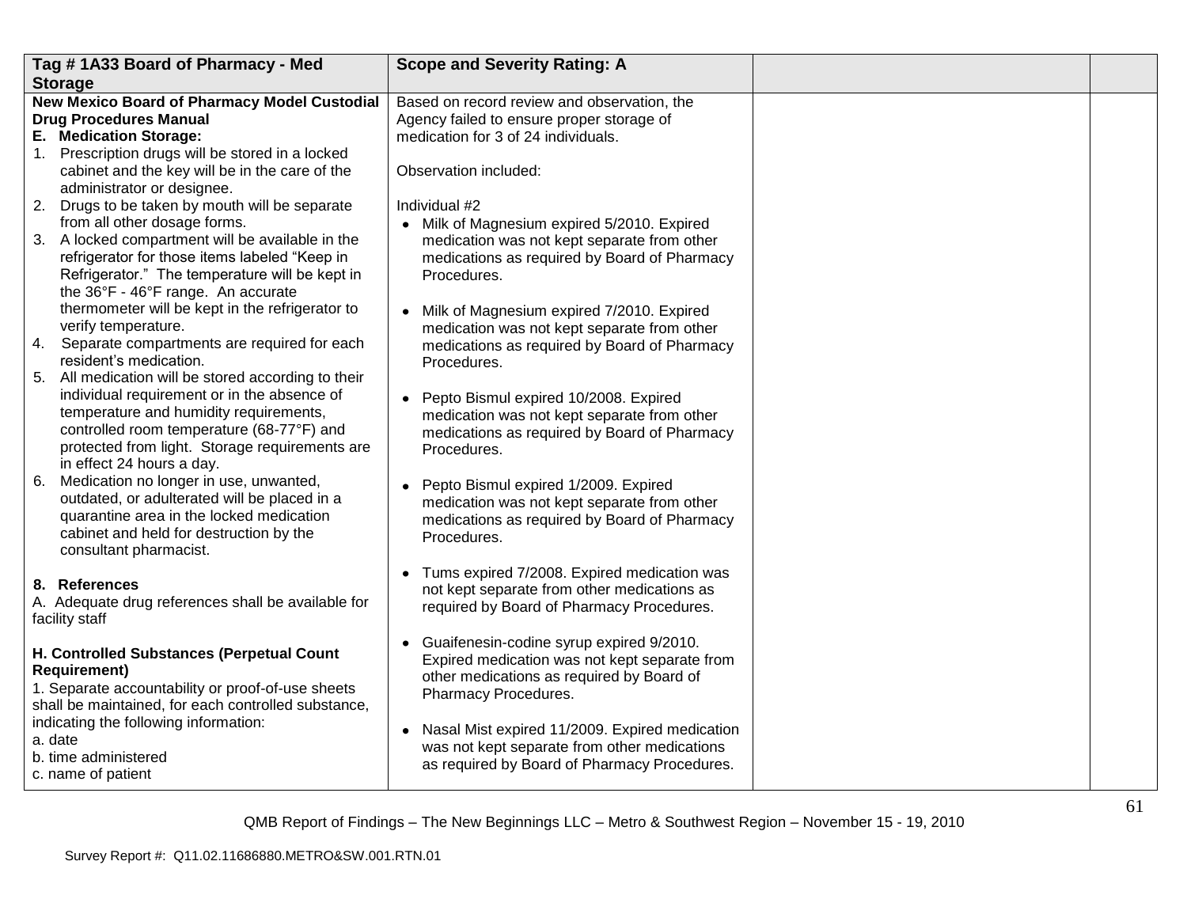| Tag # 1A33 Board of Pharmacy - Med Storage | Scope and Severity Rating: A | | |
|---|---|---|---|
| **New Mexico Board of Pharmacy Model Custodial Drug Procedures Manual**<br>**E. Medication Storage:**<br>1. Prescription drugs will be stored in a locked cabinet and the key will be in the care of the administrator or designee.<br>2. Drugs to be taken by mouth will be separate from all other dosage forms.<br>3. A locked compartment will be available in the refrigerator for those items labeled "Keep in Refrigerator." The temperature will be kept in the 36°F - 46°F range. An accurate thermometer will be kept in the refrigerator to verify temperature.<br>4. Separate compartments are required for each resident's medication.<br>5. All medication will be stored according to their individual requirement or in the absence of temperature and humidity requirements, controlled room temperature (68-77°F) and protected from light. Storage requirements are in effect 24 hours a day.<br>6. Medication no longer in use, unwanted, outdated, or adulterated will be placed in a quarantine area in the locked medication cabinet and held for destruction by the consultant pharmacist.<br><br>**8. References**<br>A. Adequate drug references shall be available for facility staff<br><br>**H. Controlled Substances (Perpetual Count Requirement)**<br>1. Separate accountability or proof-of-use sheets shall be maintained, for each controlled substance, indicating the following information:<br>a. date<br>b. time administered<br>c. name of patient | Based on record review and observation, the Agency failed to ensure proper storage of medication for 3 of 24 individuals.<br><br>Observation included:<br><br>Individual #2<br>• Milk of Magnesium expired 5/2010. Expired medication was not kept separate from other medications as required by Board of Pharmacy Procedures.<br><br>• Milk of Magnesium expired 7/2010. Expired medication was not kept separate from other medications as required by Board of Pharmacy Procedures.<br><br>• Pepto Bismul expired 10/2008. Expired medication was not kept separate from other medications as required by Board of Pharmacy Procedures.<br><br>• Pepto Bismul expired 1/2009. Expired medication was not kept separate from other medications as required by Board of Pharmacy Procedures.<br><br>• Tums expired 7/2008. Expired medication was not kept separate from other medications as required by Board of Pharmacy Procedures.<br><br>• Guaifenesin-codine syrup expired 9/2010. Expired medication was not kept separate from other medications as required by Board of Pharmacy Procedures.<br><br>• Nasal Mist expired 11/2009. Expired medication was not kept separate from other medications as required by Board of Pharmacy Procedures. | | |

QMB Report of Findings – The New Beginnings LLC – Metro & Southwest Region – November 15 - 19, 2010

Survey Report #: Q11.02.11686880.METRO&SW.001.RTN.01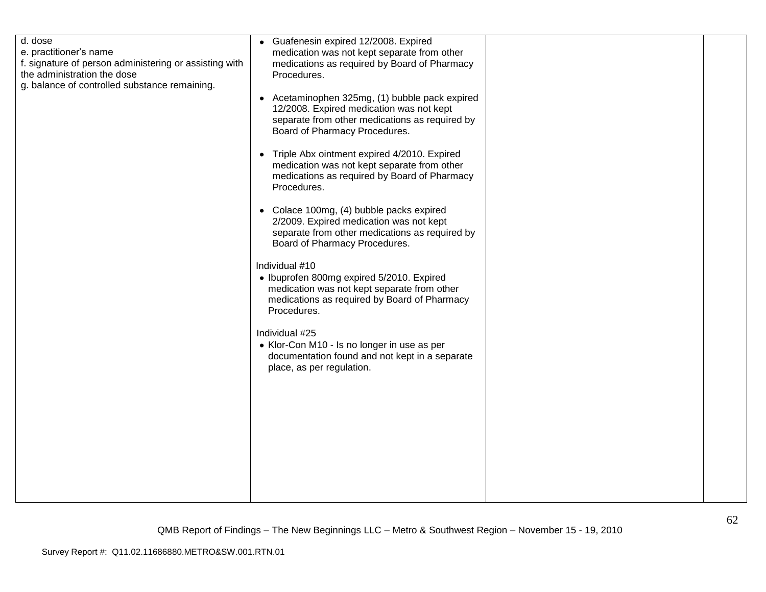| | | | |
|---|---|---|---|
| d. dose<br>e. practitioner's name<br>f. signature of person administering or assisting with the administration the dose<br>g. balance of controlled substance remaining. | • Guafenesin expired 12/2008. Expired medication was not kept separate from other medications as required by Board of Pharmacy Procedures.<br><br>• Acetaminophen 325mg, (1) bubble pack expired 12/2008. Expired medication was not kept separate from other medications as required by Board of Pharmacy Procedures.<br><br>• Triple Abx ointment expired 4/2010. Expired medication was not kept separate from other medications as required by Board of Pharmacy Procedures.<br><br>• Colace 100mg, (4) bubble packs expired 2/2009. Expired medication was not kept separate from other medications as required by Board of Pharmacy Procedures.<br><br>Individual #10<br>• Ibuprofen 800mg expired 5/2010. Expired medication was not kept separate from other medications as required by Board of Pharmacy Procedures.<br><br>Individual #25<br>• Klor-Con M10 - Is no longer in use as per documentation found and not kept in a separate place, as per regulation. | | |

QMB Report of Findings – The New Beginnings LLC – Metro & Southwest Region – November 15 - 19, 2010

Survey Report #: Q11.02.11686880.METRO&SW.001.RTN.01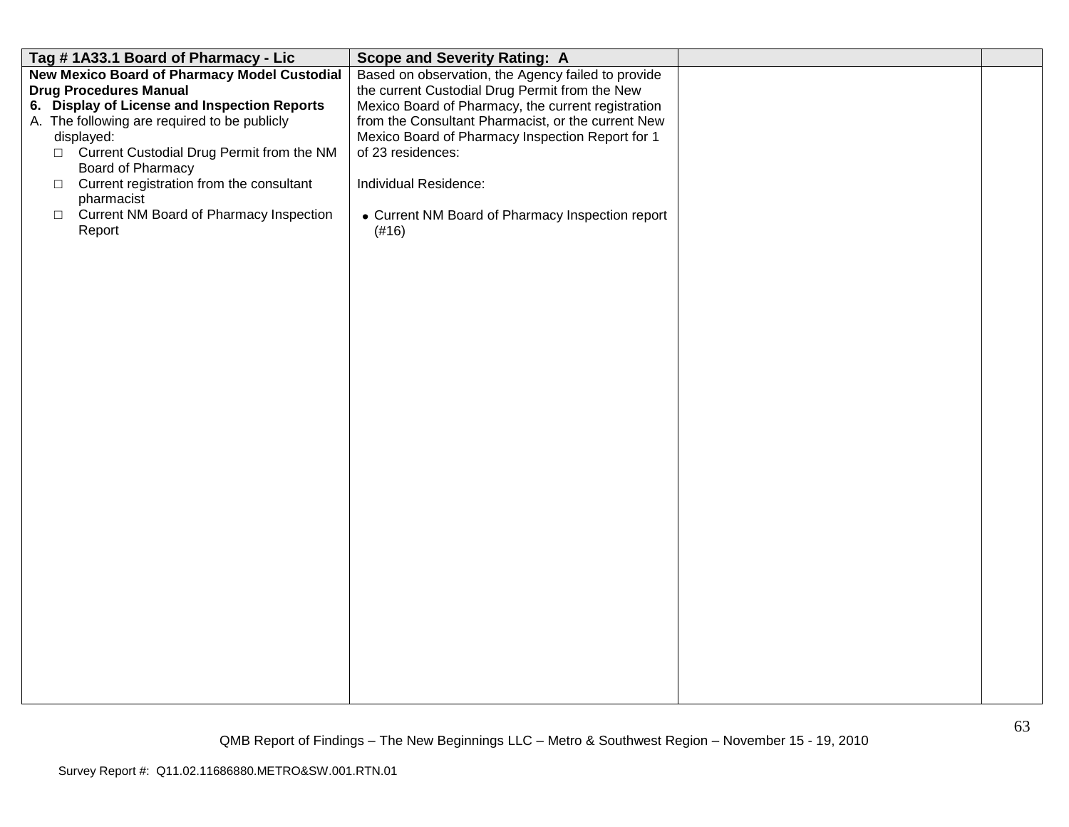| Tag # 1A33.1 Board of Pharmacy - Lic | Scope and Severity Rating: A | | |
|---|---|---|---|
| **New Mexico Board of Pharmacy Model Custodial Drug Procedures Manual**<br>**6. Display of License and Inspection Reports**<br>A. The following are required to be publicly displayed:<br>□ Current Custodial Drug Permit from the NM Board of Pharmacy<br>□ Current registration from the consultant pharmacist<br>□ Current NM Board of Pharmacy Inspection Report | Based on observation, the Agency failed to provide the current Custodial Drug Permit from the New Mexico Board of Pharmacy, the current registration from the Consultant Pharmacist, or the current New Mexico Board of Pharmacy Inspection Report for 1 of 23 residences:<br><br>Individual Residence:<br><br>• Current NM Board of Pharmacy Inspection report (#16) | | |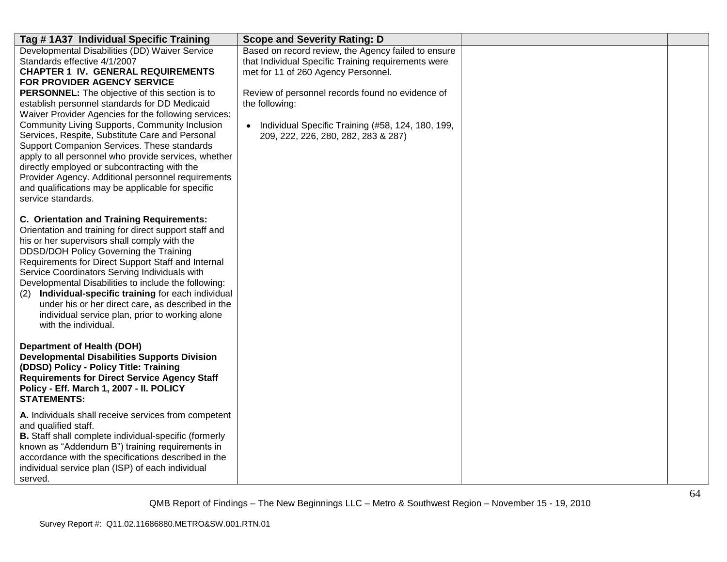| Tag # 1A37 Individual Specific Training | Scope and Severity Rating: D | | |
| --- | --- | --- | --- |
| Developmental Disabilities (DD) Waiver Service Standards effective 4/1/2007<br>**CHAPTER 1 IV. GENERAL REQUIREMENTS FOR PROVIDER AGENCY SERVICE PERSONNEL:** The objective of this section is to establish personnel standards for DD Medicaid Waiver Provider Agencies for the following services: Community Living Supports, Community Inclusion Services, Respite, Substitute Care and Personal Support Companion Services. These standards apply to all personnel who provide services, whether directly employed or subcontracting with the Provider Agency. Additional personnel requirements and qualifications may be applicable for specific service standards.<br><br>**C. Orientation and Training Requirements:** Orientation and training for direct support staff and his or her supervisors shall comply with the DDSD/DOH Policy Governing the Training Requirements for Direct Support Staff and Internal Service Coordinators Serving Individuals with Developmental Disabilities to include the following:<br>(2) **Individual-specific training** for each individual under his or her direct care, as described in the individual service plan, prior to working alone with the individual.<br><br>**Department of Health (DOH) Developmental Disabilities Supports Division (DDSD) Policy - Policy Title: Training Requirements for Direct Service Agency Staff Policy - Eff. March 1, 2007 - II. POLICY STATEMENTS:**<br><br>**A.** Individuals shall receive services from competent and qualified staff.<br>**B.** Staff shall complete individual-specific (formerly known as "Addendum B") training requirements in accordance with the specifications described in the individual service plan (ISP) of each individual served. | Based on record review, the Agency failed to ensure that Individual Specific Training requirements were met for 11 of 260 Agency Personnel.<br><br>Review of personnel records found no evidence of the following:<br><br>• Individual Specific Training (#58, 124, 180, 199, 209, 222, 226, 280, 282, 283 & 287) | | |

QMB Report of Findings – The New Beginnings LLC – Metro & Southwest Region – November 15 - 19, 2010

Survey Report #: Q11.02.11686880.METRO&SW.001.RTN.01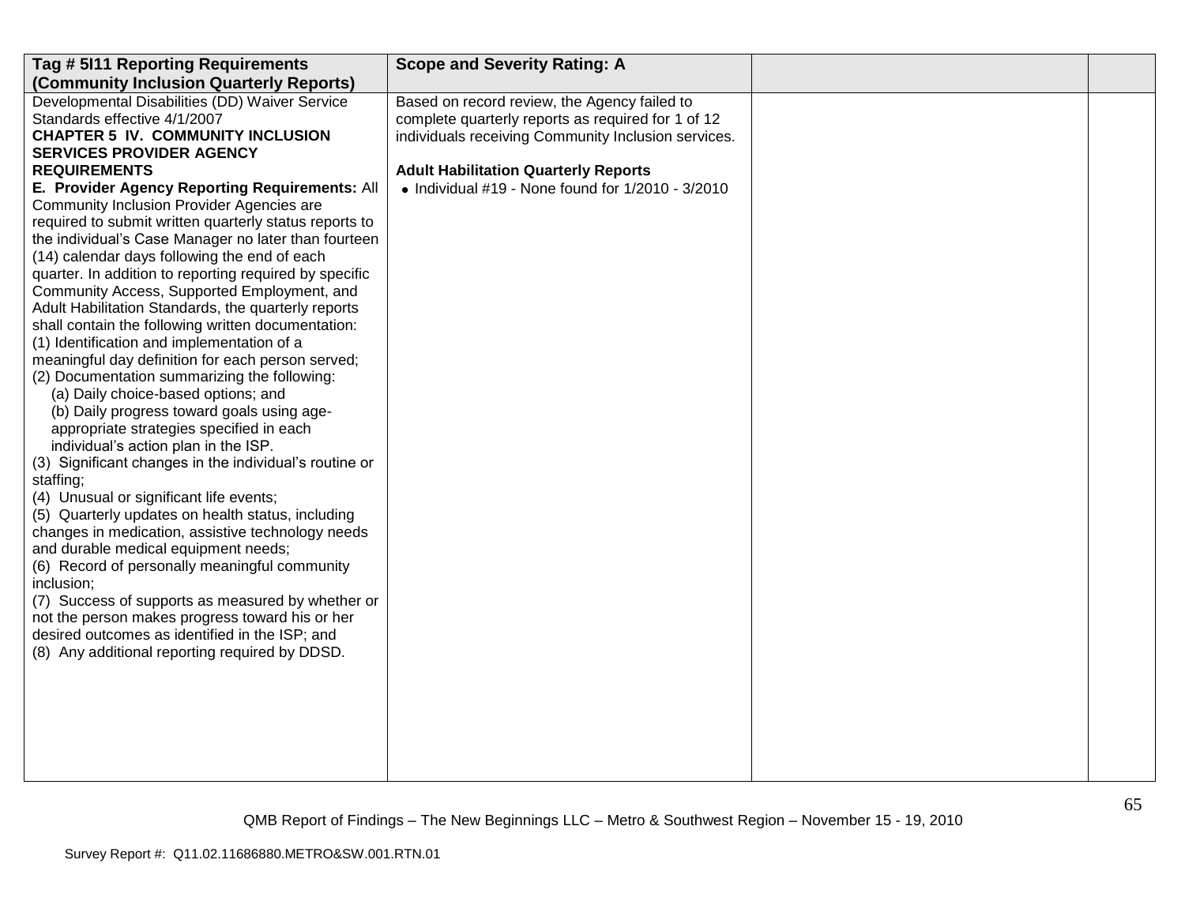| Tag # 5I11 Reporting Requirements (Community Inclusion Quarterly Reports) | Scope and Severity Rating: A | | |
|---|---|---|---|
| Developmental Disabilities (DD) Waiver Service Standards effective 4/1/2007<br>**CHAPTER 5 IV. COMMUNITY INCLUSION SERVICES PROVIDER AGENCY REQUIREMENTS**<br>**E. Provider Agency Reporting Requirements:** All Community Inclusion Provider Agencies are required to submit written quarterly status reports to the individual's Case Manager no later than fourteen (14) calendar days following the end of each quarter. In addition to reporting required by specific Community Access, Supported Employment, and Adult Habilitation Standards, the quarterly reports shall contain the following written documentation:<br>(1) Identification and implementation of a meaningful day definition for each person served;<br>(2) Documentation summarizing the following:<br>(a) Daily choice-based options; and<br>(b) Daily progress toward goals using age-appropriate strategies specified in each individual's action plan in the ISP.<br>(3) Significant changes in the individual's routine or staffing;<br>(4) Unusual or significant life events;<br>(5) Quarterly updates on health status, including changes in medication, assistive technology needs and durable medical equipment needs;<br>(6) Record of personally meaningful community inclusion;<br>(7) Success of supports as measured by whether or not the person makes progress toward his or her desired outcomes as identified in the ISP; and<br>(8) Any additional reporting required by DDSD. | Based on record review, the Agency failed to complete quarterly reports as required for 1 of 12 individuals receiving Community Inclusion services.<br><br>**Adult Habilitation Quarterly Reports**<br>• Individual #19 - None found for 1/2010 - 3/2010 | | |

QMB Report of Findings – The New Beginnings LLC – Metro & Southwest Region – November 15 - 19, 2010

Survey Report #: Q11.02.11686880.METRO&SW.001.RTN.01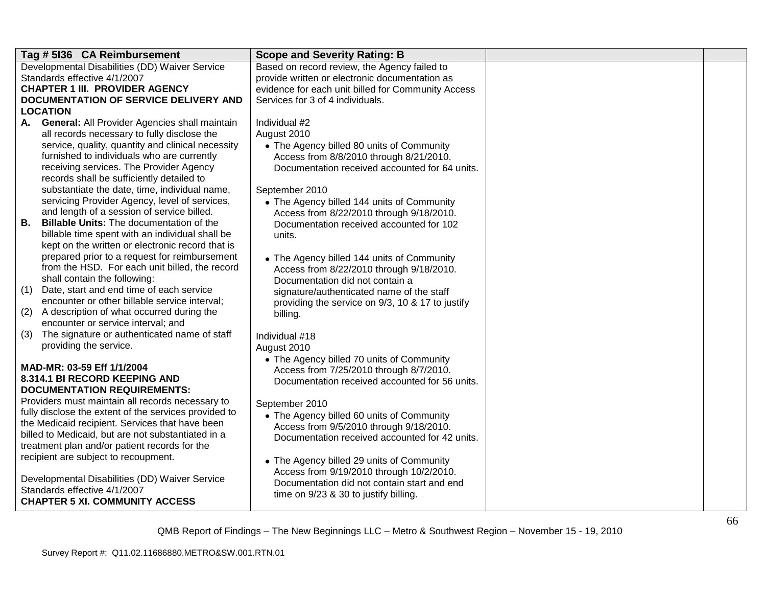| Tag # 5I36 CA Reimbursement | Scope and Severity Rating: B | | |
|---|---|---|---|
| Developmental Disabilities (DD) Waiver Service Standards effective 4/1/2007<br>**CHAPTER 1 III. PROVIDER AGENCY DOCUMENTATION OF SERVICE DELIVERY AND LOCATION**<br>**A. General:** All Provider Agencies shall maintain all records necessary to fully disclose the service, quality, quantity and clinical necessity furnished to individuals who are currently receiving services. The Provider Agency records shall be sufficiently detailed to substantiate the date, time, individual name, servicing Provider Agency, level of services, and length of a session of service billed.<br>**B. Billable Units:** The documentation of the billable time spent with an individual shall be kept on the written or electronic record that is prepared prior to a request for reimbursement from the HSD. For each unit billed, the record shall contain the following:<br>(1) Date, start and end time of each service encounter or other billable service interval;<br>(2) A description of what occurred during the encounter or service interval; and<br>(3) The signature or authenticated name of staff providing the service.<br><br>**MAD-MR: 03-59 Eff 1/1/2004**<br>**8.314.1 BI RECORD KEEPING AND DOCUMENTATION REQUIREMENTS:**<br>Providers must maintain all records necessary to fully disclose the extent of the services provided to the Medicaid recipient. Services that have been billed to Medicaid, but are not substantiated in a treatment plan and/or patient records for the recipient are subject to recoupment.<br><br>Developmental Disabilities (DD) Waiver Service Standards effective 4/1/2007<br>**CHAPTER 5 XI. COMMUNITY ACCESS** | Based on record review, the Agency failed to provide written or electronic documentation as evidence for each unit billed for Community Access Services for 3 of 4 individuals.<br><br>Individual #2<br>August 2010<br>• The Agency billed 80 units of Community Access from 8/8/2010 through 8/21/2010. Documentation received accounted for 64 units.<br><br>September 2010<br>• The Agency billed 144 units of Community Access from 8/22/2010 through 9/18/2010. Documentation received accounted for 102 units.<br><br>• The Agency billed 144 units of Community Access from 8/22/2010 through 9/18/2010. Documentation did not contain a signature/authenticated name of the staff providing the service on 9/3, 10 & 17 to justify billing.<br><br>Individual #18<br>August 2010<br>• The Agency billed 70 units of Community Access from 7/25/2010 through 8/7/2010. Documentation received accounted for 56 units.<br><br>September 2010<br>• The Agency billed 60 units of Community Access from 9/5/2010 through 9/18/2010. Documentation received accounted for 42 units.<br><br>• The Agency billed 29 units of Community Access from 9/19/2010 through 10/2/2010. Documentation did not contain start and end time on 9/23 & 30 to justify billing. | | |

QMB Report of Findings – The New Beginnings LLC – Metro & Southwest Region – November 15 - 19, 2010

Survey Report #: Q11.02.11686880.METRO&SW.001.RTN.01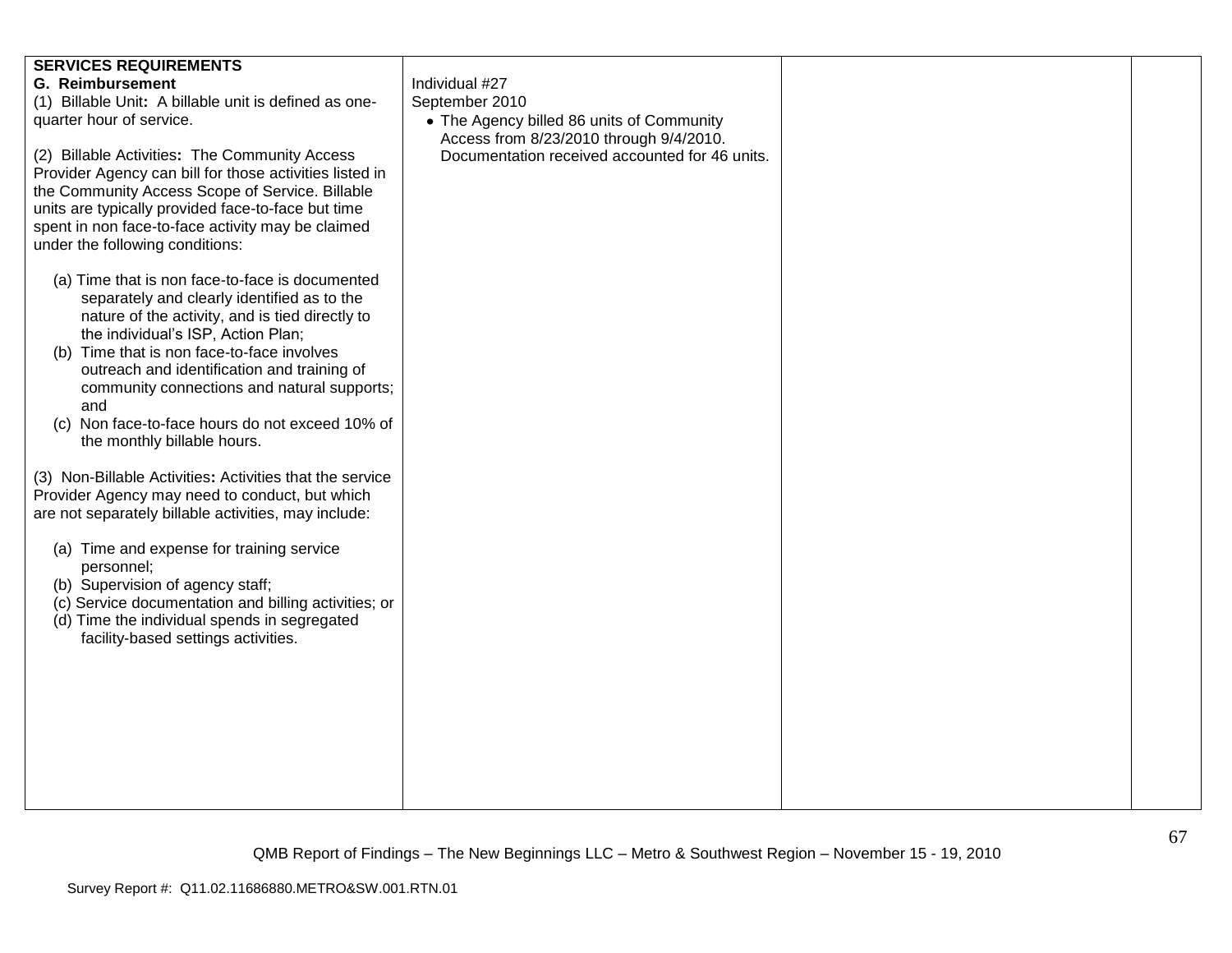| | | | |
|---|---|---|---|
| **SERVICES REQUIREMENTS**<br>**G. Reimbursement**<br>(1) Billable Unit**:** A billable unit is defined as one-quarter hour of service.<br><br>(2) Billable Activities**:** The Community Access Provider Agency can bill for those activities listed in the Community Access Scope of Service. Billable units are typically provided face-to-face but time spent in non face-to-face activity may be claimed under the following conditions:<br><br>(a) Time that is non face-to-face is documented separately and clearly identified as to the nature of the activity, and is tied directly to the individual's ISP, Action Plan;<br>(b) Time that is non face-to-face involves outreach and identification and training of community connections and natural supports; and<br>(c) Non face-to-face hours do not exceed 10% of the monthly billable hours.<br><br>(3) Non-Billable Activities**:** Activities that the service Provider Agency may need to conduct, but which are not separately billable activities, may include:<br><br>(a) Time and expense for training service personnel;<br>(b) Supervision of agency staff;<br>(c) Service documentation and billing activities; or<br>(d) Time the individual spends in segregated facility-based settings activities. | Individual #27<br>September 2010<br>• The Agency billed 86 units of Community Access from 8/23/2010 through 9/4/2010. Documentation received accounted for 46 units. | | |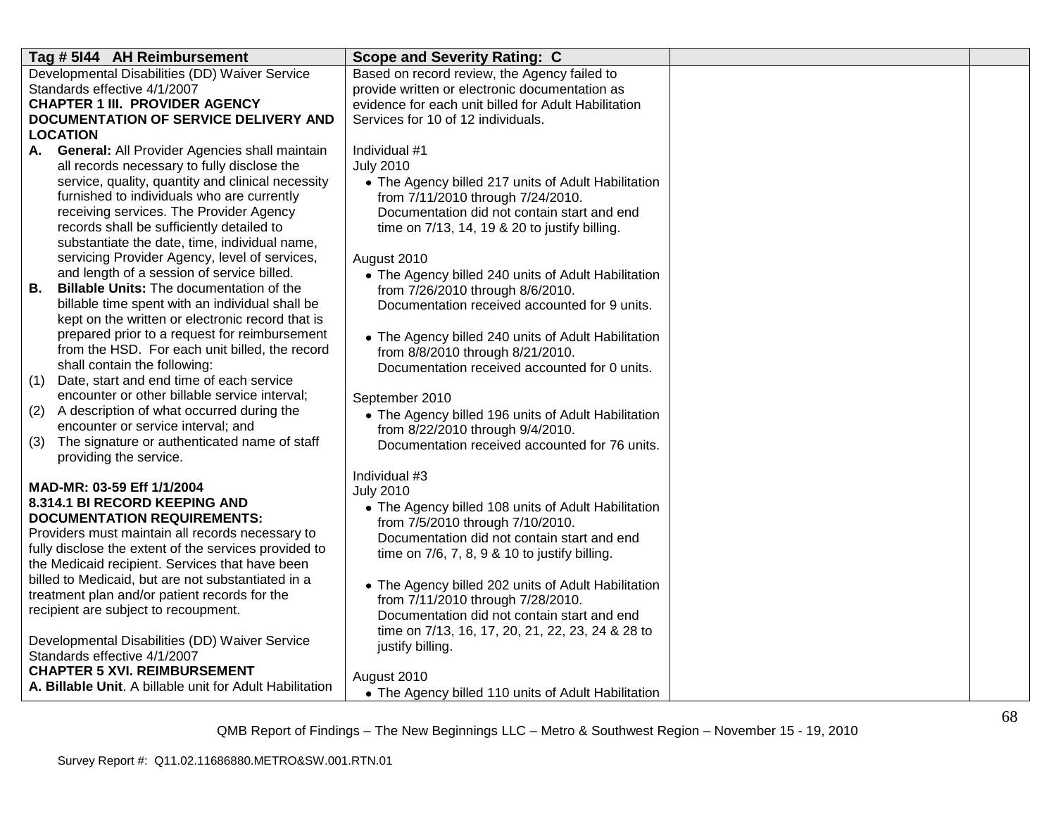| Tag # 5I44 AH Reimbursement | Scope and Severity Rating: C | | |
|---|---|---|---|
| Developmental Disabilities (DD) Waiver Service Standards effective 4/1/2007<br>**CHAPTER 1 III. PROVIDER AGENCY DOCUMENTATION OF SERVICE DELIVERY AND LOCATION**<br>**A. General:** All Provider Agencies shall maintain all records necessary to fully disclose the service, quality, quantity and clinical necessity furnished to individuals who are currently receiving services. The Provider Agency records shall be sufficiently detailed to substantiate the date, time, individual name, servicing Provider Agency, level of services, and length of a session of service billed.<br>**B. Billable Units:** The documentation of the billable time spent with an individual shall be kept on the written or electronic record that is prepared prior to a request for reimbursement from the HSD. For each unit billed, the record shall contain the following:<br>(1) Date, start and end time of each service encounter or other billable service interval;<br>(2) A description of what occurred during the encounter or service interval; and<br>(3) The signature or authenticated name of staff providing the service.<br><br>**MAD-MR: 03-59 Eff 1/1/2004**<br>**8.314.1 BI RECORD KEEPING AND DOCUMENTATION REQUIREMENTS:**<br>Providers must maintain all records necessary to fully disclose the extent of the services provided to the Medicaid recipient. Services that have been billed to Medicaid, but are not substantiated in a treatment plan and/or patient records for the recipient are subject to recoupment.<br><br>Developmental Disabilities (DD) Waiver Service Standards effective 4/1/2007<br>**CHAPTER 5 XVI. REIMBURSEMENT**<br>**A. Billable Unit**. A billable unit for Adult Habilitation | Based on record review, the Agency failed to provide written or electronic documentation as evidence for each unit billed for Adult Habilitation Services for 10 of 12 individuals.<br><br>Individual #1<br>July 2010<br>• The Agency billed 217 units of Adult Habilitation from 7/11/2010 through 7/24/2010. Documentation did not contain start and end time on 7/13, 14, 19 & 20 to justify billing.<br><br>August 2010<br>• The Agency billed 240 units of Adult Habilitation from 7/26/2010 through 8/6/2010. Documentation received accounted for 9 units.<br><br>• The Agency billed 240 units of Adult Habilitation from 8/8/2010 through 8/21/2010. Documentation received accounted for 0 units.<br><br>September 2010<br>• The Agency billed 196 units of Adult Habilitation from 8/22/2010 through 9/4/2010. Documentation received accounted for 76 units.<br><br>Individual #3<br>July 2010<br>• The Agency billed 108 units of Adult Habilitation from 7/5/2010 through 7/10/2010. Documentation did not contain start and end time on 7/6, 7, 8, 9 & 10 to justify billing.<br><br>• The Agency billed 202 units of Adult Habilitation from 7/11/2010 through 7/28/2010. Documentation did not contain start and end time on 7/13, 16, 17, 20, 21, 22, 23, 24 & 28 to justify billing.<br><br>August 2010<br>• The Agency billed 110 units of Adult Habilitation | | |

QMB Report of Findings – The New Beginnings LLC – Metro & Southwest Region – November 15 - 19, 2010

Survey Report #: Q11.02.11686880.METRO&SW.001.RTN.01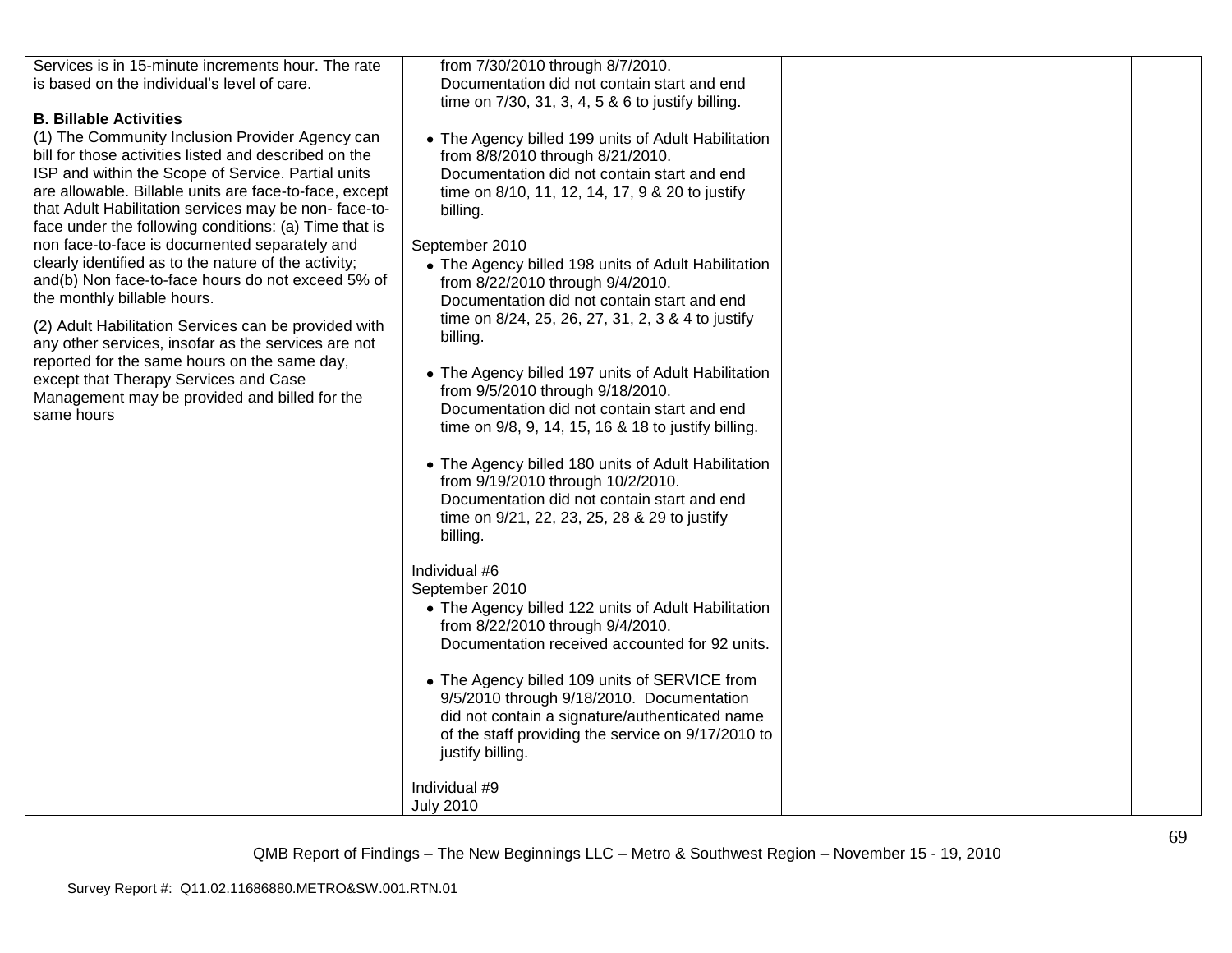| | | | |
|---|---|---|---|
| Services is in 15-minute increments hour. The rate is based on the individual's level of care.<br><br>**B. Billable Activities**<br>(1) The Community Inclusion Provider Agency can bill for those activities listed and described on the ISP and within the Scope of Service. Partial units are allowable. Billable units are face-to-face, except that Adult Habilitation services may be non- face-to-face under the following conditions: (a) Time that is non face-to-face is documented separately and clearly identified as to the nature of the activity; and(b) Non face-to-face hours do not exceed 5% of the monthly billable hours.<br><br>(2) Adult Habilitation Services can be provided with any other services, insofar as the services are not reported for the same hours on the same day, except that Therapy Services and Case Management may be provided and billed for the same hours | from 7/30/2010 through 8/7/2010. Documentation did not contain start and end time on 7/30, 31, 3, 4, 5 & 6 to justify billing.<br><br>• The Agency billed 199 units of Adult Habilitation from 8/8/2010 through 8/21/2010. Documentation did not contain start and end time on 8/10, 11, 12, 14, 17, 9 & 20 to justify billing.<br><br>September 2010<br>• The Agency billed 198 units of Adult Habilitation from 8/22/2010 through 9/4/2010. Documentation did not contain start and end time on 8/24, 25, 26, 27, 31, 2, 3 & 4 to justify billing.<br><br>• The Agency billed 197 units of Adult Habilitation from 9/5/2010 through 9/18/2010. Documentation did not contain start and end time on 9/8, 9, 14, 15, 16 & 18 to justify billing.<br><br>• The Agency billed 180 units of Adult Habilitation from 9/19/2010 through 10/2/2010. Documentation did not contain start and end time on 9/21, 22, 23, 25, 28 & 29 to justify billing.<br><br>Individual #6<br>September 2010<br>• The Agency billed 122 units of Adult Habilitation from 8/22/2010 through 9/4/2010. Documentation received accounted for 92 units.<br><br>• The Agency billed 109 units of SERVICE from 9/5/2010 through 9/18/2010. Documentation did not contain a signature/authenticated name of the staff providing the service on 9/17/2010 to justify billing.<br><br>Individual #9<br>July 2010 | | |

QMB Report of Findings – The New Beginnings LLC – Metro & Southwest Region – November 15 - 19, 2010

Survey Report #: Q11.02.11686880.METRO&SW.001.RTN.01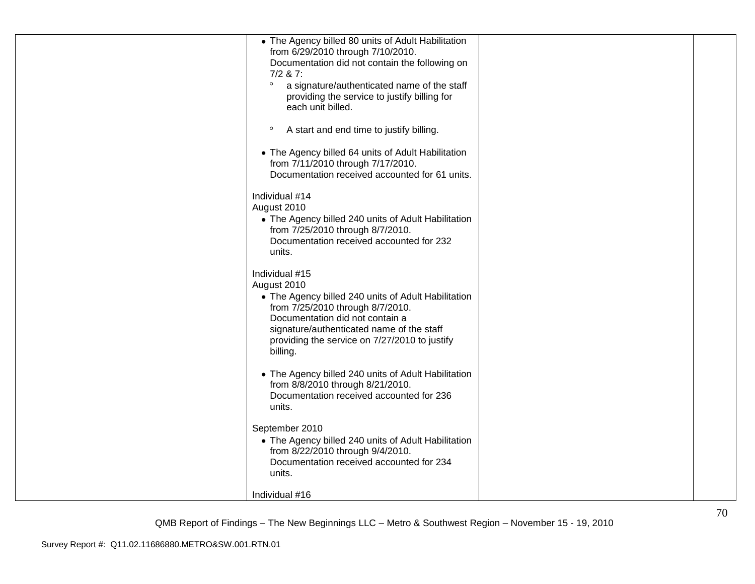| | | | |
|---|---|---|---|
| | • The Agency billed 80 units of Adult Habilitation from 6/29/2010 through 7/10/2010. Documentation did not contain the following on 7/2 & 7:<br>  ° a signature/authenticated name of the staff providing the service to justify billing for each unit billed.<br>  ° A start and end time to justify billing.<br><br>• The Agency billed 64 units of Adult Habilitation from 7/11/2010 through 7/17/2010. Documentation received accounted for 61 units.<br><br>Individual #14<br>August 2010<br>• The Agency billed 240 units of Adult Habilitation from 7/25/2010 through 8/7/2010. Documentation received accounted for 232 units.<br><br>Individual #15<br>August 2010<br>• The Agency billed 240 units of Adult Habilitation from 7/25/2010 through 8/7/2010. Documentation did not contain a signature/authenticated name of the staff providing the service on 7/27/2010 to justify billing.<br><br>• The Agency billed 240 units of Adult Habilitation from 8/8/2010 through 8/21/2010. Documentation received accounted for 236 units.<br><br>September 2010<br>• The Agency billed 240 units of Adult Habilitation from 8/22/2010 through 9/4/2010. Documentation received accounted for 234 units.<br><br>Individual #16 | | |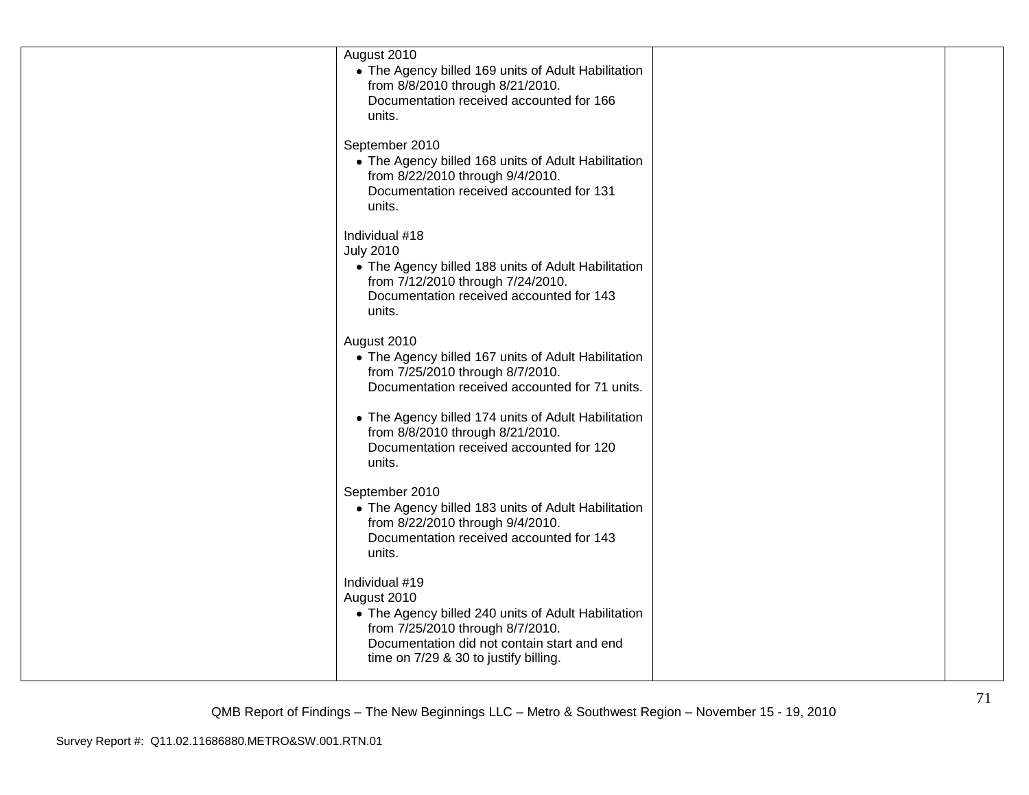| | | | |
|---|---|---|---|
| | August 2010<br>• The Agency billed 169 units of Adult Habilitation from 8/8/2010 through 8/21/2010. Documentation received accounted for 166 units.<br><br>September 2010<br>• The Agency billed 168 units of Adult Habilitation from 8/22/2010 through 9/4/2010. Documentation received accounted for 131 units.<br><br>Individual #18<br>July 2010<br>• The Agency billed 188 units of Adult Habilitation from 7/12/2010 through 7/24/2010. Documentation received accounted for 143 units.<br><br>August 2010<br>• The Agency billed 167 units of Adult Habilitation from 7/25/2010 through 8/7/2010. Documentation received accounted for 71 units.<br><br>• The Agency billed 174 units of Adult Habilitation from 8/8/2010 through 8/21/2010. Documentation received accounted for 120 units.<br><br>September 2010<br>• The Agency billed 183 units of Adult Habilitation from 8/22/2010 through 9/4/2010. Documentation received accounted for 143 units.<br><br>Individual #19<br>August 2010<br>• The Agency billed 240 units of Adult Habilitation from 7/25/2010 through 8/7/2010. Documentation did not contain start and end time on 7/29 & 30 to justify billing. | | |

QMB Report of Findings – The New Beginnings LLC – Metro & Southwest Region – November 15 - 19, 2010

Survey Report #: Q11.02.11686880.METRO&SW.001.RTN.01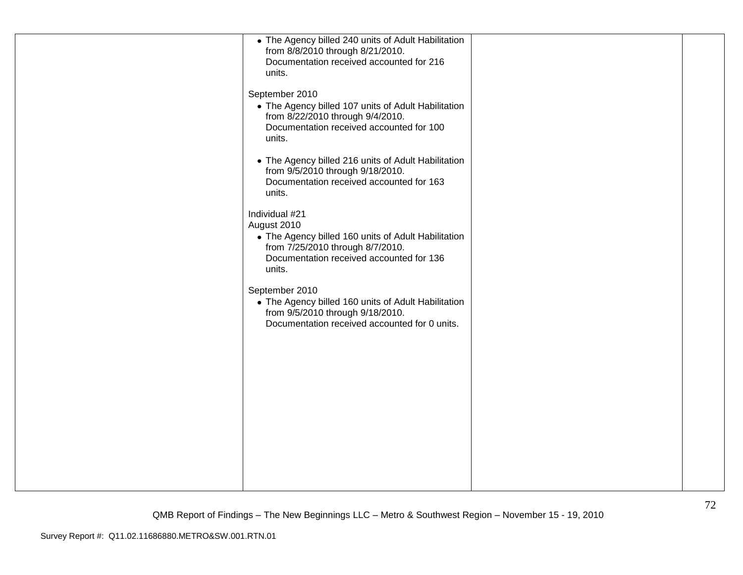| | | | |
|---|---|---|---|
| | • The Agency billed 240 units of Adult Habilitation from 8/8/2010 through 8/21/2010. Documentation received accounted for 216 units.<br><br>September 2010<br>• The Agency billed 107 units of Adult Habilitation from 8/22/2010 through 9/4/2010. Documentation received accounted for 100 units.<br><br>• The Agency billed 216 units of Adult Habilitation from 9/5/2010 through 9/18/2010. Documentation received accounted for 163 units.<br><br>Individual #21<br>August 2010<br>• The Agency billed 160 units of Adult Habilitation from 7/25/2010 through 8/7/2010. Documentation received accounted for 136 units.<br><br>September 2010<br>• The Agency billed 160 units of Adult Habilitation from 9/5/2010 through 9/18/2010. Documentation received accounted for 0 units. | | |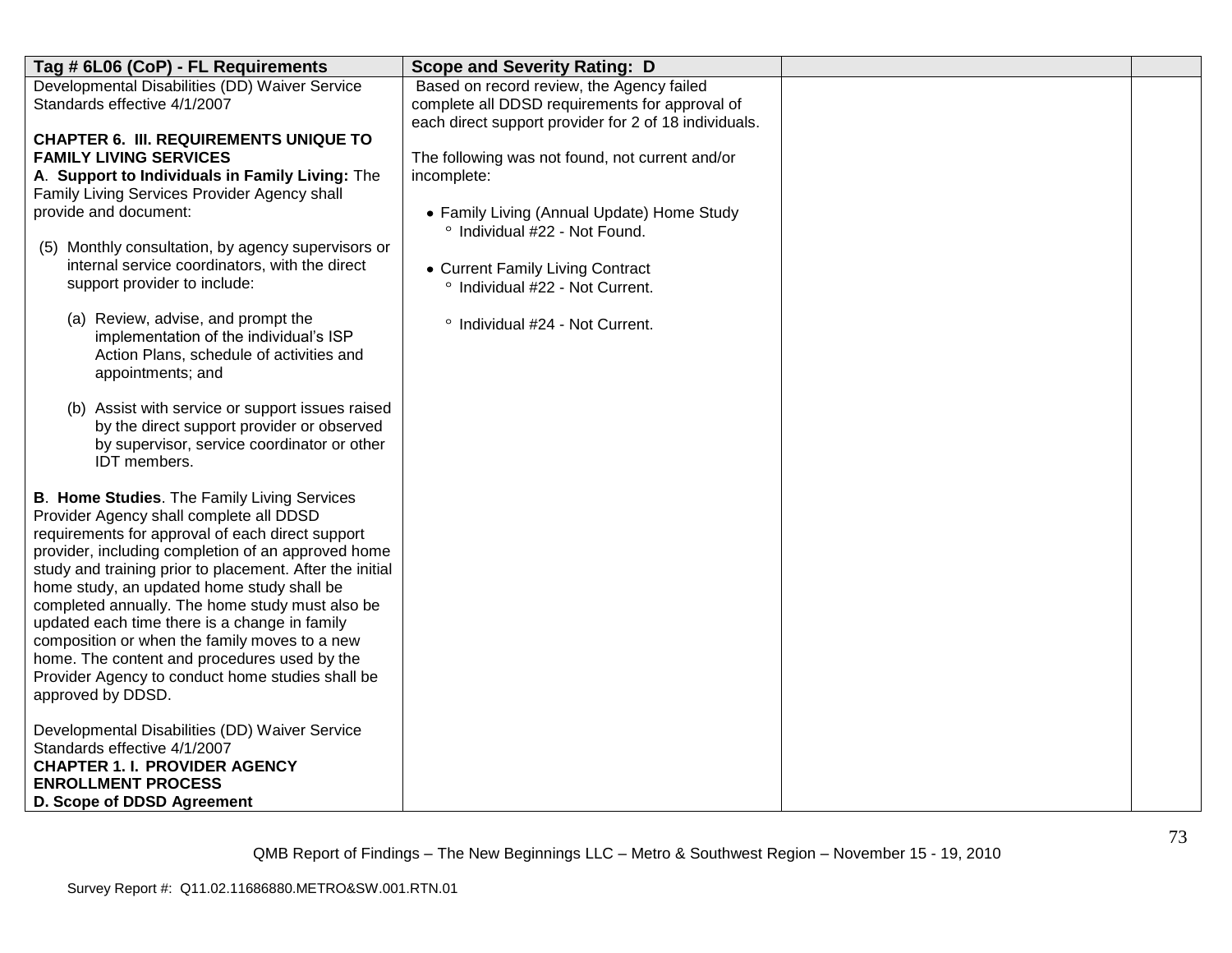| Tag # 6L06 (CoP) - FL Requirements | Scope and Severity Rating: D | | |
|---|---|---|---|
| Developmental Disabilities (DD) Waiver Service Standards effective 4/1/2007<br><br>**CHAPTER 6. III. REQUIREMENTS UNIQUE TO FAMILY LIVING SERVICES**<br>**A**. **Support to Individuals in Family Living:** The Family Living Services Provider Agency shall provide and document:<br><br>(5) Monthly consultation, by agency supervisors or internal service coordinators, with the direct support provider to include:<br><br>(a) Review, advise, and prompt the implementation of the individual's ISP Action Plans, schedule of activities and appointments; and<br><br>(b) Assist with service or support issues raised by the direct support provider or observed by supervisor, service coordinator or other IDT members.<br><br>**B**. **Home Studies**. The Family Living Services Provider Agency shall complete all DDSD requirements for approval of each direct support provider, including completion of an approved home study and training prior to placement. After the initial home study, an updated home study shall be completed annually. The home study must also be updated each time there is a change in family composition or when the family moves to a new home. The content and procedures used by the Provider Agency to conduct home studies shall be approved by DDSD.<br><br>Developmental Disabilities (DD) Waiver Service Standards effective 4/1/2007<br>**CHAPTER 1. I. PROVIDER AGENCY ENROLLMENT PROCESS**<br>**D. Scope of DDSD Agreement** | Based on record review, the Agency failed complete all DDSD requirements for approval of each direct support provider for 2 of 18 individuals.<br><br>The following was not found, not current and/or incomplete:<br><br>• Family Living (Annual Update) Home Study<br>  ° Individual #22 - Not Found.<br><br>• Current Family Living Contract<br>  ° Individual #22 - Not Current.<br><br>  ° Individual #24 - Not Current. | | |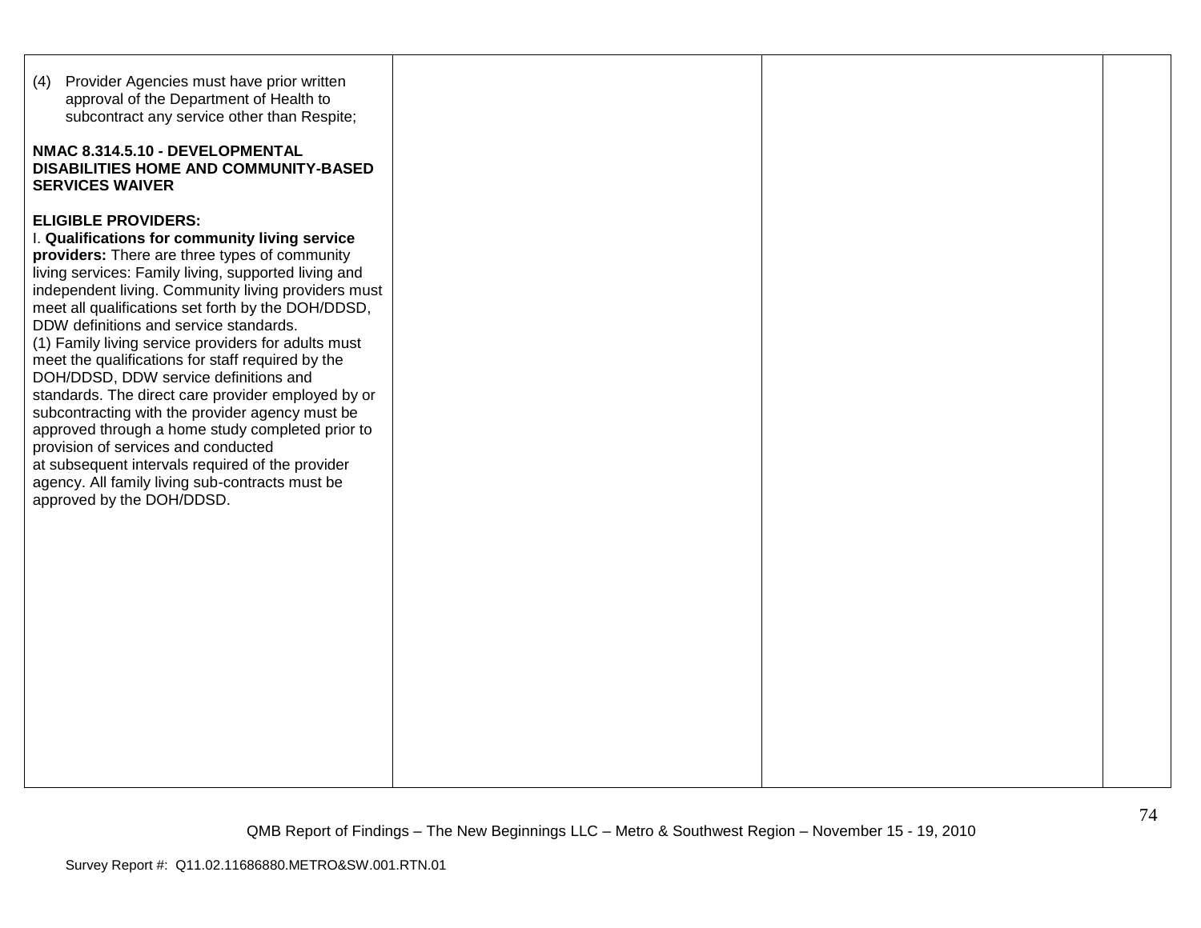| | | | |
|---|---|---|---|
| (4) Provider Agencies must have prior written approval of the Department of Health to subcontract any service other than Respite;<br><br>**NMAC 8.314.5.10 - DEVELOPMENTAL DISABILITIES HOME AND COMMUNITY-BASED SERVICES WAIVER**<br><br>**ELIGIBLE PROVIDERS:**<br>I. **Qualifications for community living service providers:** There are three types of community living services: Family living, supported living and independent living. Community living providers must meet all qualifications set forth by the DOH/DDSD, DDW definitions and service standards.<br>(1) Family living service providers for adults must meet the qualifications for staff required by the DOH/DDSD, DDW service definitions and standards. The direct care provider employed by or subcontracting with the provider agency must be approved through a home study completed prior to provision of services and conducted at subsequent intervals required of the provider agency. All family living sub-contracts must be approved by the DOH/DDSD. | | | |

QMB Report of Findings – The New Beginnings LLC – Metro & Southwest Region – November 15 - 19, 2010

Survey Report #: Q11.02.11686880.METRO&SW.001.RTN.01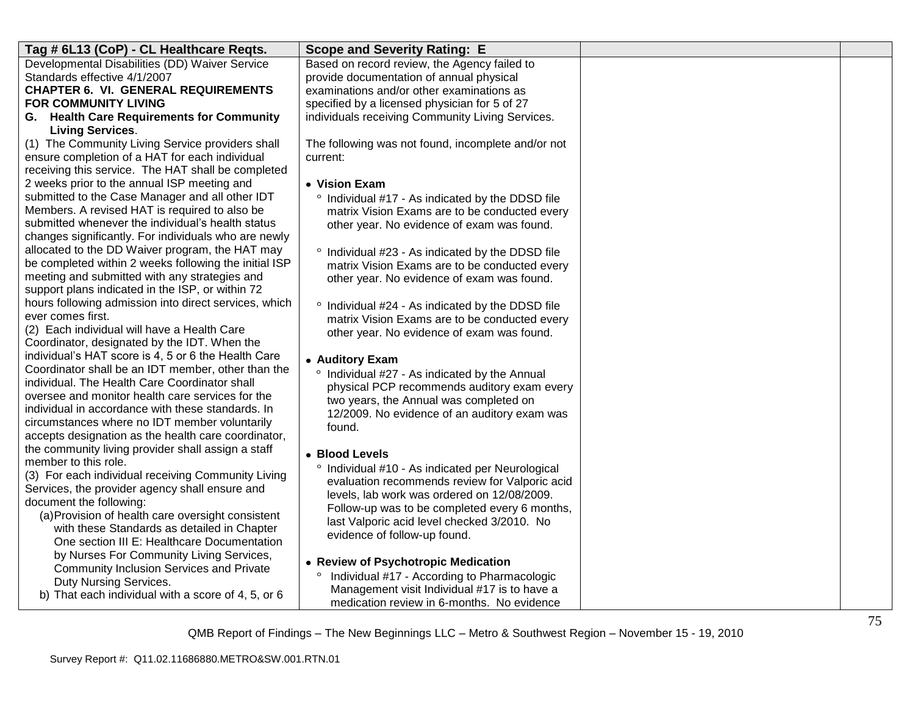| Tag # 6L13 (CoP) - CL Healthcare Reqts. | Scope and Severity Rating: E | | |
|---|---|---|---|
| Developmental Disabilities (DD) Waiver Service Standards effective 4/1/2007<br>**CHAPTER 6. VI. GENERAL REQUIREMENTS FOR COMMUNITY LIVING**<br>**G. Health Care Requirements for Community Living Services**.<br>(1) The Community Living Service providers shall ensure completion of a HAT for each individual receiving this service. The HAT shall be completed 2 weeks prior to the annual ISP meeting and submitted to the Case Manager and all other IDT Members. A revised HAT is required to also be submitted whenever the individual's health status changes significantly. For individuals who are newly allocated to the DD Waiver program, the HAT may be completed within 2 weeks following the initial ISP meeting and submitted with any strategies and support plans indicated in the ISP, or within 72 hours following admission into direct services, which ever comes first.<br>(2) Each individual will have a Health Care Coordinator, designated by the IDT. When the individual's HAT score is 4, 5 or 6 the Health Care Coordinator shall be an IDT member, other than the individual. The Health Care Coordinator shall oversee and monitor health care services for the individual in accordance with these standards. In circumstances where no IDT member voluntarily accepts designation as the health care coordinator, the community living provider shall assign a staff member to this role.<br>(3) For each individual receiving Community Living Services, the provider agency shall ensure and document the following:<br>(a) Provision of health care oversight consistent with these Standards as detailed in Chapter One section III E: Healthcare Documentation by Nurses For Community Living Services, Community Inclusion Services and Private Duty Nursing Services.<br>b) That each individual with a score of 4, 5, or 6 | Based on record review, the Agency failed to provide documentation of annual physical examinations and/or other examinations as specified by a licensed physician for 5 of 27 individuals receiving Community Living Services.<br><br>The following was not found, incomplete and/or not current:<br><br>• **Vision Exam**<br>° Individual #17 - As indicated by the DDSD file matrix Vision Exams are to be conducted every other year. No evidence of exam was found.<br><br>° Individual #23 - As indicated by the DDSD file matrix Vision Exams are to be conducted every other year. No evidence of exam was found.<br><br>° Individual #24 - As indicated by the DDSD file matrix Vision Exams are to be conducted every other year. No evidence of exam was found.<br><br>• **Auditory Exam**<br>° Individual #27 - As indicated by the Annual physical PCP recommends auditory exam every two years, the Annual was completed on 12/2009. No evidence of an auditory exam was found.<br><br>• **Blood Levels**<br>° Individual #10 - As indicated per Neurological evaluation recommends review for Valporic acid levels, lab work was ordered on 12/08/2009. Follow-up was to be completed every 6 months, last Valporic acid level checked 3/2010. No evidence of follow-up found.<br><br>• **Review of Psychotropic Medication**<br>° Individual #17 - According to Pharmacologic Management visit Individual #17 is to have a medication review in 6-months. No evidence | | |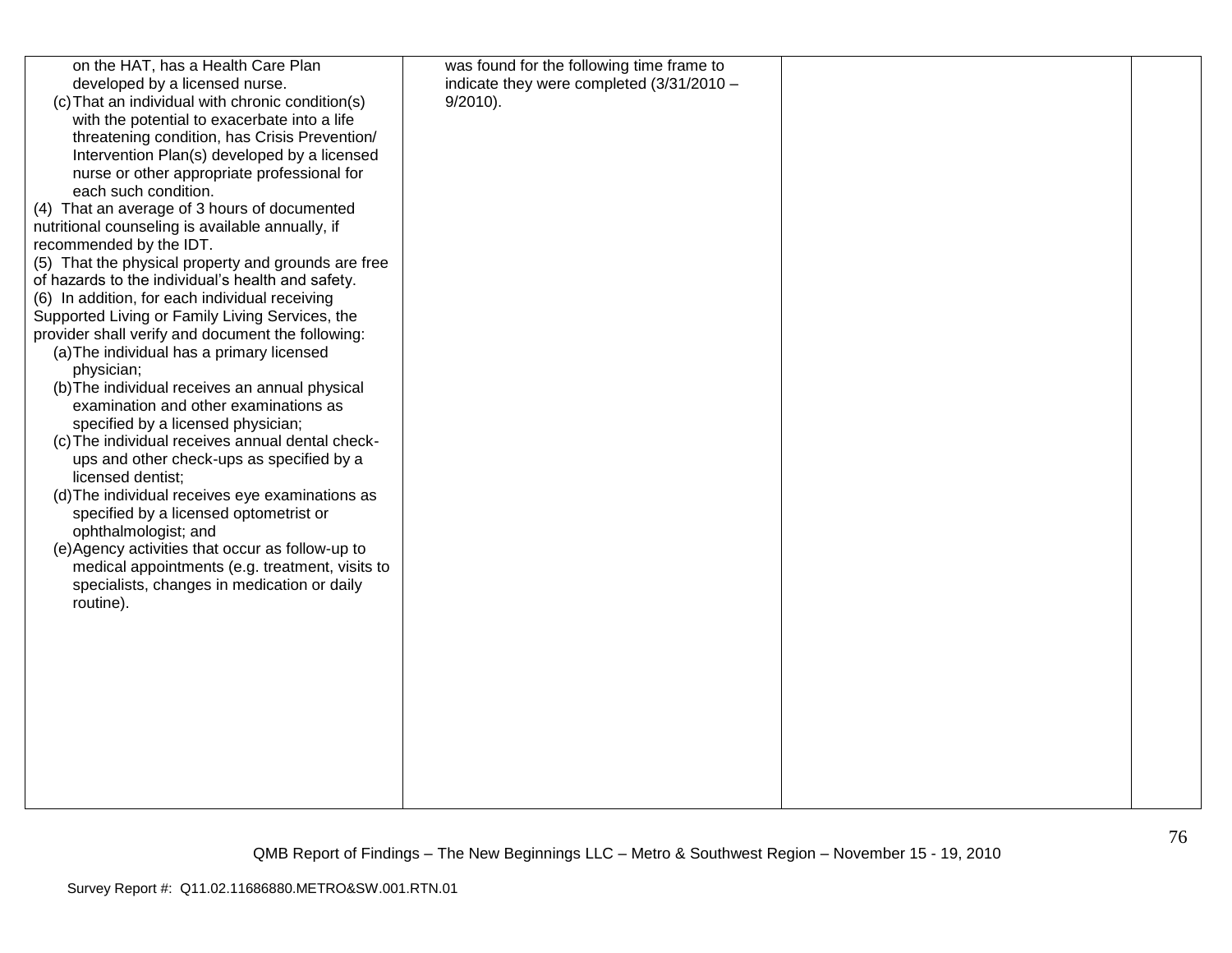| | | | |
|---|---|---|---|
| on the HAT, has a Health Care Plan developed by a licensed nurse.<br>(c) That an individual with chronic condition(s) with the potential to exacerbate into a life threatening condition, has Crisis Prevention/ Intervention Plan(s) developed by a licensed nurse or other appropriate professional for each such condition.<br>(4) That an average of 3 hours of documented nutritional counseling is available annually, if recommended by the IDT.<br>(5) That the physical property and grounds are free of hazards to the individual's health and safety.<br>(6) In addition, for each individual receiving Supported Living or Family Living Services, the provider shall verify and document the following:<br>(a) The individual has a primary licensed physician;<br>(b) The individual receives an annual physical examination and other examinations as specified by a licensed physician;<br>(c) The individual receives annual dental check-ups and other check-ups as specified by a licensed dentist;<br>(d) The individual receives eye examinations as specified by a licensed optometrist or ophthalmologist; and<br>(e) Agency activities that occur as follow-up to medical appointments (e.g. treatment, visits to specialists, changes in medication or daily routine). | was found for the following time frame to indicate they were completed (3/31/2010 – 9/2010). | | |

QMB Report of Findings – The New Beginnings LLC – Metro & Southwest Region – November 15 - 19, 2010

Survey Report #: Q11.02.11686880.METRO&SW.001.RTN.01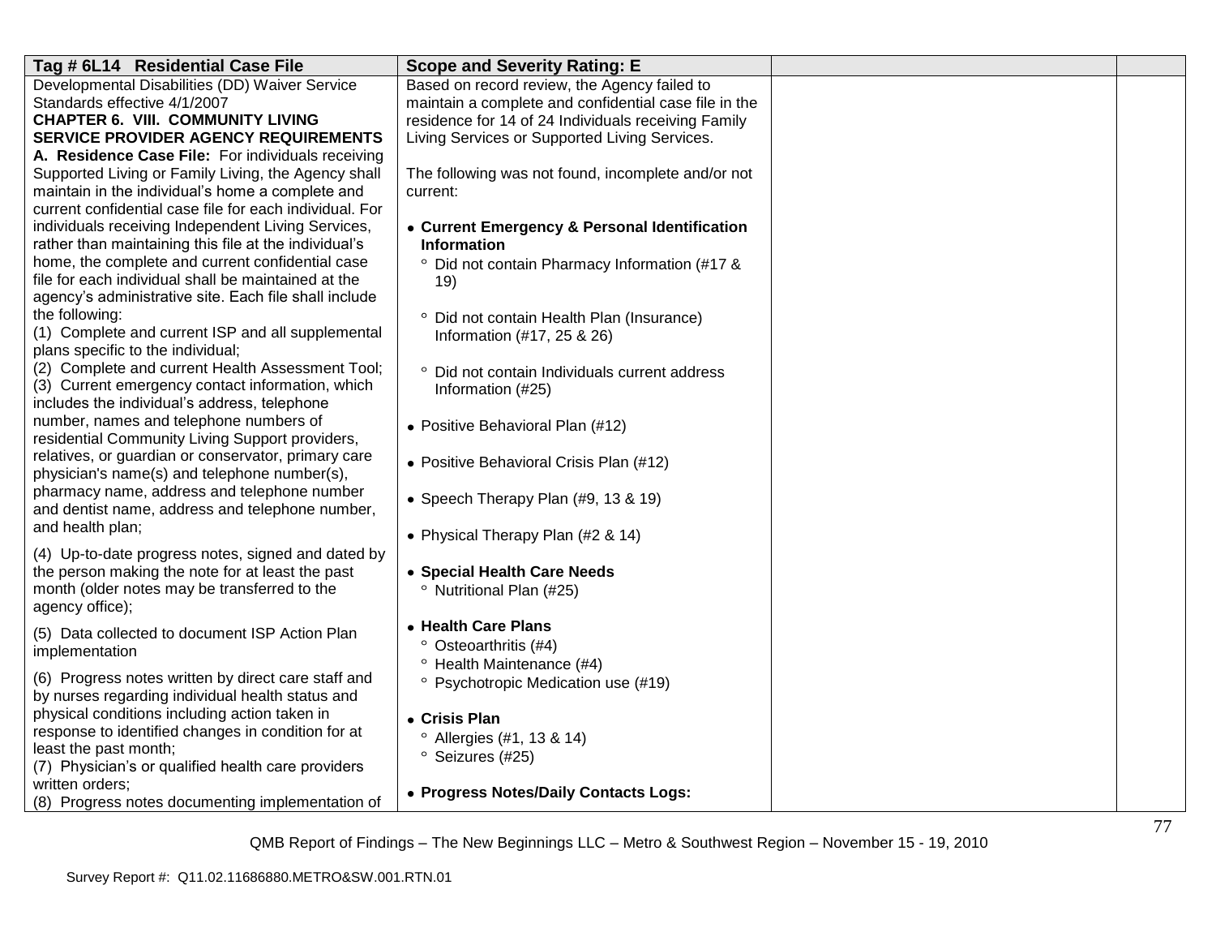| Tag # 6L14 Residential Case File | Scope and Severity Rating: E | | |
|---|---|---|---|
| Developmental Disabilities (DD) Waiver Service Standards effective 4/1/2007<br>**CHAPTER 6. VIII. COMMUNITY LIVING SERVICE PROVIDER AGENCY REQUIREMENTS**<br>**A. Residence Case File:** For individuals receiving Supported Living or Family Living, the Agency shall maintain in the individual's home a complete and current confidential case file for each individual. For individuals receiving Independent Living Services, rather than maintaining this file at the individual's home, the complete and current confidential case file for each individual shall be maintained at the agency's administrative site. Each file shall include the following:<br>(1) Complete and current ISP and all supplemental plans specific to the individual;<br>(2) Complete and current Health Assessment Tool;<br>(3) Current emergency contact information, which includes the individual's address, telephone number, names and telephone numbers of residential Community Living Support providers, relatives, or guardian or conservator, primary care physician's name(s) and telephone number(s), pharmacy name, address and telephone number and dentist name, address and telephone number, and health plan;<br>(4) Up-to-date progress notes, signed and dated by the person making the note for at least the past month (older notes may be transferred to the agency office);<br>(5) Data collected to document ISP Action Plan implementation<br>(6) Progress notes written by direct care staff and by nurses regarding individual health status and physical conditions including action taken in response to identified changes in condition for at least the past month;<br>(7) Physician's or qualified health care providers written orders;<br>(8) Progress notes documenting implementation of | Based on record review, the Agency failed to maintain a complete and confidential case file in the residence for 14 of 24 Individuals receiving Family Living Services or Supported Living Services.<br><br>The following was not found, incomplete and/or not current:<br><br>• **Current Emergency & Personal Identification Information**<br>° Did not contain Pharmacy Information (#17 & 19)<br>° Did not contain Health Plan (Insurance) Information (#17, 25 & 26)<br>° Did not contain Individuals current address Information (#25)<br><br>• Positive Behavioral Plan (#12)<br><br>• Positive Behavioral Crisis Plan (#12)<br><br>• Speech Therapy Plan (#9, 13 & 19)<br><br>• Physical Therapy Plan (#2 & 14)<br><br>• **Special Health Care Needs**<br>° Nutritional Plan (#25)<br><br>• **Health Care Plans**<br>° Osteoarthritis (#4)<br>° Health Maintenance (#4)<br>° Psychotropic Medication use (#19)<br><br>• **Crisis Plan**<br>° Allergies (#1, 13 & 14)<br>° Seizures (#25)<br><br>• **Progress Notes/Daily Contacts Logs:** | | |

QMB Report of Findings – The New Beginnings LLC – Metro & Southwest Region – November 15 - 19, 2010

Survey Report #: Q11.02.11686880.METRO&SW.001.RTN.01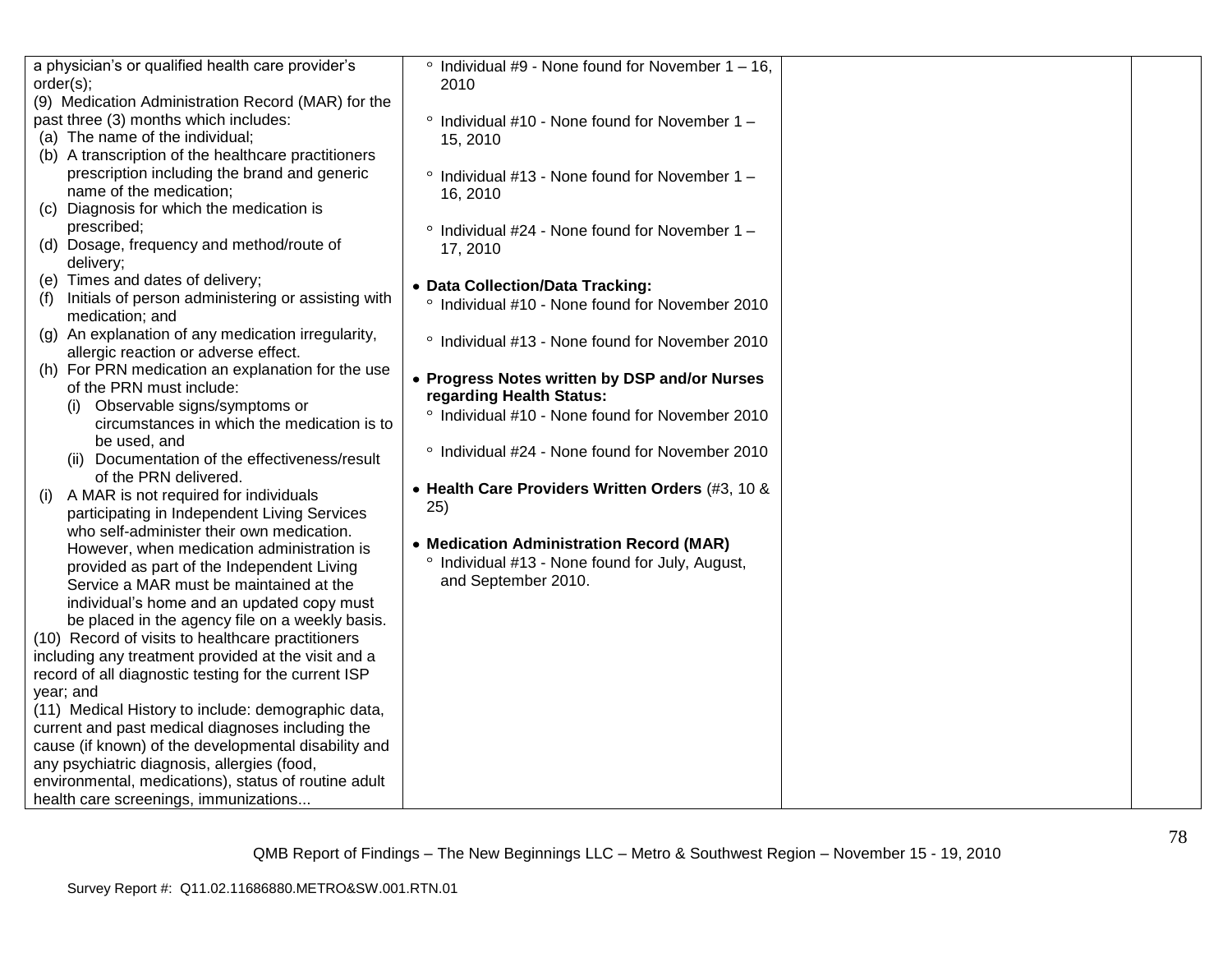| | | | |
|---|---|---|---|
| a physician's or qualified health care provider's order(s);<br>(9) Medication Administration Record (MAR) for the past three (3) months which includes:<br>(a) The name of the individual;<br>(b) A transcription of the healthcare practitioners prescription including the brand and generic name of the medication;<br>(c) Diagnosis for which the medication is prescribed;<br>(d) Dosage, frequency and method/route of delivery;<br>(e) Times and dates of delivery;<br>(f) Initials of person administering or assisting with medication; and<br>(g) An explanation of any medication irregularity, allergic reaction or adverse effect.<br>(h) For PRN medication an explanation for the use of the PRN must include:<br>(i) Observable signs/symptoms or circumstances in which the medication is to be used, and<br>(ii) Documentation of the effectiveness/result of the PRN delivered.<br>(i) A MAR is not required for individuals participating in Independent Living Services who self-administer their own medication. However, when medication administration is provided as part of the Independent Living Service a MAR must be maintained at the individual's home and an updated copy must be placed in the agency file on a weekly basis.<br>(10) Record of visits to healthcare practitioners including any treatment provided at the visit and a record of all diagnostic testing for the current ISP year; and<br>(11) Medical History to include: demographic data, current and past medical diagnoses including the cause (if known) of the developmental disability and any psychiatric diagnosis, allergies (food, environmental, medications), status of routine adult health care screenings, immunizations... | ° Individual #9 - None found for November 1 – 16, 2010<br><br>° Individual #10 - None found for November 1 – 15, 2010<br><br>° Individual #13 - None found for November 1 – 16, 2010<br><br>° Individual #24 - None found for November 1 – 17, 2010<br><br>• **Data Collection/Data Tracking:**<br>° Individual #10 - None found for November 2010<br><br>° Individual #13 - None found for November 2010<br><br>• **Progress Notes written by DSP and/or Nurses regarding Health Status:**<br>° Individual #10 - None found for November 2010<br><br>° Individual #24 - None found for November 2010<br><br>• **Health Care Providers Written Orders** (#3, 10 & 25)<br><br>• **Medication Administration Record (MAR)**<br>° Individual #13 - None found for July, August, and September 2010. | | |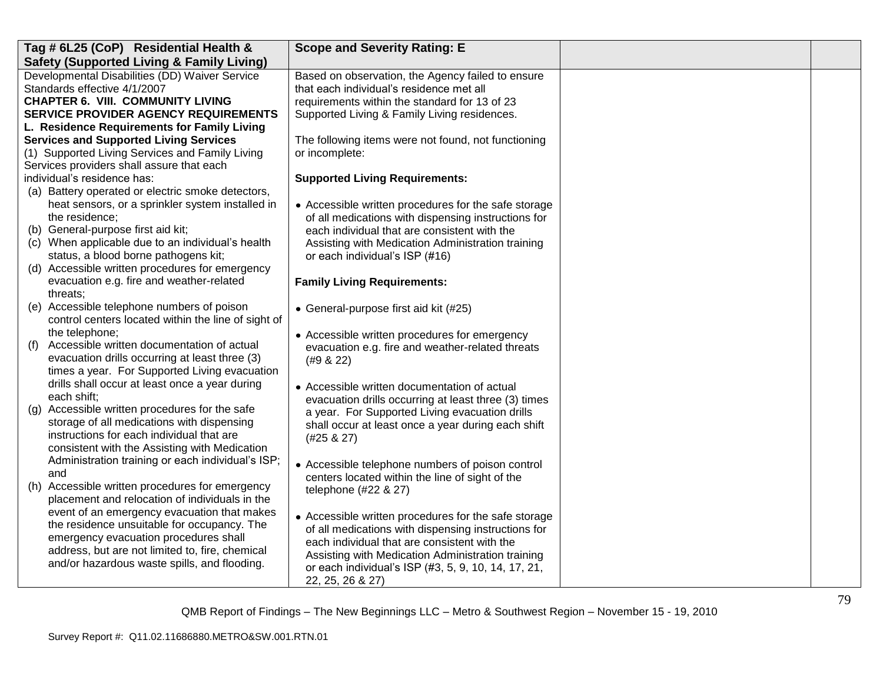| Tag # 6L25 (CoP) Residential Health & Safety (Supported Living & Family Living) | Scope and Severity Rating: E | | |
|---|---|---|---|
| Developmental Disabilities (DD) Waiver Service Standards effective 4/1/2007<br>**CHAPTER 6. VIII. COMMUNITY LIVING SERVICE PROVIDER AGENCY REQUIREMENTS**<br>**L. Residence Requirements for Family Living Services and Supported Living Services**<br>(1) Supported Living Services and Family Living Services providers shall assure that each individual's residence has:<br>(a) Battery operated or electric smoke detectors, heat sensors, or a sprinkler system installed in the residence;<br>(b) General-purpose first aid kit;<br>(c) When applicable due to an individual's health status, a blood borne pathogens kit;<br>(d) Accessible written procedures for emergency evacuation e.g. fire and weather-related threats;<br>(e) Accessible telephone numbers of poison control centers located within the line of sight of the telephone;<br>(f) Accessible written documentation of actual evacuation drills occurring at least three (3) times a year. For Supported Living evacuation drills shall occur at least once a year during each shift;<br>(g) Accessible written procedures for the safe storage of all medications with dispensing instructions for each individual that are consistent with the Assisting with Medication Administration training or each individual's ISP; and<br>(h) Accessible written procedures for emergency placement and relocation of individuals in the event of an emergency evacuation that makes the residence unsuitable for occupancy. The emergency evacuation procedures shall address, but are not limited to, fire, chemical and/or hazardous waste spills, and flooding. | Based on observation, the Agency failed to ensure that each individual's residence met all requirements within the standard for 13 of 23 Supported Living & Family Living residences.<br><br>The following items were not found, not functioning or incomplete:<br><br>**Supported Living Requirements:**<br><br>• Accessible written procedures for the safe storage of all medications with dispensing instructions for each individual that are consistent with the Assisting with Medication Administration training or each individual's ISP (#16)<br><br>**Family Living Requirements:**<br><br>• General-purpose first aid kit (#25)<br><br>• Accessible written procedures for emergency evacuation e.g. fire and weather-related threats (#9 & 22)<br><br>• Accessible written documentation of actual evacuation drills occurring at least three (3) times a year. For Supported Living evacuation drills shall occur at least once a year during each shift (#25 & 27)<br><br>• Accessible telephone numbers of poison control centers located within the line of sight of the telephone (#22 & 27)<br><br>• Accessible written procedures for the safe storage of all medications with dispensing instructions for each individual that are consistent with the Assisting with Medication Administration training or each individual's ISP (#3, 5, 9, 10, 14, 17, 21, 22, 25, 26 & 27) | | |

QMB Report of Findings – The New Beginnings LLC – Metro & Southwest Region – November 15 - 19, 2010

Survey Report #: Q11.02.11686880.METRO&SW.001.RTN.01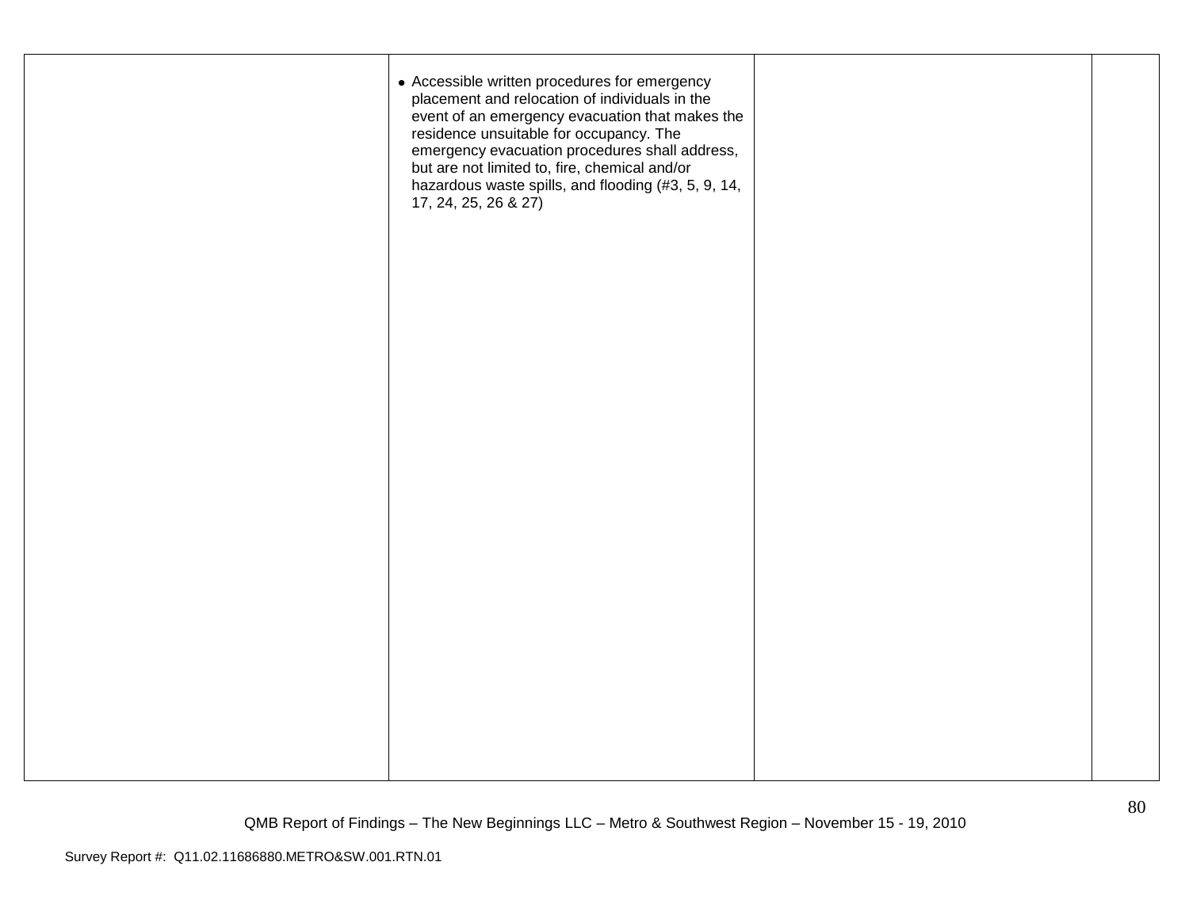|  |  |  |  |
|---|---|---|---|
|  | • Accessible written procedures for emergency placement and relocation of individuals in the event of an emergency evacuation that makes the residence unsuitable for occupancy. The emergency evacuation procedures shall address, but are not limited to, fire, chemical and/or hazardous waste spills, and flooding (#3, 5, 9, 14, 17, 24, 25, 26 & 27) |  |  |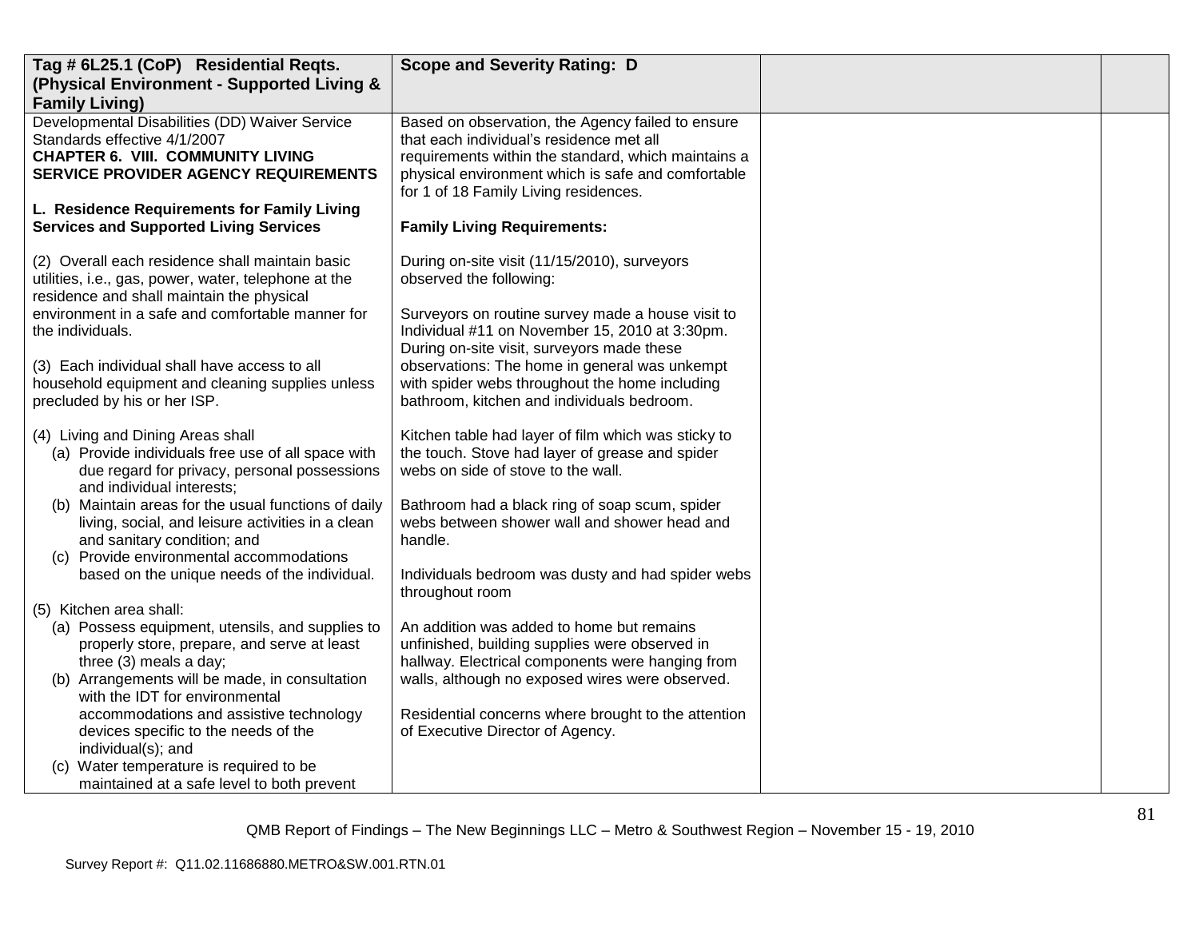| **Tag # 6L25.1 (CoP) Residential Reqts. (Physical Environment - Supported Living & Family Living)** | **Scope and Severity Rating: D** | | |
|---|---|---|---|
| Developmental Disabilities (DD) Waiver Service Standards effective 4/1/2007<br>**CHAPTER 6. VIII. COMMUNITY LIVING SERVICE PROVIDER AGENCY REQUIREMENTS**<br><br>**L. Residence Requirements for Family Living Services and Supported Living Services**<br><br>(2) Overall each residence shall maintain basic utilities, i.e., gas, power, water, telephone at the residence and shall maintain the physical environment in a safe and comfortable manner for the individuals.<br><br>(3) Each individual shall have access to all household equipment and cleaning supplies unless precluded by his or her ISP.<br><br>(4) Living and Dining Areas shall<br>(a) Provide individuals free use of all space with due regard for privacy, personal possessions and individual interests;<br>(b) Maintain areas for the usual functions of daily living, social, and leisure activities in a clean and sanitary condition; and<br>(c) Provide environmental accommodations based on the unique needs of the individual.<br><br>(5) Kitchen area shall:<br>(a) Possess equipment, utensils, and supplies to properly store, prepare, and serve at least three (3) meals a day;<br>(b) Arrangements will be made, in consultation with the IDT for environmental accommodations and assistive technology devices specific to the needs of the individual(s); and<br>(c) Water temperature is required to be maintained at a safe level to both prevent | Based on observation, the Agency failed to ensure that each individual's residence met all requirements within the standard, which maintains a physical environment which is safe and comfortable for 1 of 18 Family Living residences.<br><br>**Family Living Requirements:**<br><br>During on-site visit (11/15/2010), surveyors observed the following:<br><br>Surveyors on routine survey made a house visit to Individual #11 on November 15, 2010 at 3:30pm. During on-site visit, surveyors made these observations: The home in general was unkempt with spider webs throughout the home including bathroom, kitchen and individuals bedroom.<br><br>Kitchen table had layer of film which was sticky to the touch. Stove had layer of grease and spider webs on side of stove to the wall.<br><br>Bathroom had a black ring of soap scum, spider webs between shower wall and shower head and handle.<br><br>Individuals bedroom was dusty and had spider webs throughout room<br><br>An addition was added to home but remains unfinished, building supplies were observed in hallway. Electrical components were hanging from walls, although no exposed wires were observed.<br><br>Residential concerns where brought to the attention of Executive Director of Agency. | | |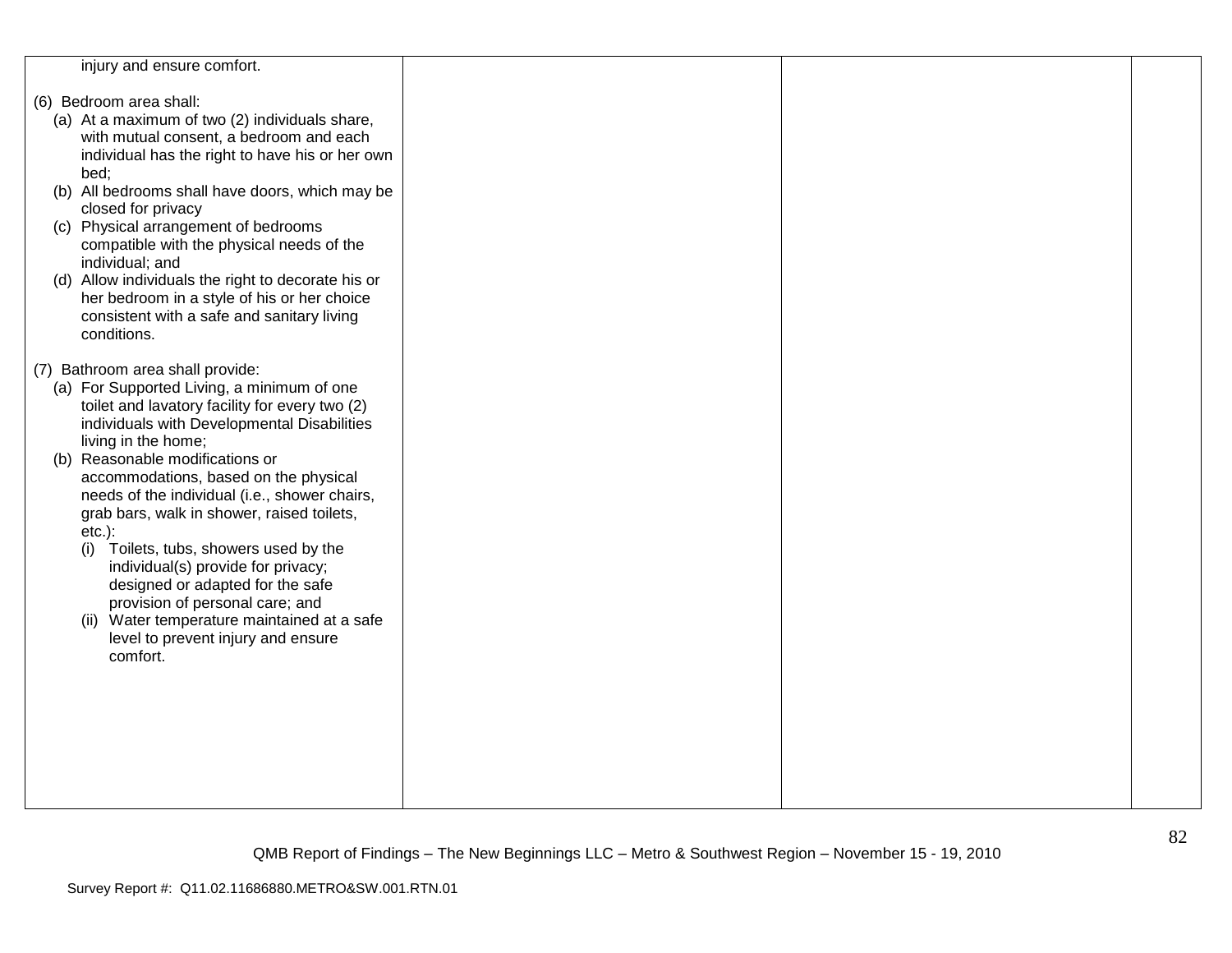| | | | |
|---|---|---|---|
| injury and ensure comfort.<br><br>(6) Bedroom area shall:<br>(a) At a maximum of two (2) individuals share, with mutual consent, a bedroom and each individual has the right to have his or her own bed;<br>(b) All bedrooms shall have doors, which may be closed for privacy<br>(c) Physical arrangement of bedrooms compatible with the physical needs of the individual; and<br>(d) Allow individuals the right to decorate his or her bedroom in a style of his or her choice consistent with a safe and sanitary living conditions.<br><br>(7) Bathroom area shall provide:<br>(a) For Supported Living, a minimum of one toilet and lavatory facility for every two (2) individuals with Developmental Disabilities living in the home;<br>(b) Reasonable modifications or accommodations, based on the physical needs of the individual (i.e., shower chairs, grab bars, walk in shower, raised toilets, etc.):<br>(i) Toilets, tubs, showers used by the individual(s) provide for privacy; designed or adapted for the safe provision of personal care; and<br>(ii) Water temperature maintained at a safe level to prevent injury and ensure comfort. | | | |

QMB Report of Findings – The New Beginnings LLC – Metro & Southwest Region – November 15 - 19, 2010

Survey Report #: Q11.02.11686880.METRO&SW.001.RTN.01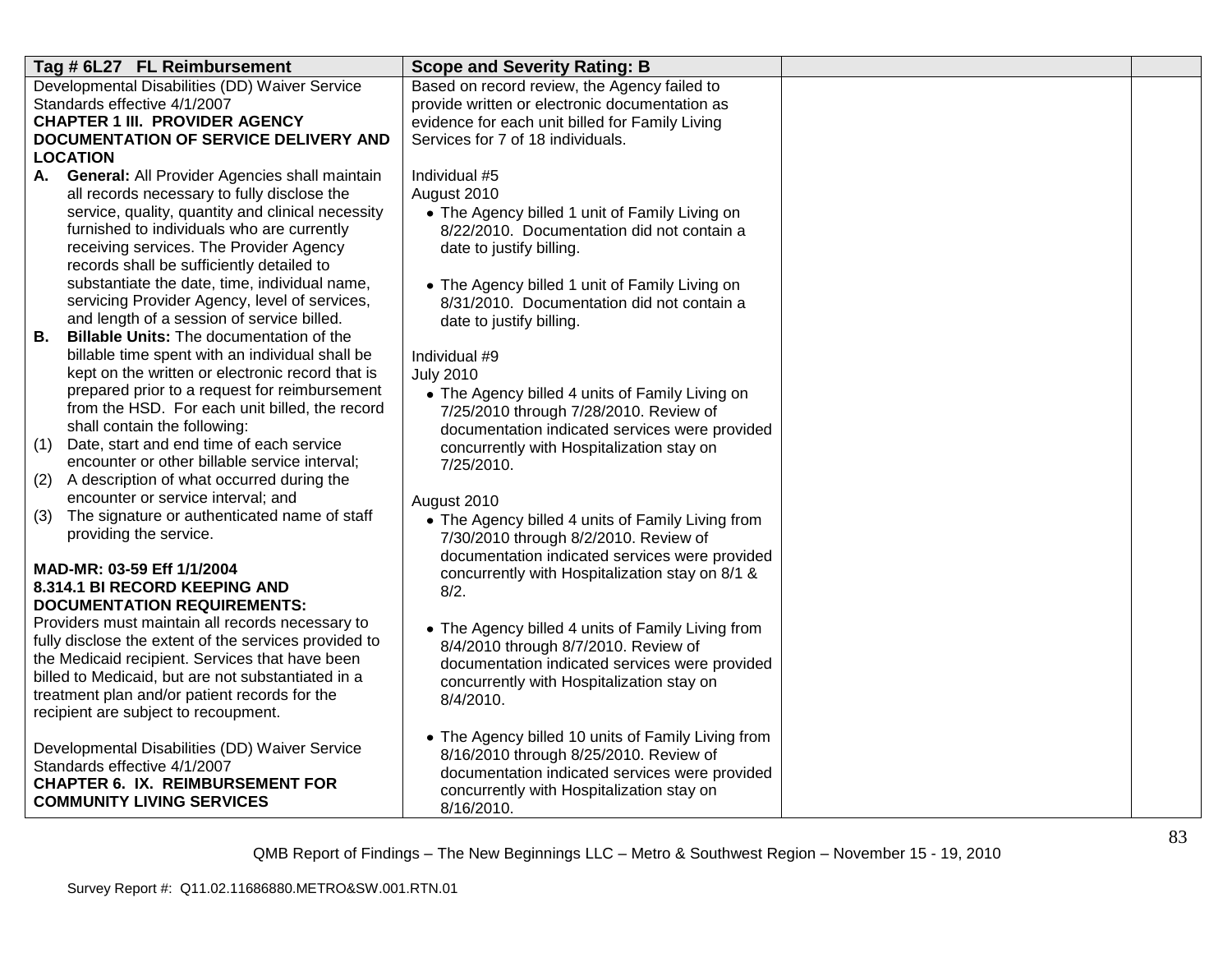| Tag # 6L27 FL Reimbursement | Scope and Severity Rating: B | | |
|---|---|---|---|
| Developmental Disabilities (DD) Waiver Service Standards effective 4/1/2007<br>**CHAPTER 1 III. PROVIDER AGENCY DOCUMENTATION OF SERVICE DELIVERY AND LOCATION**<br>**A. General:** All Provider Agencies shall maintain all records necessary to fully disclose the service, quality, quantity and clinical necessity furnished to individuals who are currently receiving services. The Provider Agency records shall be sufficiently detailed to substantiate the date, time, individual name, servicing Provider Agency, level of services, and length of a session of service billed.<br>**B. Billable Units:** The documentation of the billable time spent with an individual shall be kept on the written or electronic record that is prepared prior to a request for reimbursement from the HSD. For each unit billed, the record shall contain the following:<br>(1) Date, start and end time of each service encounter or other billable service interval;<br>(2) A description of what occurred during the encounter or service interval; and<br>(3) The signature or authenticated name of staff providing the service.<br><br>**MAD-MR: 03-59 Eff 1/1/2004**<br>**8.314.1 BI RECORD KEEPING AND DOCUMENTATION REQUIREMENTS:**<br>Providers must maintain all records necessary to fully disclose the extent of the services provided to the Medicaid recipient. Services that have been billed to Medicaid, but are not substantiated in a treatment plan and/or patient records for the recipient are subject to recoupment.<br><br>Developmental Disabilities (DD) Waiver Service Standards effective 4/1/2007<br>**CHAPTER 6. IX. REIMBURSEMENT FOR COMMUNITY LIVING SERVICES** | Based on record review, the Agency failed to provide written or electronic documentation as evidence for each unit billed for Family Living Services for 7 of 18 individuals.<br><br>Individual #5<br>August 2010<br>• The Agency billed 1 unit of Family Living on 8/22/2010. Documentation did not contain a date to justify billing.<br><br>• The Agency billed 1 unit of Family Living on 8/31/2010. Documentation did not contain a date to justify billing.<br><br>Individual #9<br>July 2010<br>• The Agency billed 4 units of Family Living on 7/25/2010 through 7/28/2010. Review of documentation indicated services were provided concurrently with Hospitalization stay on 7/25/2010.<br><br>August 2010<br>• The Agency billed 4 units of Family Living from 7/30/2010 through 8/2/2010. Review of documentation indicated services were provided concurrently with Hospitalization stay on 8/1 & 8/2.<br><br>• The Agency billed 4 units of Family Living from 8/4/2010 through 8/7/2010. Review of documentation indicated services were provided concurrently with Hospitalization stay on 8/4/2010.<br><br>• The Agency billed 10 units of Family Living from 8/16/2010 through 8/25/2010. Review of documentation indicated services were provided concurrently with Hospitalization stay on 8/16/2010. | | |

QMB Report of Findings – The New Beginnings LLC – Metro & Southwest Region – November 15 - 19, 2010

Survey Report #: Q11.02.11686880.METRO&SW.001.RTN.01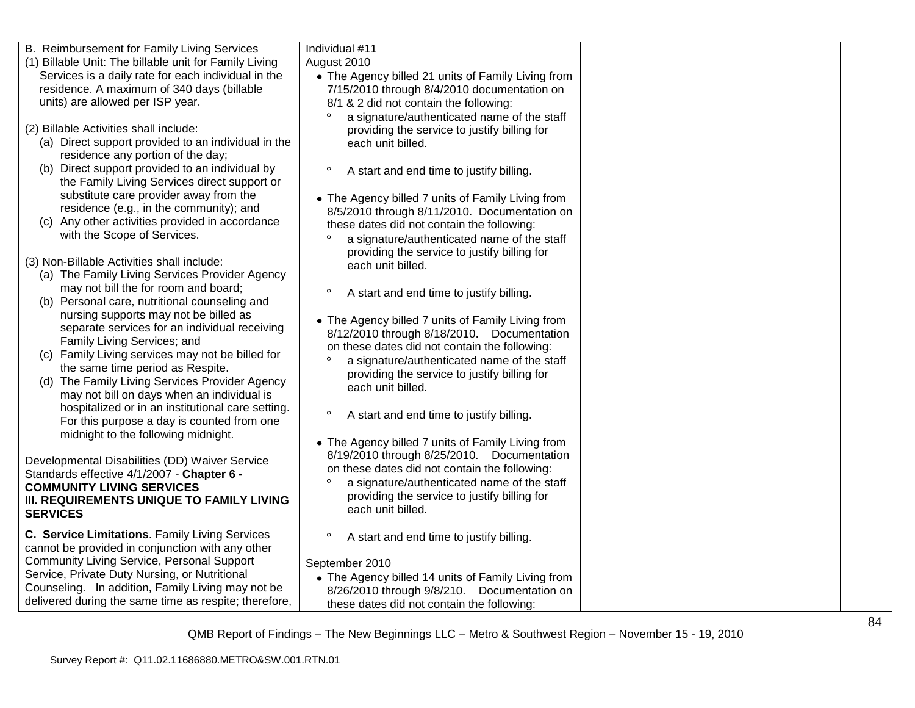| | | | |
|---|---|---|---|
| B. Reimbursement for Family Living Services<br>(1) Billable Unit: The billable unit for Family Living Services is a daily rate for each individual in the residence. A maximum of 340 days (billable units) are allowed per ISP year.<br><br>(2) Billable Activities shall include:<br>(a) Direct support provided to an individual in the residence any portion of the day;<br>(b) Direct support provided to an individual by the Family Living Services direct support or substitute care provider away from the residence (e.g., in the community); and<br>(c) Any other activities provided in accordance with the Scope of Services.<br><br>(3) Non-Billable Activities shall include:<br>(a) The Family Living Services Provider Agency may not bill the for room and board;<br>(b) Personal care, nutritional counseling and nursing supports may not be billed as separate services for an individual receiving Family Living Services; and<br>(c) Family Living services may not be billed for the same time period as Respite.<br>(d) The Family Living Services Provider Agency may not bill on days when an individual is hospitalized or in an institutional care setting. For this purpose a day is counted from one midnight to the following midnight.<br><br>Developmental Disabilities (DD) Waiver Service Standards effective 4/1/2007 - **Chapter 6 - COMMUNITY LIVING SERVICES III. REQUIREMENTS UNIQUE TO FAMILY LIVING SERVICES**<br><br>**C. Service Limitations**. Family Living Services cannot be provided in conjunction with any other Community Living Service, Personal Support Service, Private Duty Nursing, or Nutritional Counseling. In addition, Family Living may not be delivered during the same time as respite; therefore, | Individual #11<br>August 2010<br>• The Agency billed 21 units of Family Living from 7/15/2010 through 8/4/2010 documentation on 8/1 & 2 did not contain the following:<br>° a signature/authenticated name of the staff providing the service to justify billing for each unit billed.<br>° A start and end time to justify billing.<br><br>• The Agency billed 7 units of Family Living from 8/5/2010 through 8/11/2010. Documentation on these dates did not contain the following:<br>° a signature/authenticated name of the staff providing the service to justify billing for each unit billed.<br>° A start and end time to justify billing.<br><br>• The Agency billed 7 units of Family Living from 8/12/2010 through 8/18/2010. Documentation on these dates did not contain the following:<br>° a signature/authenticated name of the staff providing the service to justify billing for each unit billed.<br>° A start and end time to justify billing.<br><br>• The Agency billed 7 units of Family Living from 8/19/2010 through 8/25/2010. Documentation on these dates did not contain the following:<br>° a signature/authenticated name of the staff providing the service to justify billing for each unit billed.<br>° A start and end time to justify billing.<br><br>September 2010<br>• The Agency billed 14 units of Family Living from 8/26/2010 through 9/8/210. Documentation on these dates did not contain the following: | | |

QMB Report of Findings – The New Beginnings LLC – Metro & Southwest Region – November 15 - 19, 2010

Survey Report #: Q11.02.11686880.METRO&SW.001.RTN.01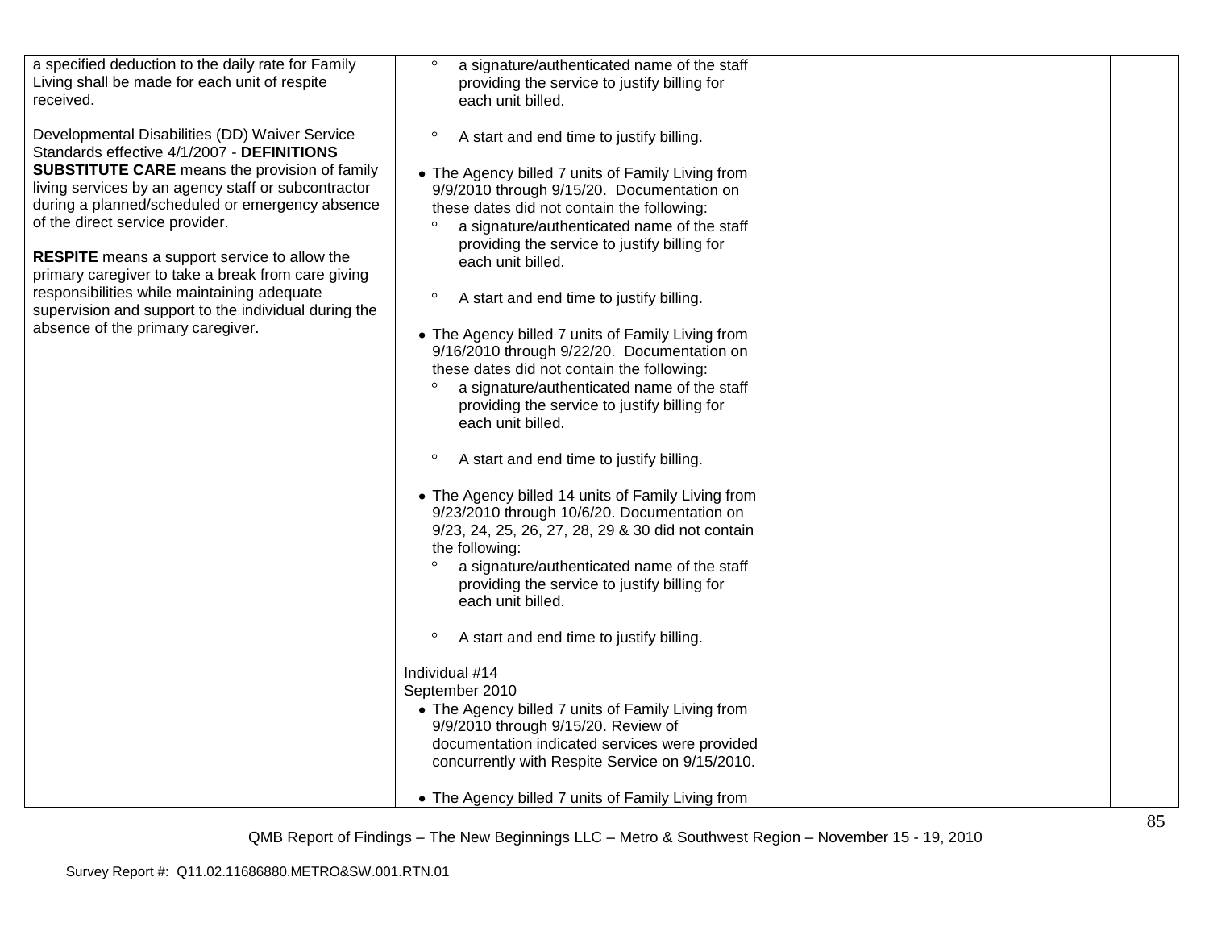| | | | |
|---|---|---|---|
| a specified deduction to the daily rate for Family Living shall be made for each unit of respite received.<br><br>Developmental Disabilities (DD) Waiver Service Standards effective 4/1/2007 - **DEFINITIONS SUBSTITUTE CARE** means the provision of family living services by an agency staff or subcontractor during a planned/scheduled or emergency absence of the direct service provider.<br><br>**RESPITE** means a support service to allow the primary caregiver to take a break from care giving responsibilities while maintaining adequate supervision and support to the individual during the absence of the primary caregiver. | ° a signature/authenticated name of the staff providing the service to justify billing for each unit billed.<br><br>° A start and end time to justify billing.<br><br>• The Agency billed 7 units of Family Living from 9/9/2010 through 9/15/20. Documentation on these dates did not contain the following:<br>° a signature/authenticated name of the staff providing the service to justify billing for each unit billed.<br><br>° A start and end time to justify billing.<br><br>• The Agency billed 7 units of Family Living from 9/16/2010 through 9/22/20. Documentation on these dates did not contain the following:<br>° a signature/authenticated name of the staff providing the service to justify billing for each unit billed.<br><br>° A start and end time to justify billing.<br><br>• The Agency billed 14 units of Family Living from 9/23/2010 through 10/6/20. Documentation on 9/23, 24, 25, 26, 27, 28, 29 & 30 did not contain the following:<br>° a signature/authenticated name of the staff providing the service to justify billing for each unit billed.<br><br>° A start and end time to justify billing.<br><br>Individual #14<br>September 2010<br>• The Agency billed 7 units of Family Living from 9/9/2010 through 9/15/20. Review of documentation indicated services were provided concurrently with Respite Service on 9/15/2010.<br><br>• The Agency billed 7 units of Family Living from | | |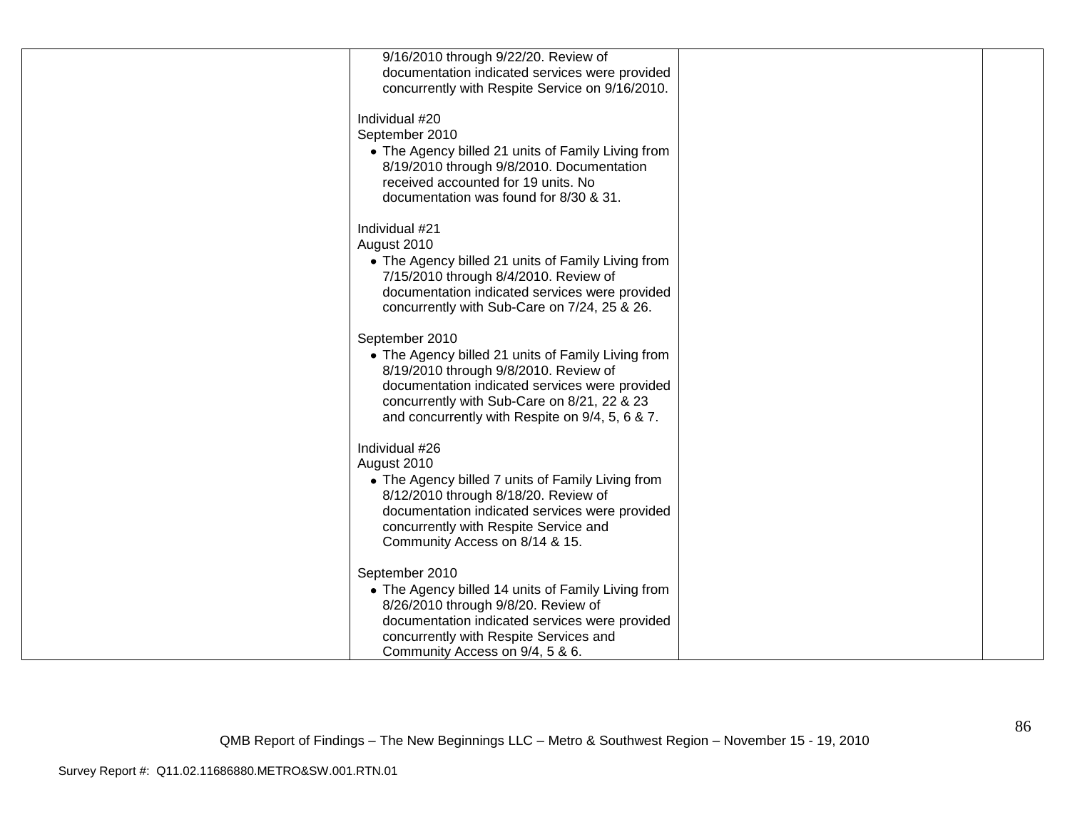| | | | |
|---|---|---|---|
| | 9/16/2010 through 9/22/20. Review of documentation indicated services were provided concurrently with Respite Service on 9/16/2010.<br><br>Individual #20<br>September 2010<br>• The Agency billed 21 units of Family Living from 8/19/2010 through 9/8/2010. Documentation received accounted for 19 units. No documentation was found for 8/30 & 31.<br><br>Individual #21<br>August 2010<br>• The Agency billed 21 units of Family Living from 7/15/2010 through 8/4/2010. Review of documentation indicated services were provided concurrently with Sub-Care on 7/24, 25 & 26.<br><br>September 2010<br>• The Agency billed 21 units of Family Living from 8/19/2010 through 9/8/2010. Review of documentation indicated services were provided concurrently with Sub-Care on 8/21, 22 & 23 and concurrently with Respite on 9/4, 5, 6 & 7.<br><br>Individual #26<br>August 2010<br>• The Agency billed 7 units of Family Living from 8/12/2010 through 8/18/20. Review of documentation indicated services were provided concurrently with Respite Service and Community Access on 8/14 & 15.<br><br>September 2010<br>• The Agency billed 14 units of Family Living from 8/26/2010 through 9/8/20. Review of documentation indicated services were provided concurrently with Respite Services and Community Access on 9/4, 5 & 6. | | |